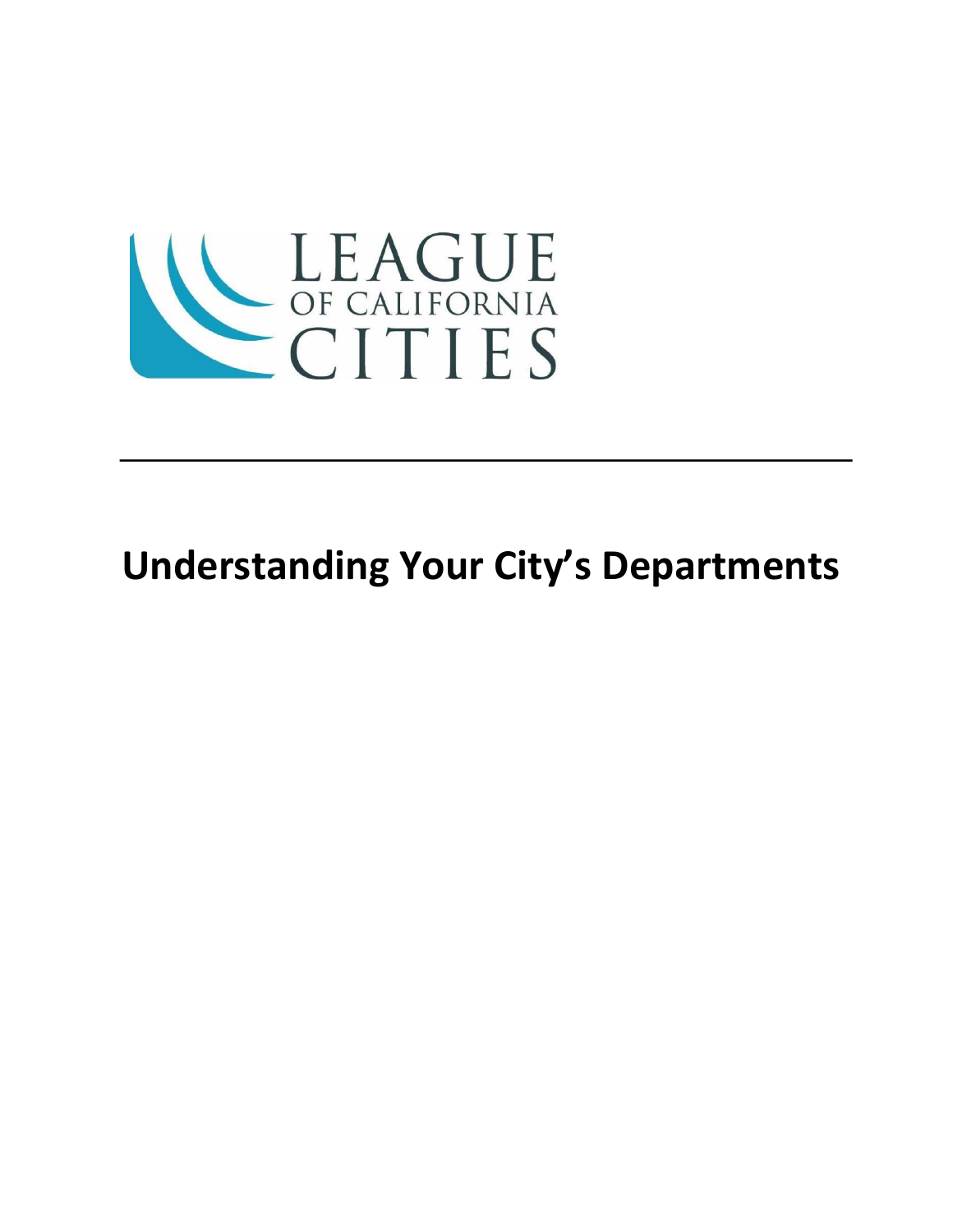LEAGUE OF CALIFORNIA CITIES

---

# Understanding Your City's Departments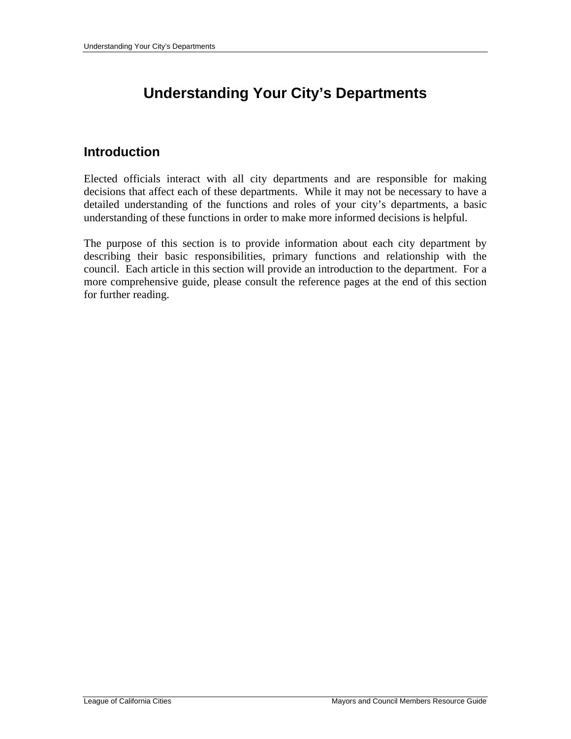# Understanding Your City's Departments

## Introduction

Elected officials interact with all city departments and are responsible for making decisions that affect each of these departments. While it may not be necessary to have a detailed understanding of the functions and roles of your city's departments, a basic understanding of these functions in order to make more informed decisions is helpful.

The purpose of this section is to provide information about each city department by describing their basic responsibilities, primary functions and relationship with the council. Each article in this section will provide an introduction to the department. For a more comprehensive guide, please consult the reference pages at the end of this section for further reading.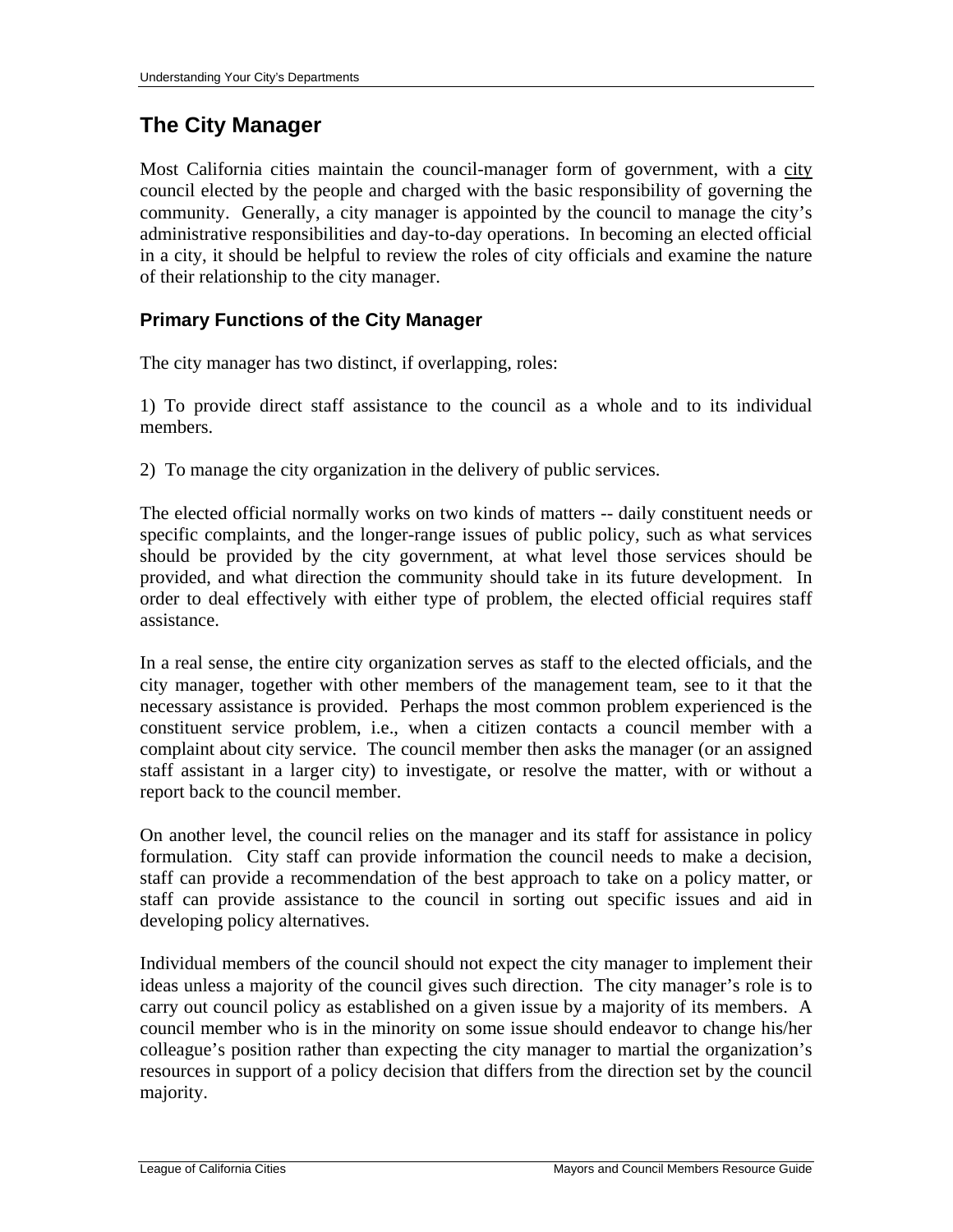# The City Manager

Most California cities maintain the council-manager form of government, with a city council elected by the people and charged with the basic responsibility of governing the community. Generally, a city manager is appointed by the council to manage the city's administrative responsibilities and day-to-day operations. In becoming an elected official in a city, it should be helpful to review the roles of city officials and examine the nature of their relationship to the city manager.

## Primary Functions of the City Manager

The city manager has two distinct, if overlapping, roles:

1) To provide direct staff assistance to the council as a whole and to its individual members.

2) To manage the city organization in the delivery of public services.

The elected official normally works on two kinds of matters -- daily constituent needs or specific complaints, and the longer-range issues of public policy, such as what services should be provided by the city government, at what level those services should be provided, and what direction the community should take in its future development. In order to deal effectively with either type of problem, the elected official requires staff assistance.

In a real sense, the entire city organization serves as staff to the elected officials, and the city manager, together with other members of the management team, see to it that the necessary assistance is provided. Perhaps the most common problem experienced is the constituent service problem, i.e., when a citizen contacts a council member with a complaint about city service. The council member then asks the manager (or an assigned staff assistant in a larger city) to investigate, or resolve the matter, with or without a report back to the council member.

On another level, the council relies on the manager and its staff for assistance in policy formulation. City staff can provide information the council needs to make a decision, staff can provide a recommendation of the best approach to take on a policy matter, or staff can provide assistance to the council in sorting out specific issues and aid in developing policy alternatives.

Individual members of the council should not expect the city manager to implement their ideas unless a majority of the council gives such direction. The city manager's role is to carry out council policy as established on a given issue by a majority of its members. A council member who is in the minority on some issue should endeavor to change his/her colleague's position rather than expecting the city manager to martial the organization's resources in support of a policy decision that differs from the direction set by the council majority.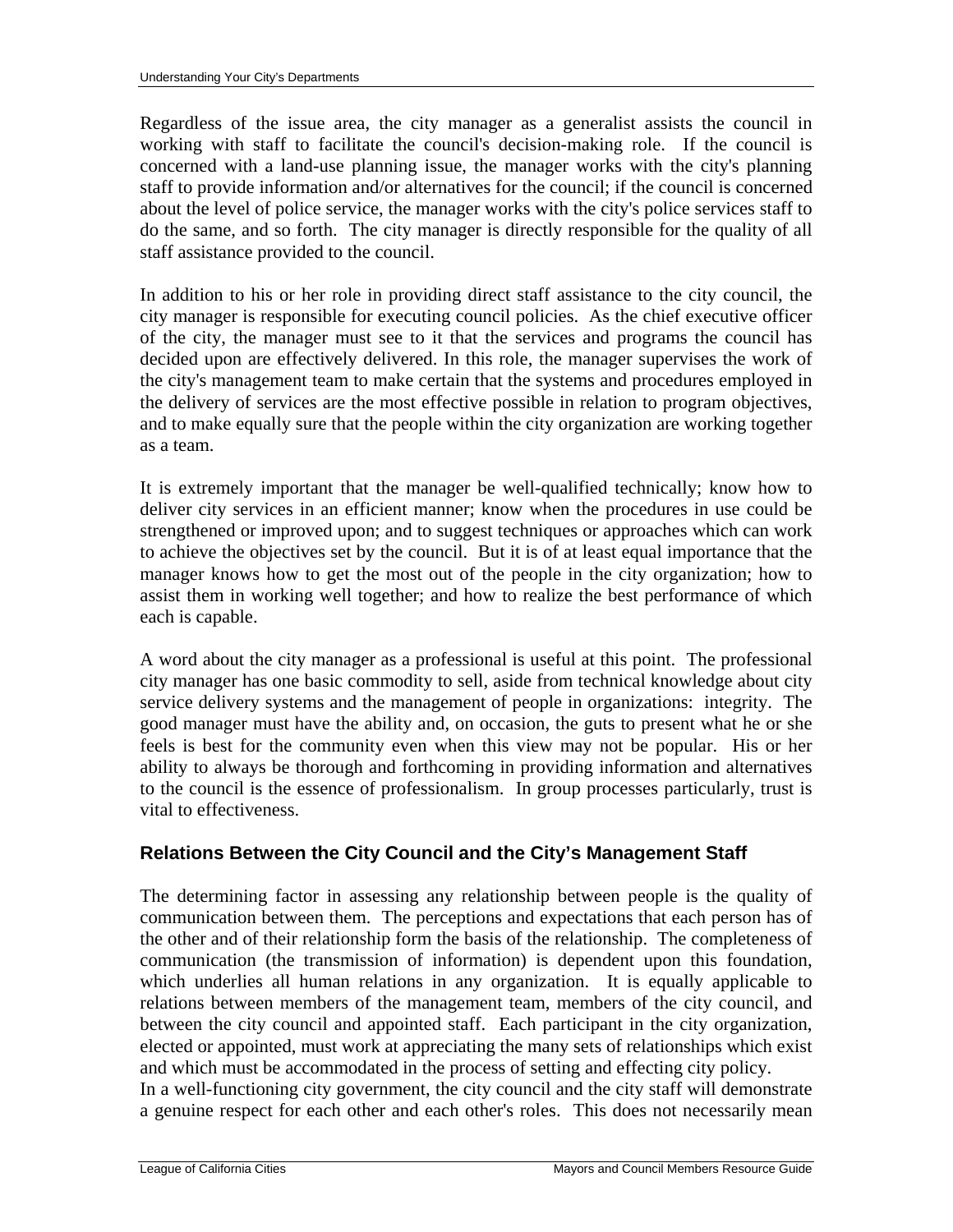Regardless of the issue area, the city manager as a generalist assists the council in working with staff to facilitate the council's decision-making role. If the council is concerned with a land-use planning issue, the manager works with the city's planning staff to provide information and/or alternatives for the council; if the council is concerned about the level of police service, the manager works with the city's police services staff to do the same, and so forth. The city manager is directly responsible for the quality of all staff assistance provided to the council.

In addition to his or her role in providing direct staff assistance to the city council, the city manager is responsible for executing council policies. As the chief executive officer of the city, the manager must see to it that the services and programs the council has decided upon are effectively delivered. In this role, the manager supervises the work of the city's management team to make certain that the systems and procedures employed in the delivery of services are the most effective possible in relation to program objectives, and to make equally sure that the people within the city organization are working together as a team.

It is extremely important that the manager be well-qualified technically; know how to deliver city services in an efficient manner; know when the procedures in use could be strengthened or improved upon; and to suggest techniques or approaches which can work to achieve the objectives set by the council. But it is of at least equal importance that the manager knows how to get the most out of the people in the city organization; how to assist them in working well together; and how to realize the best performance of which each is capable.

A word about the city manager as a professional is useful at this point. The professional city manager has one basic commodity to sell, aside from technical knowledge about city service delivery systems and the management of people in organizations: integrity. The good manager must have the ability and, on occasion, the guts to present what he or she feels is best for the community even when this view may not be popular. His or her ability to always be thorough and forthcoming in providing information and alternatives to the council is the essence of professionalism. In group processes particularly, trust is vital to effectiveness.

### Relations Between the City Council and the City's Management Staff

The determining factor in assessing any relationship between people is the quality of communication between them. The perceptions and expectations that each person has of the other and of their relationship form the basis of the relationship. The completeness of communication (the transmission of information) is dependent upon this foundation, which underlies all human relations in any organization. It is equally applicable to relations between members of the management team, members of the city council, and between the city council and appointed staff. Each participant in the city organization, elected or appointed, must work at appreciating the many sets of relationships which exist and which must be accommodated in the process of setting and effecting city policy.

In a well-functioning city government, the city council and the city staff will demonstrate a genuine respect for each other and each other's roles. This does not necessarily mean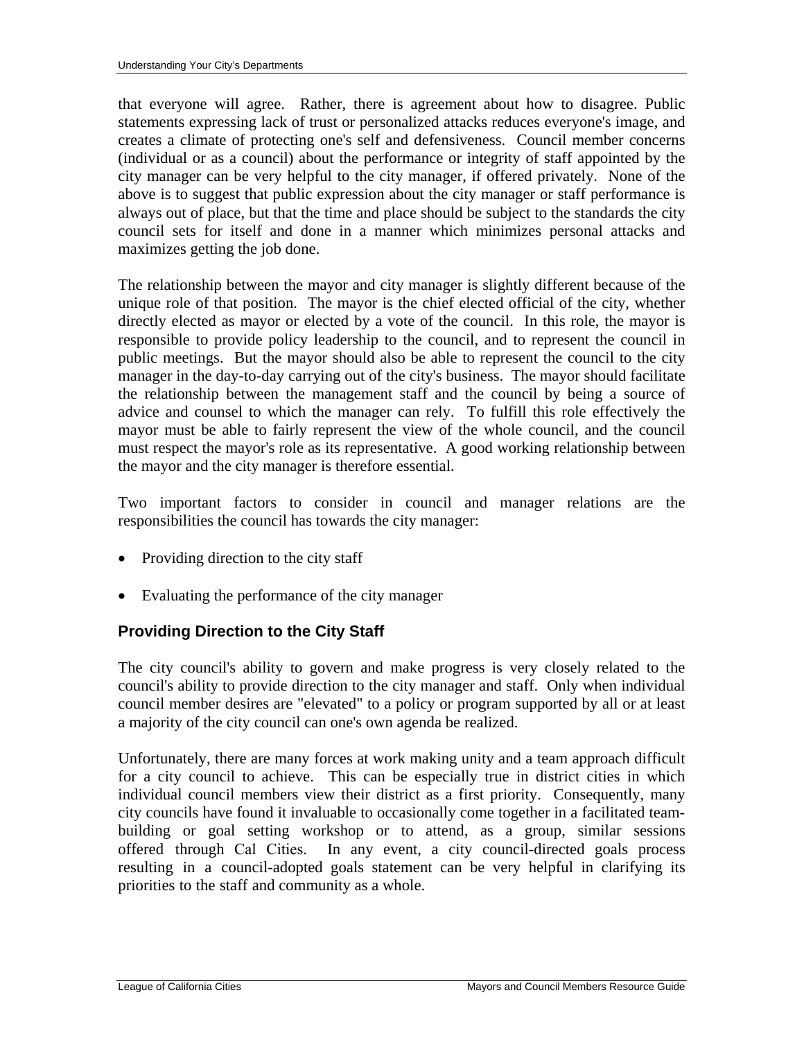that everyone will agree. Rather, there is agreement about how to disagree. Public statements expressing lack of trust or personalized attacks reduces everyone's image, and creates a climate of protecting one's self and defensiveness. Council member concerns (individual or as a council) about the performance or integrity of staff appointed by the city manager can be very helpful to the city manager, if offered privately. None of the above is to suggest that public expression about the city manager or staff performance is always out of place, but that the time and place should be subject to the standards the city council sets for itself and done in a manner which minimizes personal attacks and maximizes getting the job done.

The relationship between the mayor and city manager is slightly different because of the unique role of that position. The mayor is the chief elected official of the city, whether directly elected as mayor or elected by a vote of the council. In this role, the mayor is responsible to provide policy leadership to the council, and to represent the council in public meetings. But the mayor should also be able to represent the council to the city manager in the day-to-day carrying out of the city's business. The mayor should facilitate the relationship between the management staff and the council by being a source of advice and counsel to which the manager can rely. To fulfill this role effectively the mayor must be able to fairly represent the view of the whole council, and the council must respect the mayor's role as its representative. A good working relationship between the mayor and the city manager is therefore essential.

Two important factors to consider in council and manager relations are the responsibilities the council has towards the city manager:

- Providing direction to the city staff
- Evaluating the performance of the city manager

### Providing Direction to the City Staff

The city council's ability to govern and make progress is very closely related to the council's ability to provide direction to the city manager and staff. Only when individual council member desires are "elevated" to a policy or program supported by all or at least a majority of the city council can one's own agenda be realized.

Unfortunately, there are many forces at work making unity and a team approach difficult for a city council to achieve. This can be especially true in district cities in which individual council members view their district as a first priority. Consequently, many city councils have found it invaluable to occasionally come together in a facilitated team-building or goal setting workshop or to attend, as a group, similar sessions offered through Cal Cities. In any event, a city council-directed goals process resulting in a council-adopted goals statement can be very helpful in clarifying its priorities to the staff and community as a whole.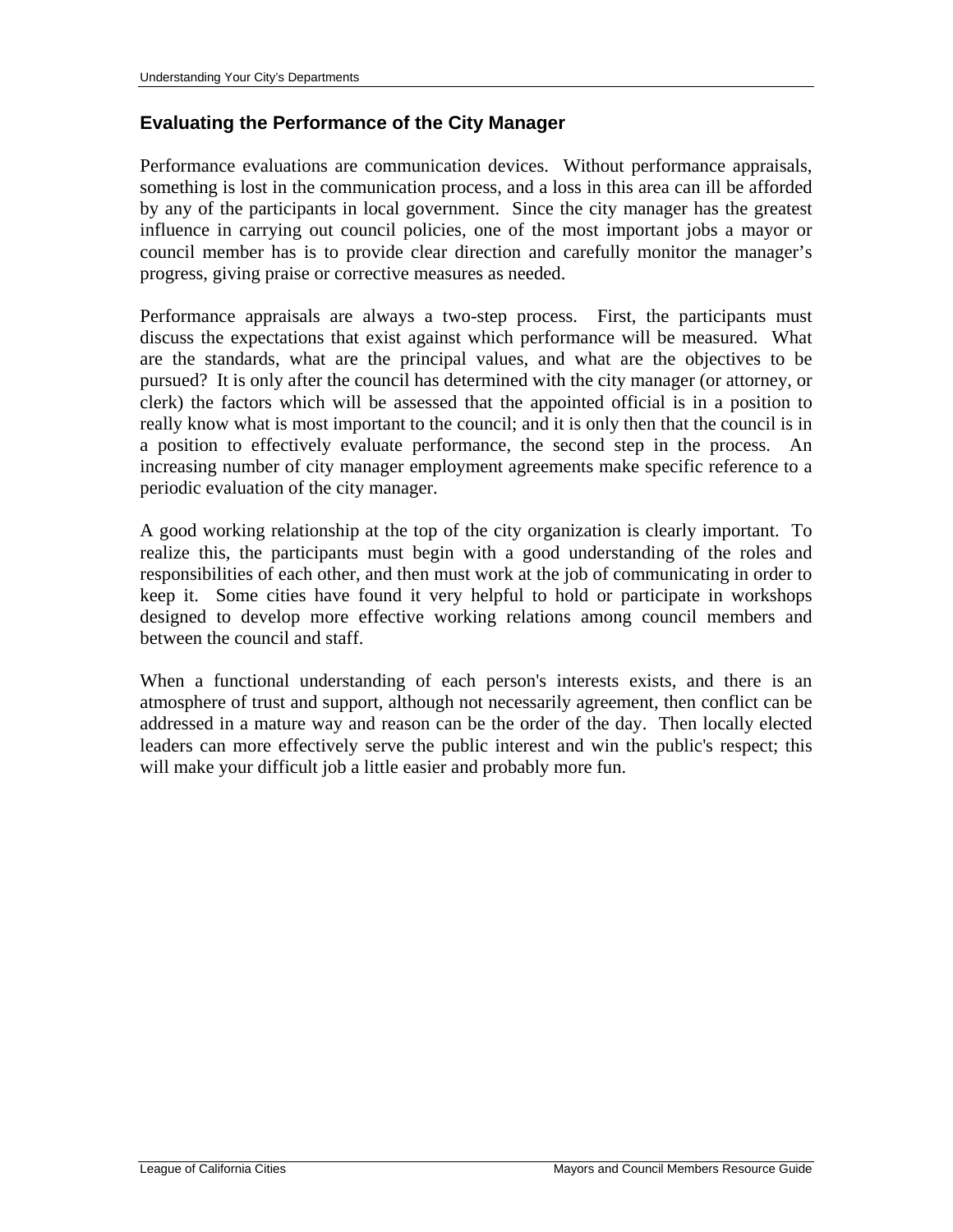## Evaluating the Performance of the City Manager

Performance evaluations are communication devices. Without performance appraisals, something is lost in the communication process, and a loss in this area can ill be afforded by any of the participants in local government. Since the city manager has the greatest influence in carrying out council policies, one of the most important jobs a mayor or council member has is to provide clear direction and carefully monitor the manager's progress, giving praise or corrective measures as needed.

Performance appraisals are always a two-step process. First, the participants must discuss the expectations that exist against which performance will be measured. What are the standards, what are the principal values, and what are the objectives to be pursued? It is only after the council has determined with the city manager (or attorney, or clerk) the factors which will be assessed that the appointed official is in a position to really know what is most important to the council; and it is only then that the council is in a position to effectively evaluate performance, the second step in the process. An increasing number of city manager employment agreements make specific reference to a periodic evaluation of the city manager.

A good working relationship at the top of the city organization is clearly important. To realize this, the participants must begin with a good understanding of the roles and responsibilities of each other, and then must work at the job of communicating in order to keep it. Some cities have found it very helpful to hold or participate in workshops designed to develop more effective working relations among council members and between the council and staff.

When a functional understanding of each person's interests exists, and there is an atmosphere of trust and support, although not necessarily agreement, then conflict can be addressed in a mature way and reason can be the order of the day. Then locally elected leaders can more effectively serve the public interest and win the public's respect; this will make your difficult job a little easier and probably more fun.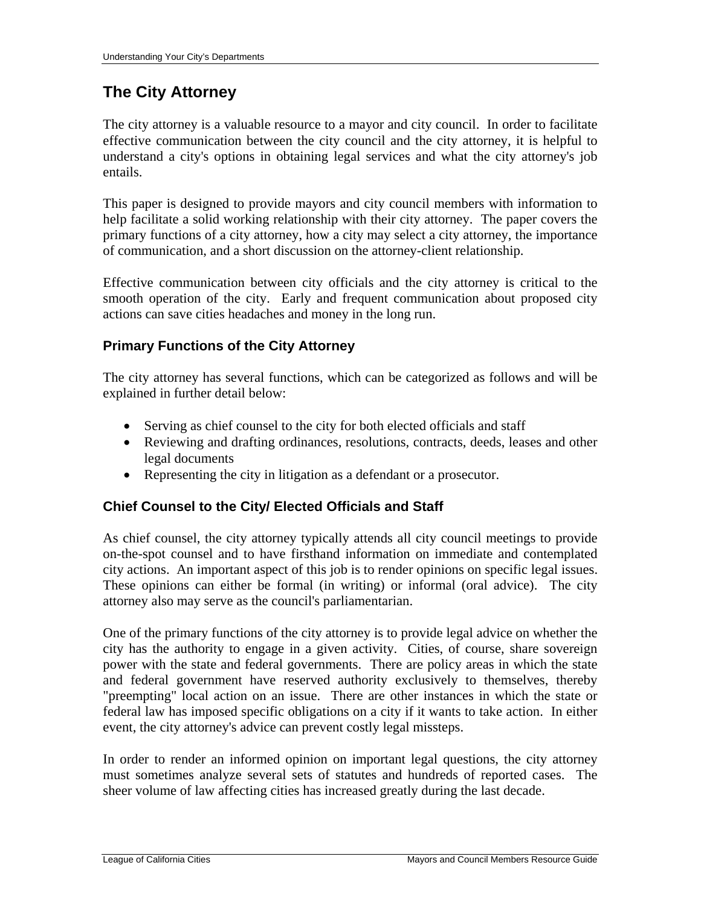## The City Attorney

The city attorney is a valuable resource to a mayor and city council. In order to facilitate effective communication between the city council and the city attorney, it is helpful to understand a city's options in obtaining legal services and what the city attorney's job entails.

This paper is designed to provide mayors and city council members with information to help facilitate a solid working relationship with their city attorney. The paper covers the primary functions of a city attorney, how a city may select a city attorney, the importance of communication, and a short discussion on the attorney-client relationship.

Effective communication between city officials and the city attorney is critical to the smooth operation of the city. Early and frequent communication about proposed city actions can save cities headaches and money in the long run.

### Primary Functions of the City Attorney

The city attorney has several functions, which can be categorized as follows and will be explained in further detail below:

- Serving as chief counsel to the city for both elected officials and staff
- Reviewing and drafting ordinances, resolutions, contracts, deeds, leases and other legal documents
- Representing the city in litigation as a defendant or a prosecutor.

### Chief Counsel to the City/ Elected Officials and Staff

As chief counsel, the city attorney typically attends all city council meetings to provide on-the-spot counsel and to have firsthand information on immediate and contemplated city actions. An important aspect of this job is to render opinions on specific legal issues. These opinions can either be formal (in writing) or informal (oral advice). The city attorney also may serve as the council's parliamentarian.

One of the primary functions of the city attorney is to provide legal advice on whether the city has the authority to engage in a given activity. Cities, of course, share sovereign power with the state and federal governments. There are policy areas in which the state and federal government have reserved authority exclusively to themselves, thereby "preempting" local action on an issue. There are other instances in which the state or federal law has imposed specific obligations on a city if it wants to take action. In either event, the city attorney's advice can prevent costly legal missteps.

In order to render an informed opinion on important legal questions, the city attorney must sometimes analyze several sets of statutes and hundreds of reported cases. The sheer volume of law affecting cities has increased greatly during the last decade.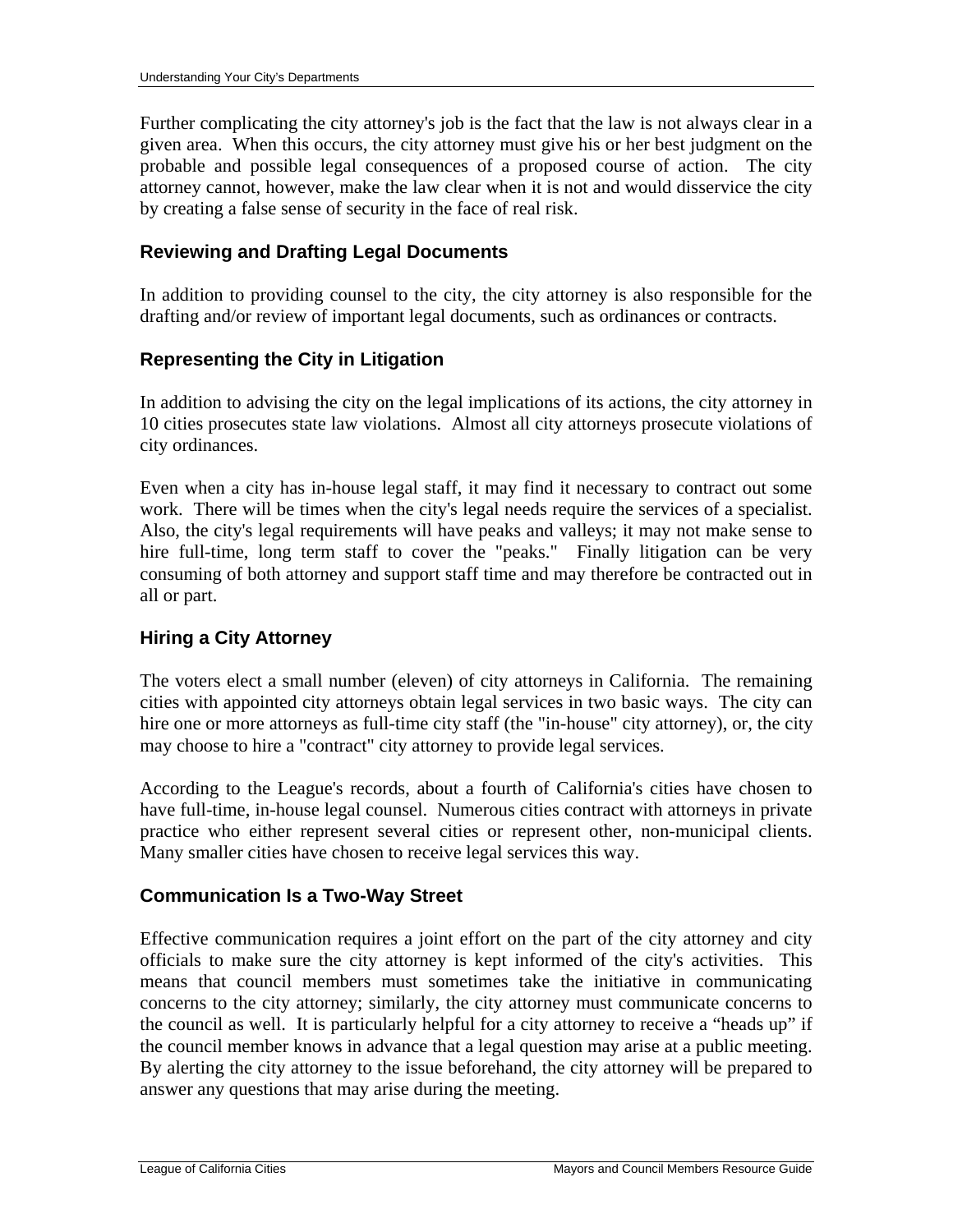Further complicating the city attorney's job is the fact that the law is not always clear in a given area. When this occurs, the city attorney must give his or her best judgment on the probable and possible legal consequences of a proposed course of action. The city attorney cannot, however, make the law clear when it is not and would disservice the city by creating a false sense of security in the face of real risk.

### Reviewing and Drafting Legal Documents

In addition to providing counsel to the city, the city attorney is also responsible for the drafting and/or review of important legal documents, such as ordinances or contracts.

### Representing the City in Litigation

In addition to advising the city on the legal implications of its actions, the city attorney in 10 cities prosecutes state law violations. Almost all city attorneys prosecute violations of city ordinances.

Even when a city has in-house legal staff, it may find it necessary to contract out some work. There will be times when the city's legal needs require the services of a specialist. Also, the city's legal requirements will have peaks and valleys; it may not make sense to hire full-time, long term staff to cover the "peaks." Finally litigation can be very consuming of both attorney and support staff time and may therefore be contracted out in all or part.

### Hiring a City Attorney

The voters elect a small number (eleven) of city attorneys in California. The remaining cities with appointed city attorneys obtain legal services in two basic ways. The city can hire one or more attorneys as full-time city staff (the "in-house" city attorney), or, the city may choose to hire a "contract" city attorney to provide legal services.

According to the League's records, about a fourth of California's cities have chosen to have full-time, in-house legal counsel. Numerous cities contract with attorneys in private practice who either represent several cities or represent other, non-municipal clients. Many smaller cities have chosen to receive legal services this way.

### Communication Is a Two-Way Street

Effective communication requires a joint effort on the part of the city attorney and city officials to make sure the city attorney is kept informed of the city's activities. This means that council members must sometimes take the initiative in communicating concerns to the city attorney; similarly, the city attorney must communicate concerns to the council as well. It is particularly helpful for a city attorney to receive a "heads up" if the council member knows in advance that a legal question may arise at a public meeting. By alerting the city attorney to the issue beforehand, the city attorney will be prepared to answer any questions that may arise during the meeting.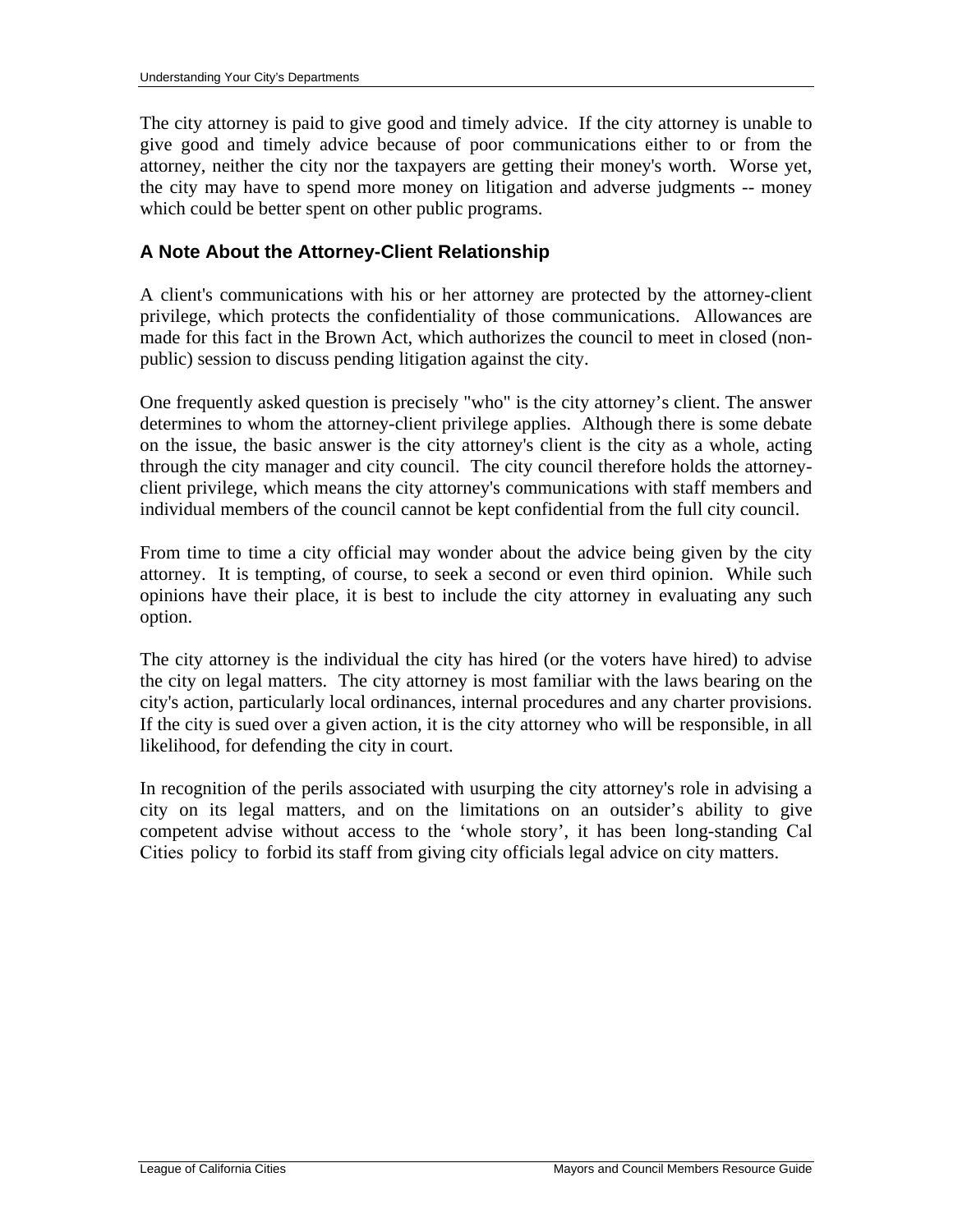The city attorney is paid to give good and timely advice. If the city attorney is unable to give good and timely advice because of poor communications either to or from the attorney, neither the city nor the taxpayers are getting their money's worth. Worse yet, the city may have to spend more money on litigation and adverse judgments -- money which could be better spent on other public programs.

### A Note About the Attorney-Client Relationship

A client's communications with his or her attorney are protected by the attorney-client privilege, which protects the confidentiality of those communications. Allowances are made for this fact in the Brown Act, which authorizes the council to meet in closed (non-public) session to discuss pending litigation against the city.

One frequently asked question is precisely "who" is the city attorney's client. The answer determines to whom the attorney-client privilege applies. Although there is some debate on the issue, the basic answer is the city attorney's client is the city as a whole, acting through the city manager and city council. The city council therefore holds the attorney-client privilege, which means the city attorney's communications with staff members and individual members of the council cannot be kept confidential from the full city council.

From time to time a city official may wonder about the advice being given by the city attorney. It is tempting, of course, to seek a second or even third opinion. While such opinions have their place, it is best to include the city attorney in evaluating any such option.

The city attorney is the individual the city has hired (or the voters have hired) to advise the city on legal matters. The city attorney is most familiar with the laws bearing on the city's action, particularly local ordinances, internal procedures and any charter provisions. If the city is sued over a given action, it is the city attorney who will be responsible, in all likelihood, for defending the city in court.

In recognition of the perils associated with usurping the city attorney's role in advising a city on its legal matters, and on the limitations on an outsider's ability to give competent advise without access to the 'whole story', it has been long-standing Cal Cities policy to forbid its staff from giving city officials legal advice on city matters.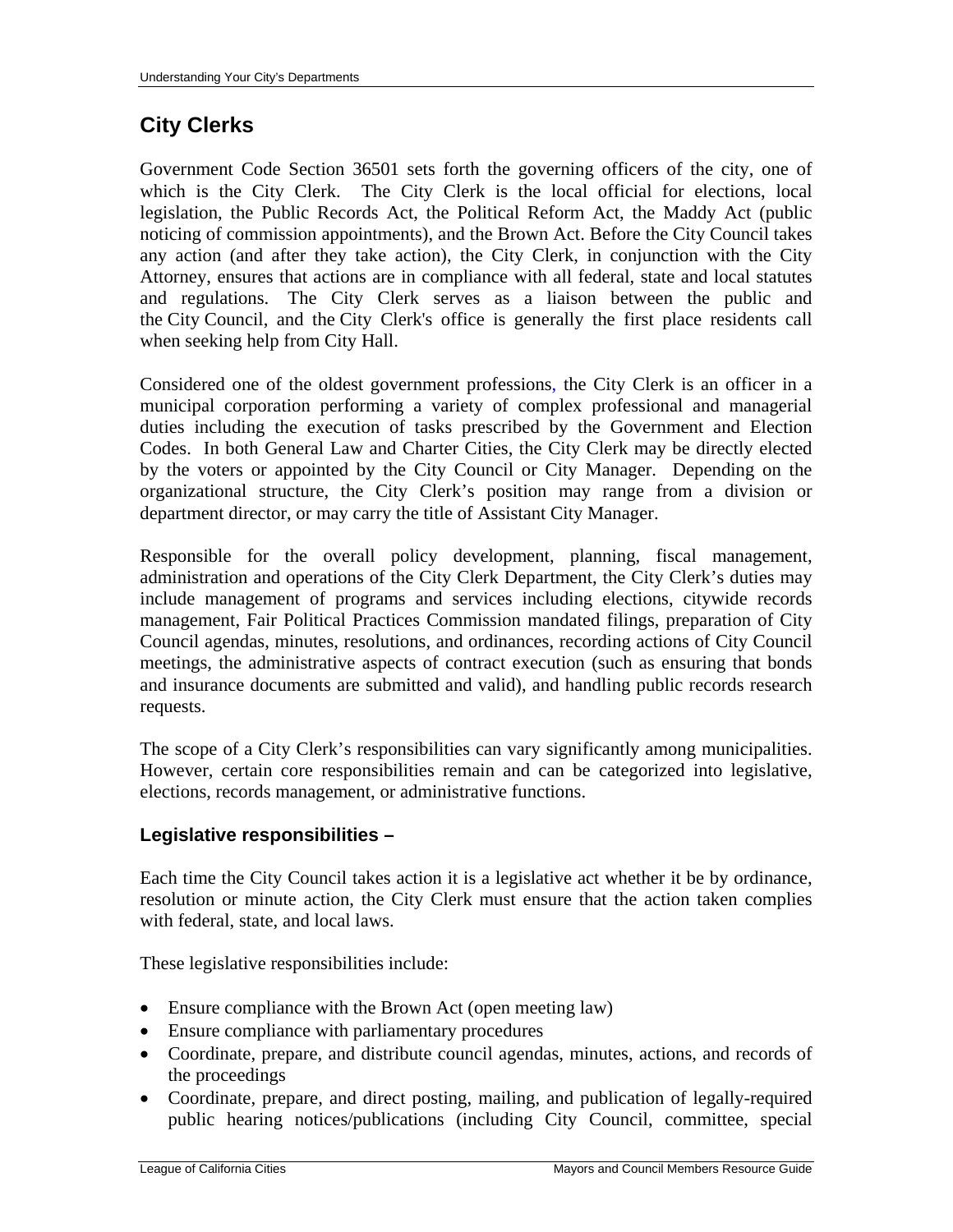## City Clerks

Government Code Section 36501 sets forth the governing officers of the city, one of which is the City Clerk. The City Clerk is the local official for elections, local legislation, the Public Records Act, the Political Reform Act, the Maddy Act (public noticing of commission appointments), and the Brown Act. Before the City Council takes any action (and after they take action), the City Clerk, in conjunction with the City Attorney, ensures that actions are in compliance with all federal, state and local statutes and regulations. The City Clerk serves as a liaison between the public and the City Council, and the City Clerk's office is generally the first place residents call when seeking help from City Hall.

Considered one of the oldest government professions, the City Clerk is an officer in a municipal corporation performing a variety of complex professional and managerial duties including the execution of tasks prescribed by the Government and Election Codes. In both General Law and Charter Cities, the City Clerk may be directly elected by the voters or appointed by the City Council or City Manager. Depending on the organizational structure, the City Clerk's position may range from a division or department director, or may carry the title of Assistant City Manager.

Responsible for the overall policy development, planning, fiscal management, administration and operations of the City Clerk Department, the City Clerk's duties may include management of programs and services including elections, citywide records management, Fair Political Practices Commission mandated filings, preparation of City Council agendas, minutes, resolutions, and ordinances, recording actions of City Council meetings, the administrative aspects of contract execution (such as ensuring that bonds and insurance documents are submitted and valid), and handling public records research requests.

The scope of a City Clerk's responsibilities can vary significantly among municipalities. However, certain core responsibilities remain and can be categorized into legislative, elections, records management, or administrative functions.

### Legislative responsibilities –

Each time the City Council takes action it is a legislative act whether it be by ordinance, resolution or minute action, the City Clerk must ensure that the action taken complies with federal, state, and local laws.

These legislative responsibilities include:

- Ensure compliance with the Brown Act (open meeting law)
- Ensure compliance with parliamentary procedures
- Coordinate, prepare, and distribute council agendas, minutes, actions, and records of the proceedings
- Coordinate, prepare, and direct posting, mailing, and publication of legally-required public hearing notices/publications (including City Council, committee, special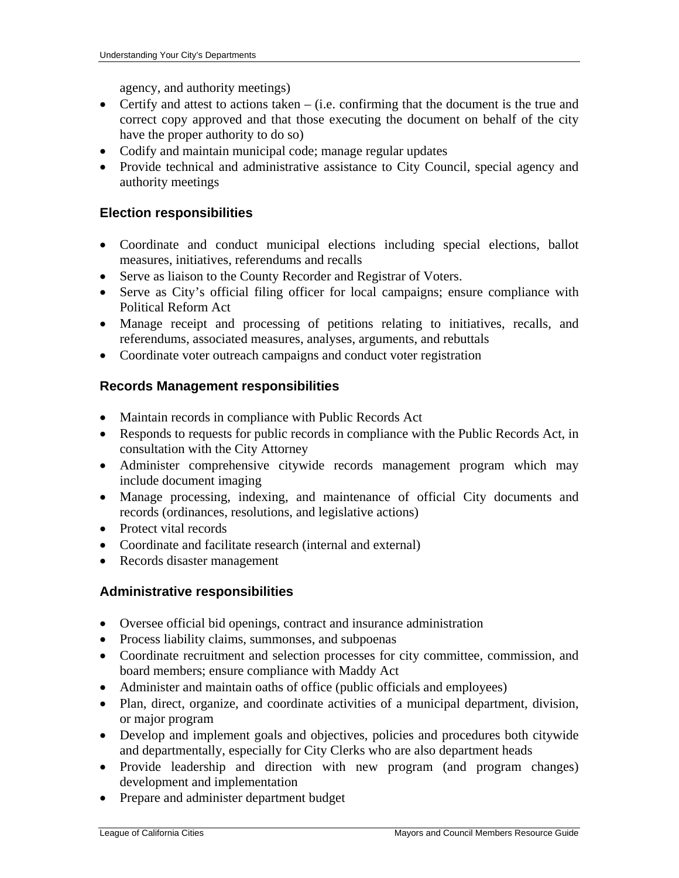agency, and authority meetings)

- Certify and attest to actions taken – (i.e. confirming that the document is the true and correct copy approved and that those executing the document on behalf of the city have the proper authority to do so)
- Codify and maintain municipal code; manage regular updates
- Provide technical and administrative assistance to City Council, special agency and authority meetings

### Election responsibilities

- Coordinate and conduct municipal elections including special elections, ballot measures, initiatives, referendums and recalls
- Serve as liaison to the County Recorder and Registrar of Voters.
- Serve as City's official filing officer for local campaigns; ensure compliance with Political Reform Act
- Manage receipt and processing of petitions relating to initiatives, recalls, and referendums, associated measures, analyses, arguments, and rebuttals
- Coordinate voter outreach campaigns and conduct voter registration

### Records Management responsibilities

- Maintain records in compliance with Public Records Act
- Responds to requests for public records in compliance with the Public Records Act, in consultation with the City Attorney
- Administer comprehensive citywide records management program which may include document imaging
- Manage processing, indexing, and maintenance of official City documents and records (ordinances, resolutions, and legislative actions)
- Protect vital records
- Coordinate and facilitate research (internal and external)
- Records disaster management

### Administrative responsibilities

- Oversee official bid openings, contract and insurance administration
- Process liability claims, summonses, and subpoenas
- Coordinate recruitment and selection processes for city committee, commission, and board members; ensure compliance with Maddy Act
- Administer and maintain oaths of office (public officials and employees)
- Plan, direct, organize, and coordinate activities of a municipal department, division, or major program
- Develop and implement goals and objectives, policies and procedures both citywide and departmentally, especially for City Clerks who are also department heads
- Provide leadership and direction with new program (and program changes) development and implementation
- Prepare and administer department budget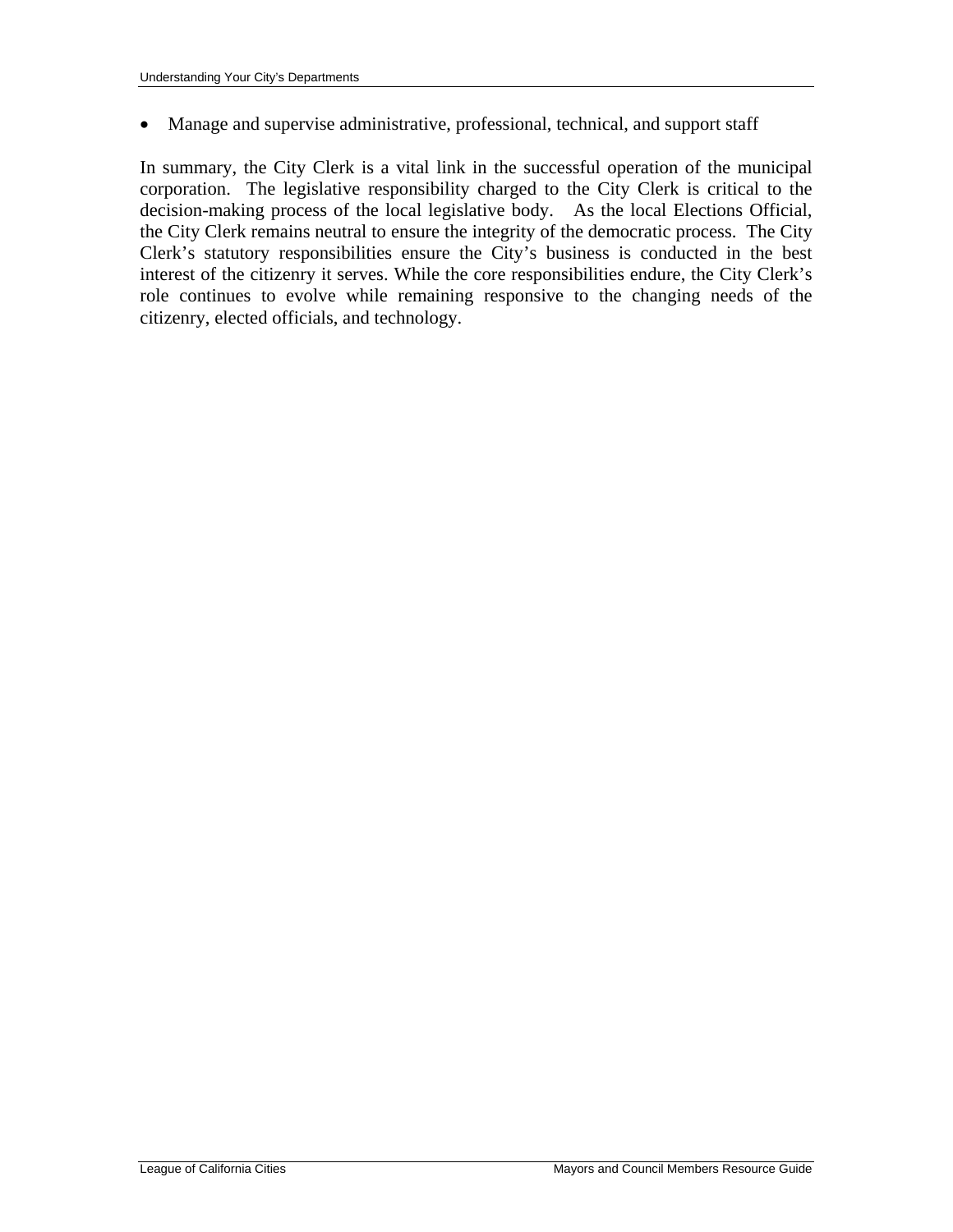- Manage and supervise administrative, professional, technical, and support staff

In summary, the City Clerk is a vital link in the successful operation of the municipal corporation. The legislative responsibility charged to the City Clerk is critical to the decision-making process of the local legislative body. As the local Elections Official, the City Clerk remains neutral to ensure the integrity of the democratic process. The City Clerk's statutory responsibilities ensure the City's business is conducted in the best interest of the citizenry it serves. While the core responsibilities endure, the City Clerk's role continues to evolve while remaining responsive to the changing needs of the citizenry, elected officials, and technology.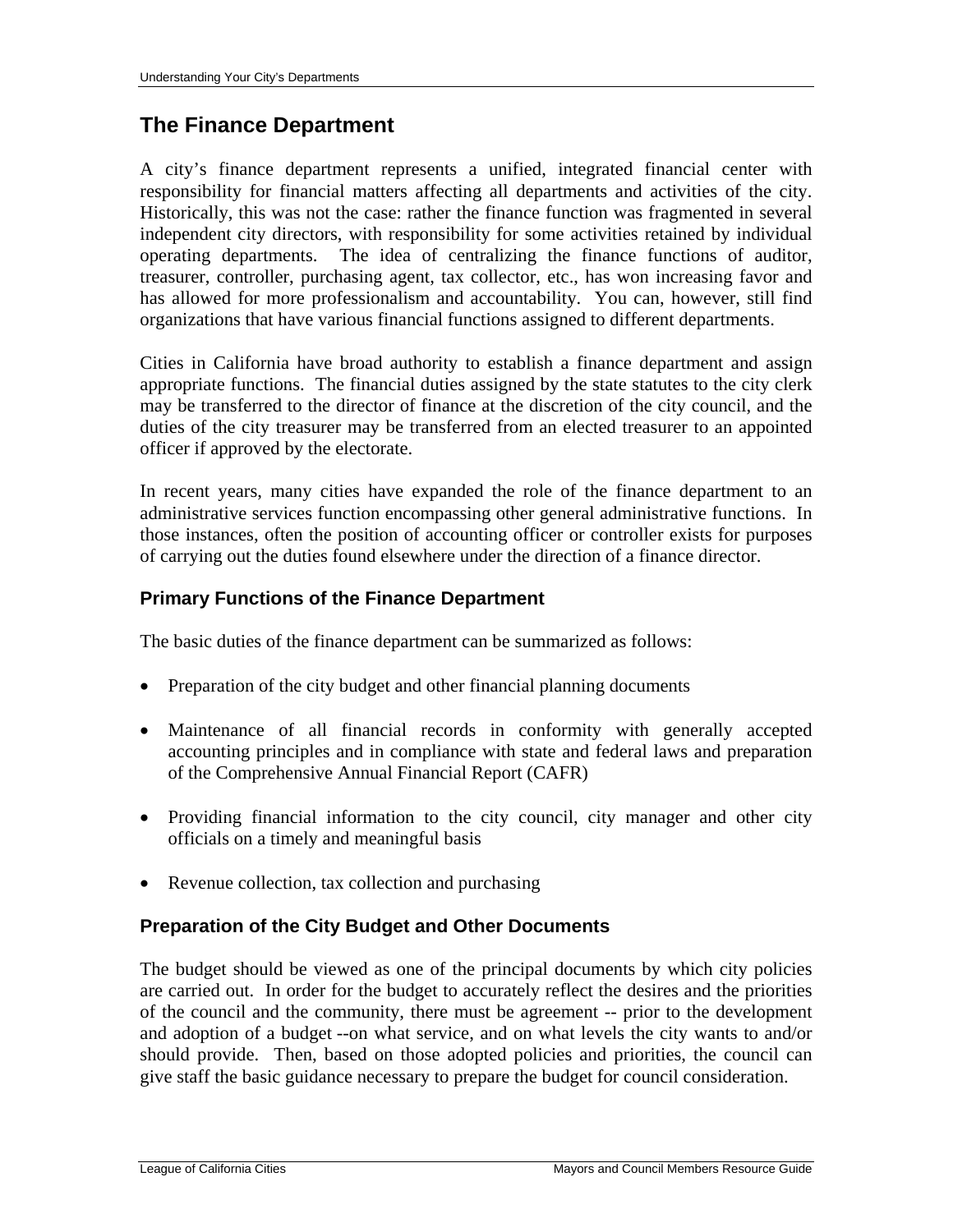## The Finance Department

A city's finance department represents a unified, integrated financial center with responsibility for financial matters affecting all departments and activities of the city. Historically, this was not the case: rather the finance function was fragmented in several independent city directors, with responsibility for some activities retained by individual operating departments. The idea of centralizing the finance functions of auditor, treasurer, controller, purchasing agent, tax collector, etc., has won increasing favor and has allowed for more professionalism and accountability. You can, however, still find organizations that have various financial functions assigned to different departments.

Cities in California have broad authority to establish a finance department and assign appropriate functions. The financial duties assigned by the state statutes to the city clerk may be transferred to the director of finance at the discretion of the city council, and the duties of the city treasurer may be transferred from an elected treasurer to an appointed officer if approved by the electorate.

In recent years, many cities have expanded the role of the finance department to an administrative services function encompassing other general administrative functions. In those instances, often the position of accounting officer or controller exists for purposes of carrying out the duties found elsewhere under the direction of a finance director.

### Primary Functions of the Finance Department

The basic duties of the finance department can be summarized as follows:

- Preparation of the city budget and other financial planning documents
- Maintenance of all financial records in conformity with generally accepted accounting principles and in compliance with state and federal laws and preparation of the Comprehensive Annual Financial Report (CAFR)
- Providing financial information to the city council, city manager and other city officials on a timely and meaningful basis
- Revenue collection, tax collection and purchasing

### Preparation of the City Budget and Other Documents

The budget should be viewed as one of the principal documents by which city policies are carried out. In order for the budget to accurately reflect the desires and the priorities of the council and the community, there must be agreement -- prior to the development and adoption of a budget --on what service, and on what levels the city wants to and/or should provide. Then, based on those adopted policies and priorities, the council can give staff the basic guidance necessary to prepare the budget for council consideration.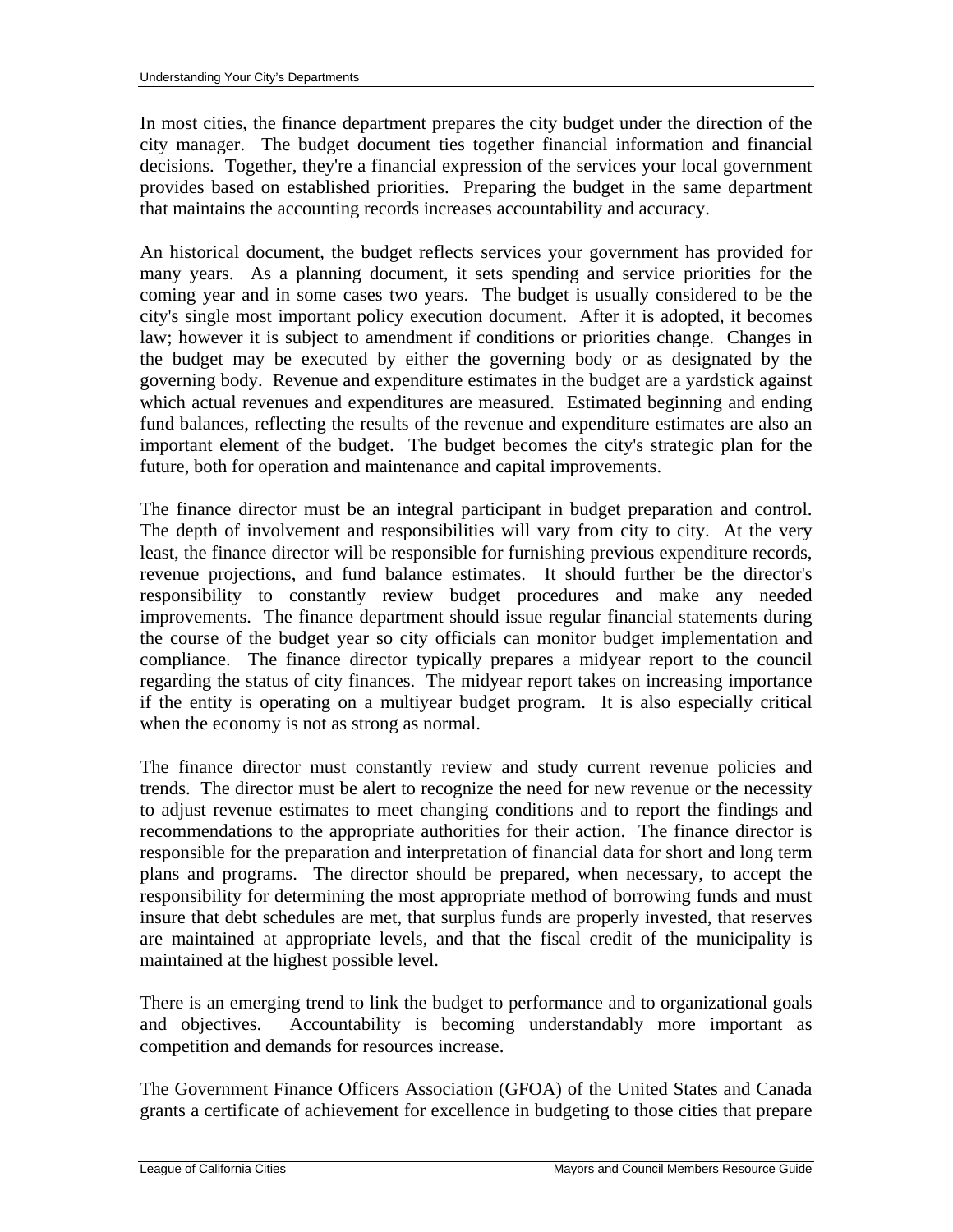In most cities, the finance department prepares the city budget under the direction of the city manager. The budget document ties together financial information and financial decisions. Together, they're a financial expression of the services your local government provides based on established priorities. Preparing the budget in the same department that maintains the accounting records increases accountability and accuracy.

An historical document, the budget reflects services your government has provided for many years. As a planning document, it sets spending and service priorities for the coming year and in some cases two years. The budget is usually considered to be the city's single most important policy execution document. After it is adopted, it becomes law; however it is subject to amendment if conditions or priorities change. Changes in the budget may be executed by either the governing body or as designated by the governing body. Revenue and expenditure estimates in the budget are a yardstick against which actual revenues and expenditures are measured. Estimated beginning and ending fund balances, reflecting the results of the revenue and expenditure estimates are also an important element of the budget. The budget becomes the city's strategic plan for the future, both for operation and maintenance and capital improvements.

The finance director must be an integral participant in budget preparation and control. The depth of involvement and responsibilities will vary from city to city. At the very least, the finance director will be responsible for furnishing previous expenditure records, revenue projections, and fund balance estimates. It should further be the director's responsibility to constantly review budget procedures and make any needed improvements. The finance department should issue regular financial statements during the course of the budget year so city officials can monitor budget implementation and compliance. The finance director typically prepares a midyear report to the council regarding the status of city finances. The midyear report takes on increasing importance if the entity is operating on a multiyear budget program. It is also especially critical when the economy is not as strong as normal.

The finance director must constantly review and study current revenue policies and trends. The director must be alert to recognize the need for new revenue or the necessity to adjust revenue estimates to meet changing conditions and to report the findings and recommendations to the appropriate authorities for their action. The finance director is responsible for the preparation and interpretation of financial data for short and long term plans and programs. The director should be prepared, when necessary, to accept the responsibility for determining the most appropriate method of borrowing funds and must insure that debt schedules are met, that surplus funds are properly invested, that reserves are maintained at appropriate levels, and that the fiscal credit of the municipality is maintained at the highest possible level.

There is an emerging trend to link the budget to performance and to organizational goals and objectives. Accountability is becoming understandably more important as competition and demands for resources increase.

The Government Finance Officers Association (GFOA) of the United States and Canada grants a certificate of achievement for excellence in budgeting to those cities that prepare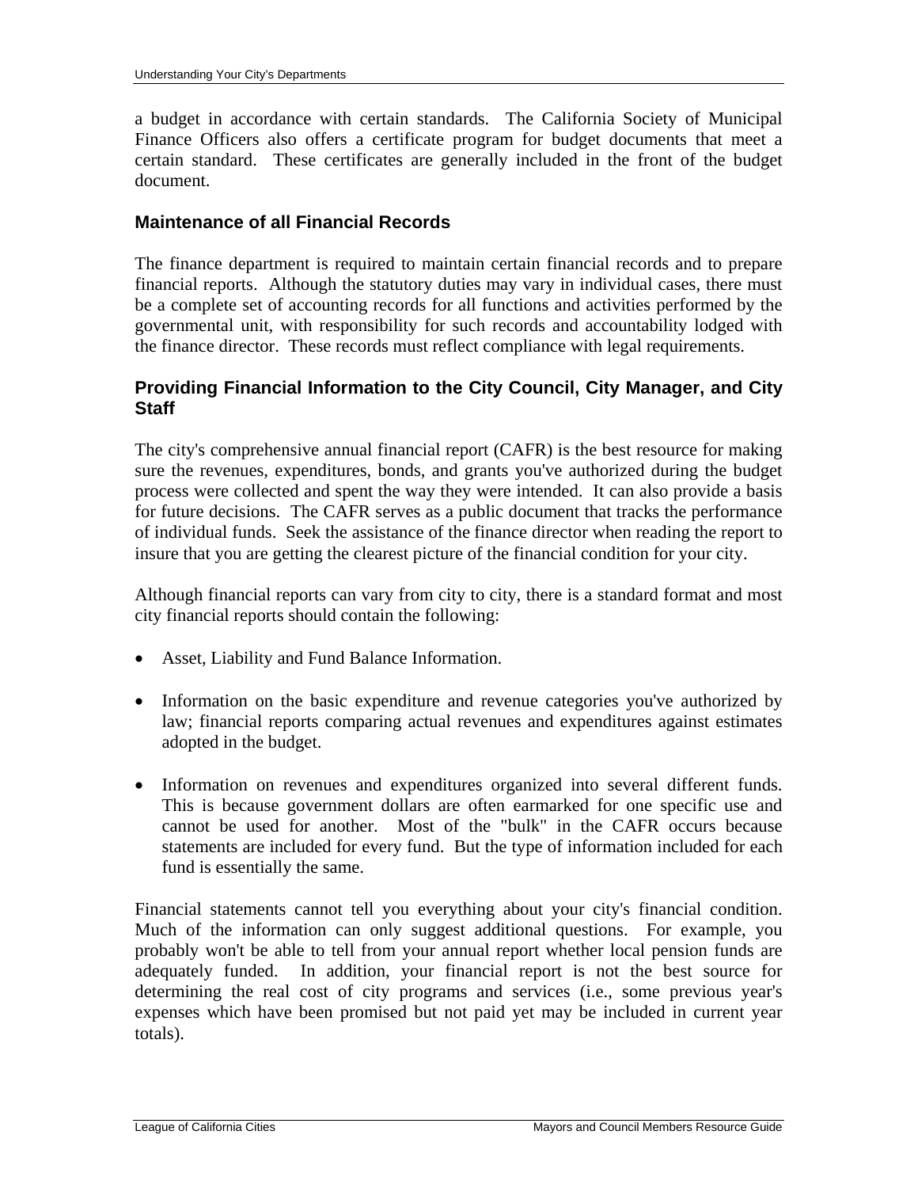a budget in accordance with certain standards. The California Society of Municipal Finance Officers also offers a certificate program for budget documents that meet a certain standard. These certificates are generally included in the front of the budget document.

### Maintenance of all Financial Records

The finance department is required to maintain certain financial records and to prepare financial reports. Although the statutory duties may vary in individual cases, there must be a complete set of accounting records for all functions and activities performed by the governmental unit, with responsibility for such records and accountability lodged with the finance director. These records must reflect compliance with legal requirements.

### Providing Financial Information to the City Council, City Manager, and City Staff

The city's comprehensive annual financial report (CAFR) is the best resource for making sure the revenues, expenditures, bonds, and grants you've authorized during the budget process were collected and spent the way they were intended. It can also provide a basis for future decisions. The CAFR serves as a public document that tracks the performance of individual funds. Seek the assistance of the finance director when reading the report to insure that you are getting the clearest picture of the financial condition for your city.

Although financial reports can vary from city to city, there is a standard format and most city financial reports should contain the following:

- Asset, Liability and Fund Balance Information.
- Information on the basic expenditure and revenue categories you've authorized by law; financial reports comparing actual revenues and expenditures against estimates adopted in the budget.
- Information on revenues and expenditures organized into several different funds. This is because government dollars are often earmarked for one specific use and cannot be used for another. Most of the "bulk" in the CAFR occurs because statements are included for every fund. But the type of information included for each fund is essentially the same.

Financial statements cannot tell you everything about your city's financial condition. Much of the information can only suggest additional questions. For example, you probably won't be able to tell from your annual report whether local pension funds are adequately funded. In addition, your financial report is not the best source for determining the real cost of city programs and services (i.e., some previous year's expenses which have been promised but not paid yet may be included in current year totals).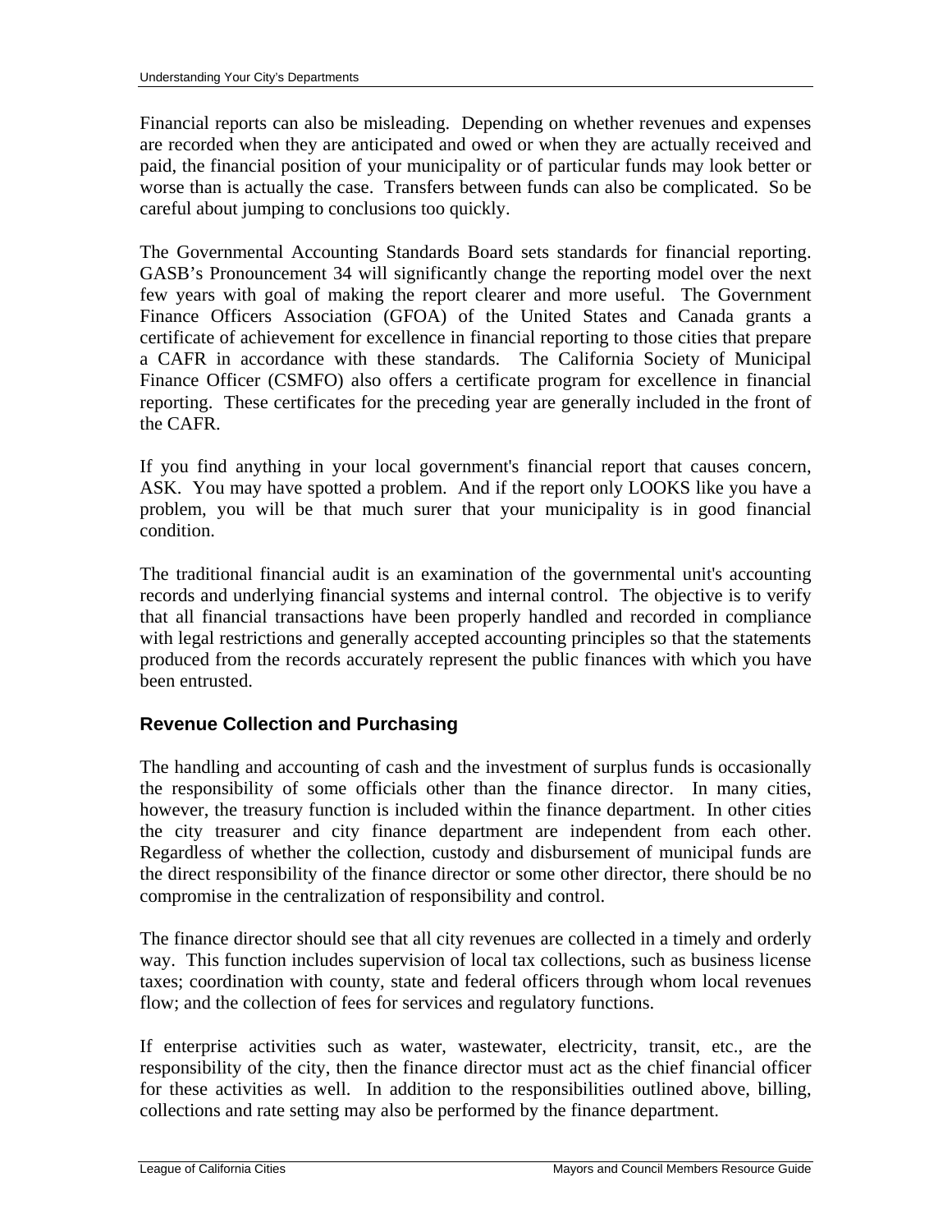Financial reports can also be misleading. Depending on whether revenues and expenses are recorded when they are anticipated and owed or when they are actually received and paid, the financial position of your municipality or of particular funds may look better or worse than is actually the case. Transfers between funds can also be complicated. So be careful about jumping to conclusions too quickly.

The Governmental Accounting Standards Board sets standards for financial reporting. GASB's Pronouncement 34 will significantly change the reporting model over the next few years with goal of making the report clearer and more useful. The Government Finance Officers Association (GFOA) of the United States and Canada grants a certificate of achievement for excellence in financial reporting to those cities that prepare a CAFR in accordance with these standards. The California Society of Municipal Finance Officer (CSMFO) also offers a certificate program for excellence in financial reporting. These certificates for the preceding year are generally included in the front of the CAFR.

If you find anything in your local government's financial report that causes concern, ASK. You may have spotted a problem. And if the report only LOOKS like you have a problem, you will be that much surer that your municipality is in good financial condition.

The traditional financial audit is an examination of the governmental unit's accounting records and underlying financial systems and internal control. The objective is to verify that all financial transactions have been properly handled and recorded in compliance with legal restrictions and generally accepted accounting principles so that the statements produced from the records accurately represent the public finances with which you have been entrusted.

### Revenue Collection and Purchasing

The handling and accounting of cash and the investment of surplus funds is occasionally the responsibility of some officials other than the finance director. In many cities, however, the treasury function is included within the finance department. In other cities the city treasurer and city finance department are independent from each other. Regardless of whether the collection, custody and disbursement of municipal funds are the direct responsibility of the finance director or some other director, there should be no compromise in the centralization of responsibility and control.

The finance director should see that all city revenues are collected in a timely and orderly way. This function includes supervision of local tax collections, such as business license taxes; coordination with county, state and federal officers through whom local revenues flow; and the collection of fees for services and regulatory functions.

If enterprise activities such as water, wastewater, electricity, transit, etc., are the responsibility of the city, then the finance director must act as the chief financial officer for these activities as well. In addition to the responsibilities outlined above, billing, collections and rate setting may also be performed by the finance department.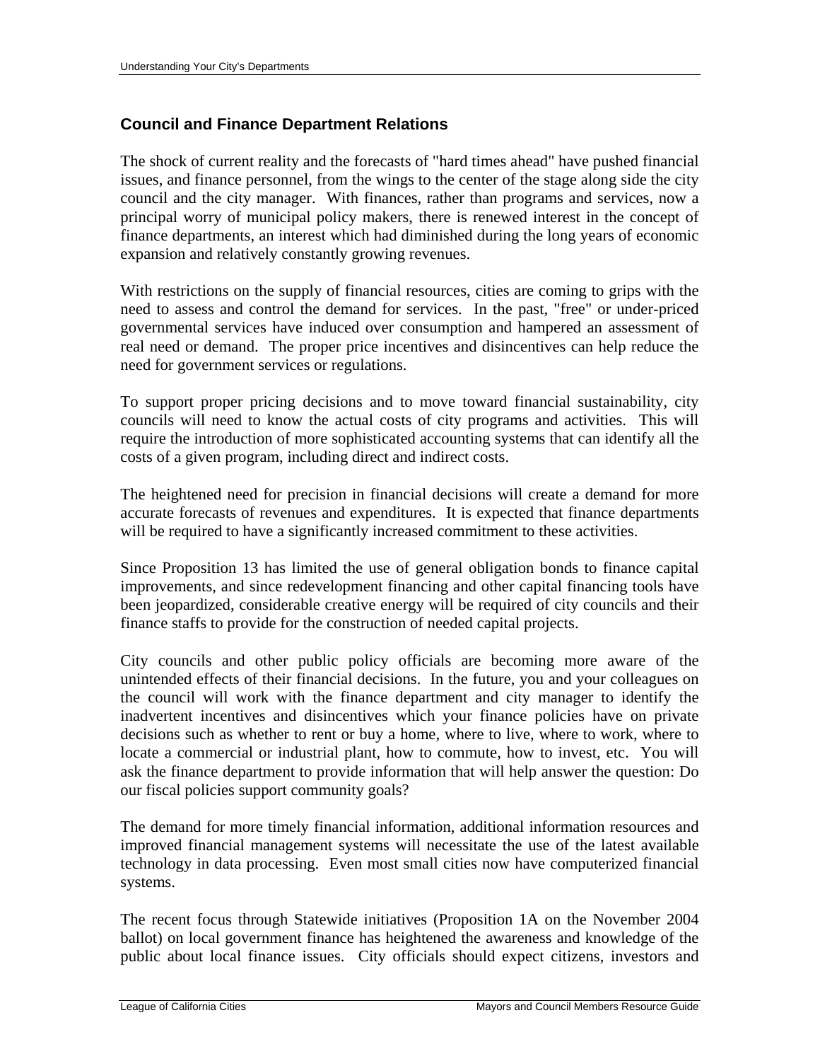## Council and Finance Department Relations

The shock of current reality and the forecasts of "hard times ahead" have pushed financial issues, and finance personnel, from the wings to the center of the stage along side the city council and the city manager. With finances, rather than programs and services, now a principal worry of municipal policy makers, there is renewed interest in the concept of finance departments, an interest which had diminished during the long years of economic expansion and relatively constantly growing revenues.

With restrictions on the supply of financial resources, cities are coming to grips with the need to assess and control the demand for services. In the past, "free" or under-priced governmental services have induced over consumption and hampered an assessment of real need or demand. The proper price incentives and disincentives can help reduce the need for government services or regulations.

To support proper pricing decisions and to move toward financial sustainability, city councils will need to know the actual costs of city programs and activities. This will require the introduction of more sophisticated accounting systems that can identify all the costs of a given program, including direct and indirect costs.

The heightened need for precision in financial decisions will create a demand for more accurate forecasts of revenues and expenditures. It is expected that finance departments will be required to have a significantly increased commitment to these activities.

Since Proposition 13 has limited the use of general obligation bonds to finance capital improvements, and since redevelopment financing and other capital financing tools have been jeopardized, considerable creative energy will be required of city councils and their finance staffs to provide for the construction of needed capital projects.

City councils and other public policy officials are becoming more aware of the unintended effects of their financial decisions. In the future, you and your colleagues on the council will work with the finance department and city manager to identify the inadvertent incentives and disincentives which your finance policies have on private decisions such as whether to rent or buy a home, where to live, where to work, where to locate a commercial or industrial plant, how to commute, how to invest, etc. You will ask the finance department to provide information that will help answer the question: Do our fiscal policies support community goals?

The demand for more timely financial information, additional information resources and improved financial management systems will necessitate the use of the latest available technology in data processing. Even most small cities now have computerized financial systems.

The recent focus through Statewide initiatives (Proposition 1A on the November 2004 ballot) on local government finance has heightened the awareness and knowledge of the public about local finance issues. City officials should expect citizens, investors and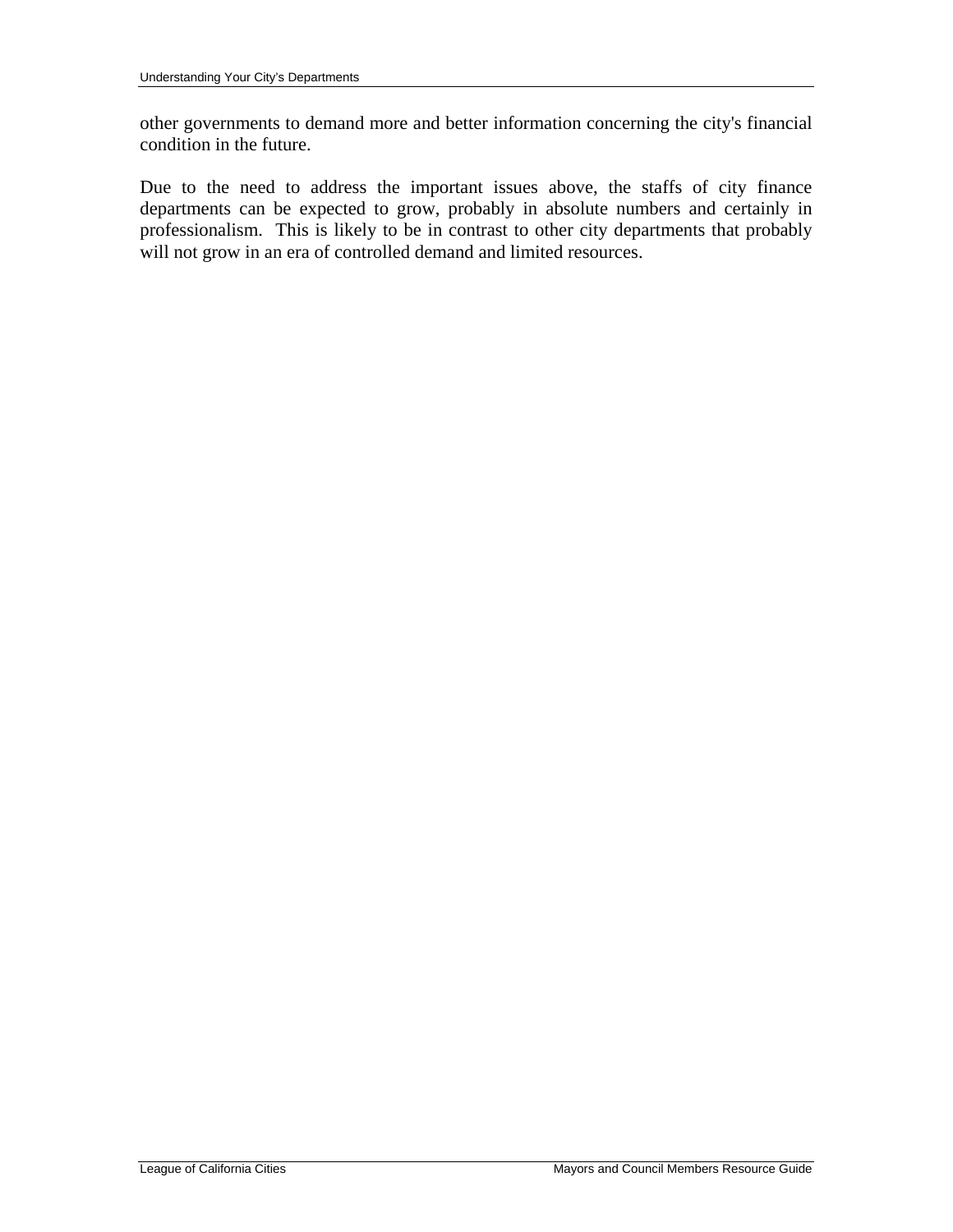other governments to demand more and better information concerning the city's financial condition in the future.

Due to the need to address the important issues above, the staffs of city finance departments can be expected to grow, probably in absolute numbers and certainly in professionalism. This is likely to be in contrast to other city departments that probably will not grow in an era of controlled demand and limited resources.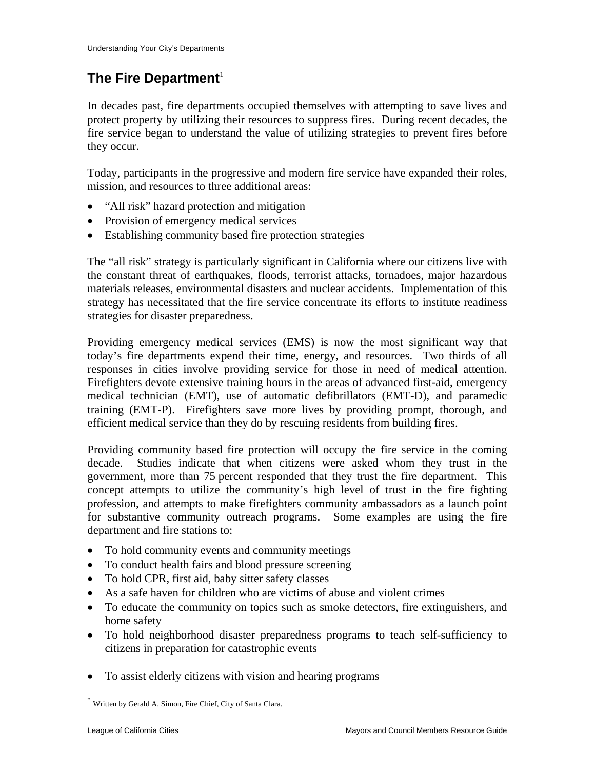## The Fire Department[1]

In decades past, fire departments occupied themselves with attempting to save lives and protect property by utilizing their resources to suppress fires. During recent decades, the fire service began to understand the value of utilizing strategies to prevent fires before they occur.

Today, participants in the progressive and modern fire service have expanded their roles, mission, and resources to three additional areas:

- "All risk" hazard protection and mitigation
- Provision of emergency medical services
- Establishing community based fire protection strategies

The "all risk" strategy is particularly significant in California where our citizens live with the constant threat of earthquakes, floods, terrorist attacks, tornadoes, major hazardous materials releases, environmental disasters and nuclear accidents. Implementation of this strategy has necessitated that the fire service concentrate its efforts to institute readiness strategies for disaster preparedness.

Providing emergency medical services (EMS) is now the most significant way that today's fire departments expend their time, energy, and resources. Two thirds of all responses in cities involve providing service for those in need of medical attention. Firefighters devote extensive training hours in the areas of advanced first-aid, emergency medical technician (EMT), use of automatic defibrillators (EMT-D), and paramedic training (EMT-P). Firefighters save more lives by providing prompt, thorough, and efficient medical service than they do by rescuing residents from building fires.

Providing community based fire protection will occupy the fire service in the coming decade. Studies indicate that when citizens were asked whom they trust in the government, more than 75 percent responded that they trust the fire department. This concept attempts to utilize the community's high level of trust in the fire fighting profession, and attempts to make firefighters community ambassadors as a launch point for substantive community outreach programs. Some examples are using the fire department and fire stations to:

- To hold community events and community meetings
- To conduct health fairs and blood pressure screening
- To hold CPR, first aid, baby sitter safety classes
- As a safe haven for children who are victims of abuse and violent crimes
- To educate the community on topics such as smoke detectors, fire extinguishers, and home safety
- To hold neighborhood disaster preparedness programs to teach self-sufficiency to citizens in preparation for catastrophic events
- To assist elderly citizens with vision and hearing programs

---

[*] Written by Gerald A. Simon, Fire Chief, City of Santa Clara.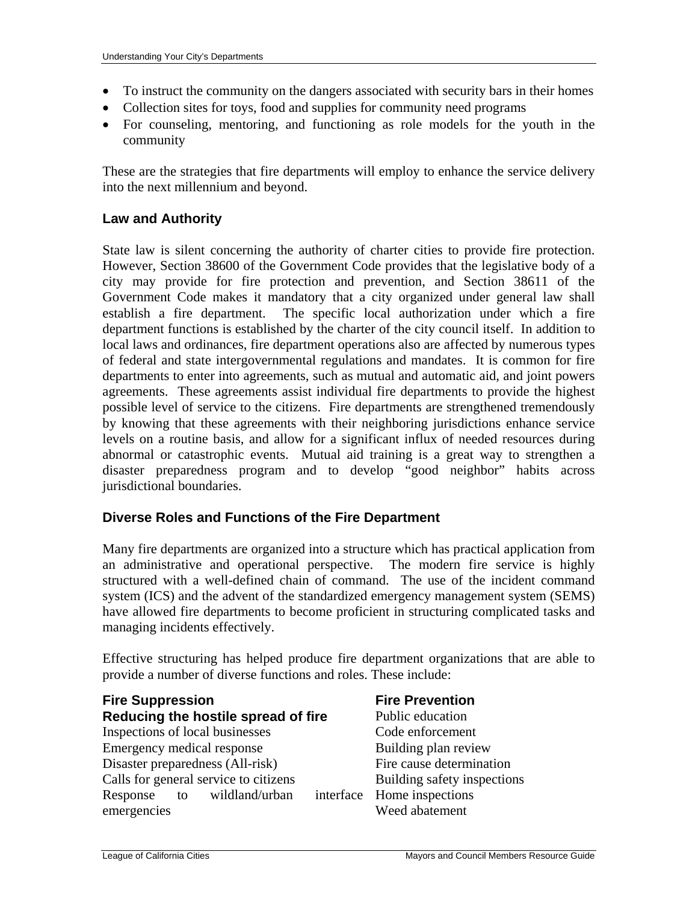- To instruct the community on the dangers associated with security bars in their homes
- Collection sites for toys, food and supplies for community need programs
- For counseling, mentoring, and functioning as role models for the youth in the community

These are the strategies that fire departments will employ to enhance the service delivery into the next millennium and beyond.

### Law and Authority

State law is silent concerning the authority of charter cities to provide fire protection. However, Section 38600 of the Government Code provides that the legislative body of a city may provide for fire protection and prevention, and Section 38611 of the Government Code makes it mandatory that a city organized under general law shall establish a fire department. The specific local authorization under which a fire department functions is established by the charter of the city council itself. In addition to local laws and ordinances, fire department operations also are affected by numerous types of federal and state intergovernmental regulations and mandates. It is common for fire departments to enter into agreements, such as mutual and automatic aid, and joint powers agreements. These agreements assist individual fire departments to provide the highest possible level of service to the citizens. Fire departments are strengthened tremendously by knowing that these agreements with their neighboring jurisdictions enhance service levels on a routine basis, and allow for a significant influx of needed resources during abnormal or catastrophic events. Mutual aid training is a great way to strengthen a disaster preparedness program and to develop "good neighbor" habits across jurisdictional boundaries.

### Diverse Roles and Functions of the Fire Department

Many fire departments are organized into a structure which has practical application from an administrative and operational perspective. The modern fire service is highly structured with a well-defined chain of command. The use of the incident command system (ICS) and the advent of the standardized emergency management system (SEMS) have allowed fire departments to become proficient in structuring complicated tasks and managing incidents effectively.

Effective structuring has helped produce fire department organizations that are able to provide a number of diverse functions and roles. These include:

**Fire Suppression**
**Reducing the hostile spread of fire**
Inspections of local businesses
Emergency medical response
Disaster preparedness (All-risk)
Calls for general service to citizens
Response to wildland/urban interface emergencies

**Fire Prevention**
Public education
Code enforcement
Building plan review
Fire cause determination
Building safety inspections
Home inspections
Weed abatement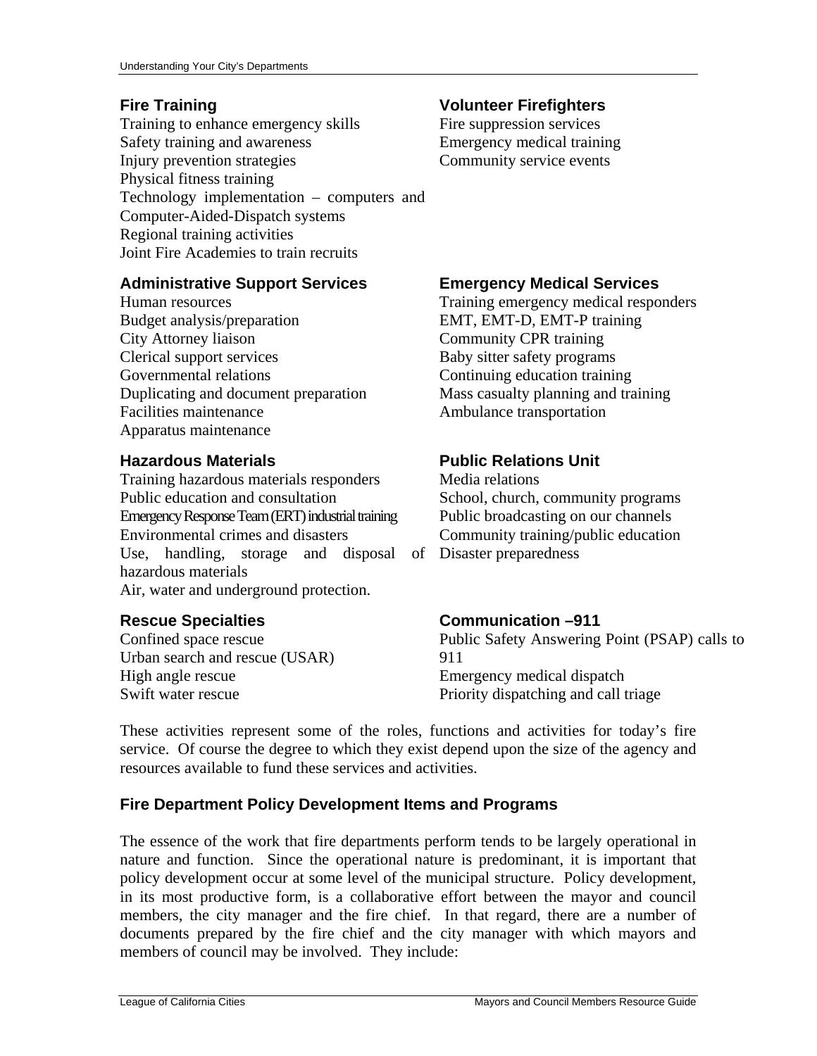### Fire Training

Training to enhance emergency skills
Safety training and awareness
Injury prevention strategies
Physical fitness training
Technology implementation – computers and Computer-Aided-Dispatch systems
Regional training activities
Joint Fire Academies to train recruits

### Volunteer Firefighters

Fire suppression services
Emergency medical training
Community service events

### Administrative Support Services

Human resources
Budget analysis/preparation
City Attorney liaison
Clerical support services
Governmental relations
Duplicating and document preparation
Facilities maintenance
Apparatus maintenance

### Emergency Medical Services

Training emergency medical responders
EMT, EMT-D, EMT-P training
Community CPR training
Baby sitter safety programs
Continuing education training
Mass casualty planning and training
Ambulance transportation

### Hazardous Materials

Training hazardous materials responders
Public education and consultation
Emergency Response Team (ERT) industrial training
Environmental crimes and disasters
Use, handling, storage and disposal of hazardous materials
Air, water and underground protection.

### Public Relations Unit

Media relations
School, church, community programs
Public broadcasting on our channels
Community training/public education
Disaster preparedness

### Rescue Specialties

Confined space rescue
Urban search and rescue (USAR)
High angle rescue
Swift water rescue

### Communication –911

Public Safety Answering Point (PSAP) calls to 911
Emergency medical dispatch
Priority dispatching and call triage

These activities represent some of the roles, functions and activities for today's fire service. Of course the degree to which they exist depend upon the size of the agency and resources available to fund these services and activities.

### Fire Department Policy Development Items and Programs

The essence of the work that fire departments perform tends to be largely operational in nature and function. Since the operational nature is predominant, it is important that policy development occur at some level of the municipal structure. Policy development, in its most productive form, is a collaborative effort between the mayor and council members, the city manager and the fire chief. In that regard, there are a number of documents prepared by the fire chief and the city manager with which mayors and members of council may be involved. They include: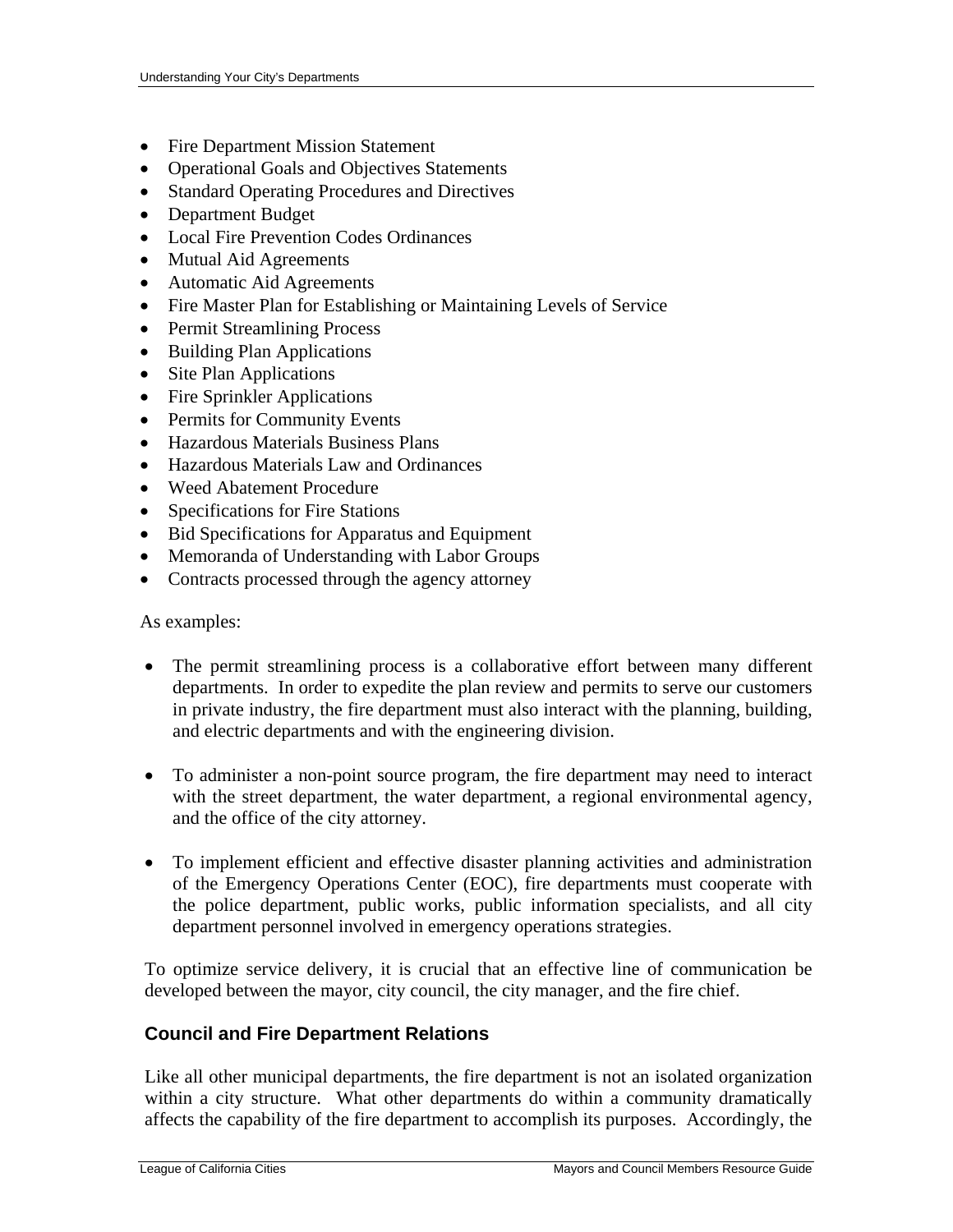- Fire Department Mission Statement
- Operational Goals and Objectives Statements
- Standard Operating Procedures and Directives
- Department Budget
- Local Fire Prevention Codes Ordinances
- Mutual Aid Agreements
- Automatic Aid Agreements
- Fire Master Plan for Establishing or Maintaining Levels of Service
- Permit Streamlining Process
- Building Plan Applications
- Site Plan Applications
- Fire Sprinkler Applications
- Permits for Community Events
- Hazardous Materials Business Plans
- Hazardous Materials Law and Ordinances
- Weed Abatement Procedure
- Specifications for Fire Stations
- Bid Specifications for Apparatus and Equipment
- Memoranda of Understanding with Labor Groups
- Contracts processed through the agency attorney

As examples:

- The permit streamlining process is a collaborative effort between many different departments. In order to expedite the plan review and permits to serve our customers in private industry, the fire department must also interact with the planning, building, and electric departments and with the engineering division.

- To administer a non-point source program, the fire department may need to interact with the street department, the water department, a regional environmental agency, and the office of the city attorney.

- To implement efficient and effective disaster planning activities and administration of the Emergency Operations Center (EOC), fire departments must cooperate with the police department, public works, public information specialists, and all city department personnel involved in emergency operations strategies.

To optimize service delivery, it is crucial that an effective line of communication be developed between the mayor, city council, the city manager, and the fire chief.

## Council and Fire Department Relations

Like all other municipal departments, the fire department is not an isolated organization within a city structure. What other departments do within a community dramatically affects the capability of the fire department to accomplish its purposes. Accordingly, the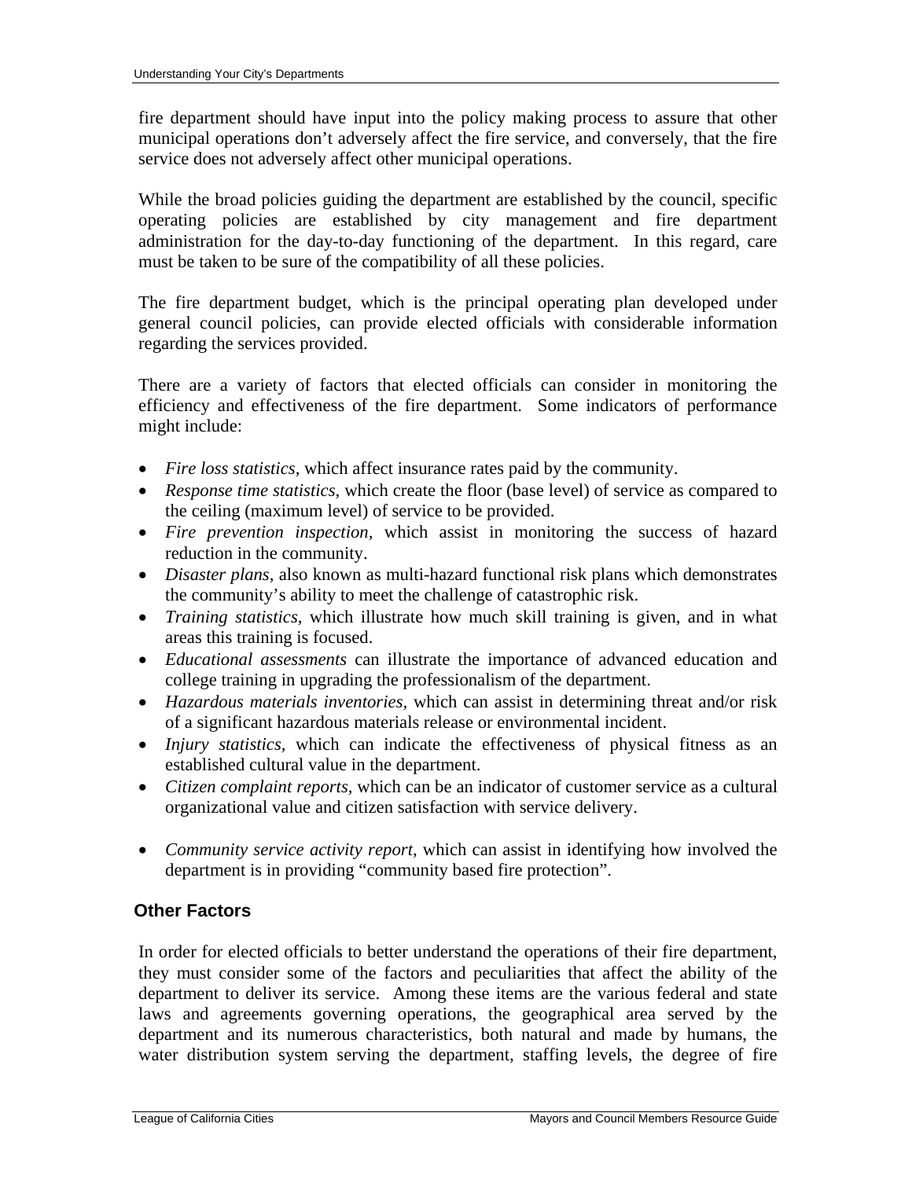fire department should have input into the policy making process to assure that other municipal operations don't adversely affect the fire service, and conversely, that the fire service does not adversely affect other municipal operations.

While the broad policies guiding the department are established by the council, specific operating policies are established by city management and fire department administration for the day-to-day functioning of the department. In this regard, care must be taken to be sure of the compatibility of all these policies.

The fire department budget, which is the principal operating plan developed under general council policies, can provide elected officials with considerable information regarding the services provided.

There are a variety of factors that elected officials can consider in monitoring the efficiency and effectiveness of the fire department. Some indicators of performance might include:

- *Fire loss statistics*, which affect insurance rates paid by the community.
- *Response time statistics*, which create the floor (base level) of service as compared to the ceiling (maximum level) of service to be provided.
- *Fire prevention inspection*, which assist in monitoring the success of hazard reduction in the community.
- *Disaster plans*, also known as multi-hazard functional risk plans which demonstrates the community's ability to meet the challenge of catastrophic risk.
- *Training statistics*, which illustrate how much skill training is given, and in what areas this training is focused.
- *Educational assessments* can illustrate the importance of advanced education and college training in upgrading the professionalism of the department.
- *Hazardous materials inventories*, which can assist in determining threat and/or risk of a significant hazardous materials release or environmental incident.
- *Injury statistics*, which can indicate the effectiveness of physical fitness as an established cultural value in the department.
- *Citizen complaint reports*, which can be an indicator of customer service as a cultural organizational value and citizen satisfaction with service delivery.
- *Community service activity report*, which can assist in identifying how involved the department is in providing "community based fire protection".

## Other Factors

In order for elected officials to better understand the operations of their fire department, they must consider some of the factors and peculiarities that affect the ability of the department to deliver its service. Among these items are the various federal and state laws and agreements governing operations, the geographical area served by the department and its numerous characteristics, both natural and made by humans, the water distribution system serving the department, staffing levels, the degree of fire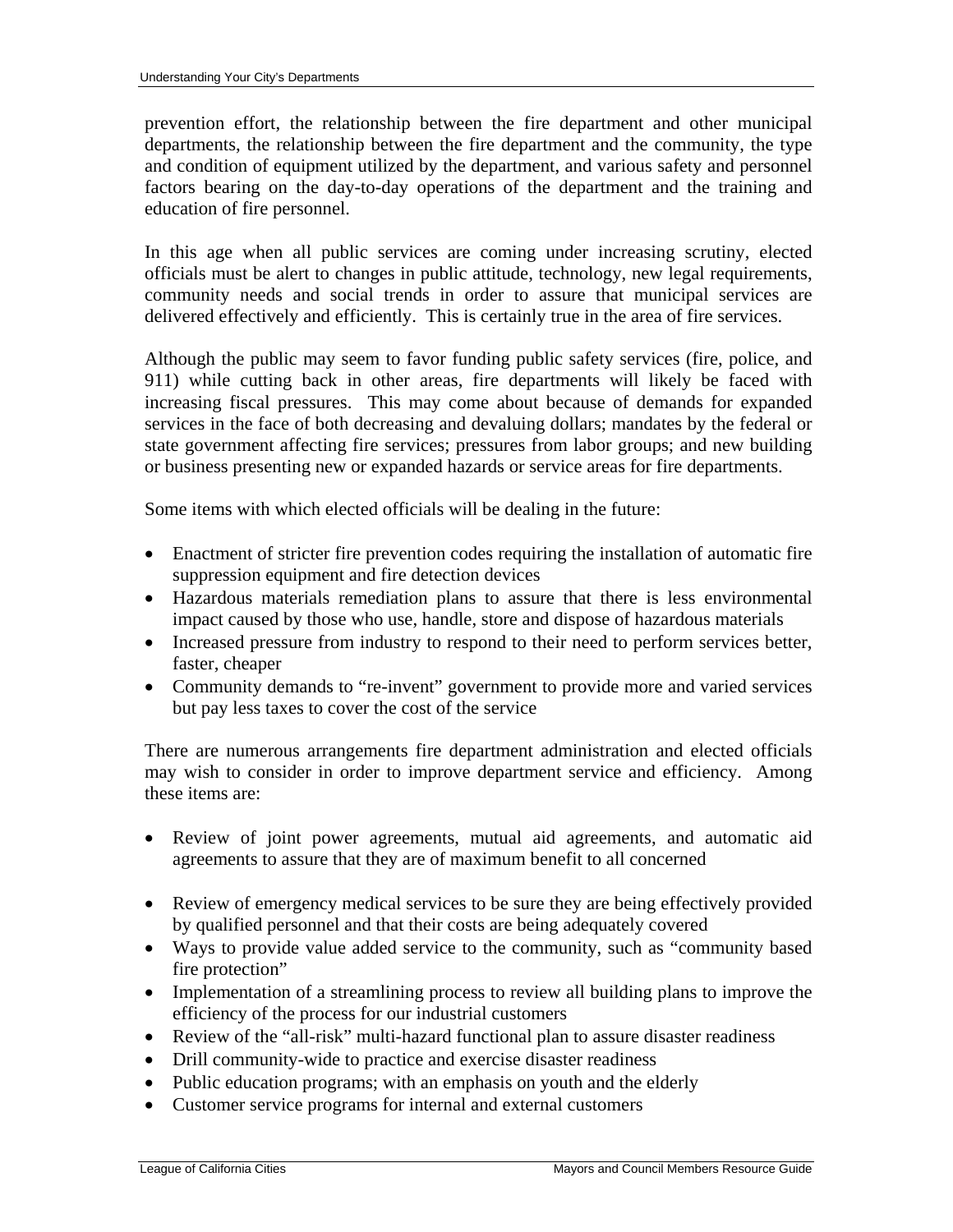prevention effort, the relationship between the fire department and other municipal departments, the relationship between the fire department and the community, the type and condition of equipment utilized by the department, and various safety and personnel factors bearing on the day-to-day operations of the department and the training and education of fire personnel.

In this age when all public services are coming under increasing scrutiny, elected officials must be alert to changes in public attitude, technology, new legal requirements, community needs and social trends in order to assure that municipal services are delivered effectively and efficiently. This is certainly true in the area of fire services.

Although the public may seem to favor funding public safety services (fire, police, and 911) while cutting back in other areas, fire departments will likely be faced with increasing fiscal pressures. This may come about because of demands for expanded services in the face of both decreasing and devaluing dollars; mandates by the federal or state government affecting fire services; pressures from labor groups; and new building or business presenting new or expanded hazards or service areas for fire departments.

Some items with which elected officials will be dealing in the future:

- Enactment of stricter fire prevention codes requiring the installation of automatic fire suppression equipment and fire detection devices
- Hazardous materials remediation plans to assure that there is less environmental impact caused by those who use, handle, store and dispose of hazardous materials
- Increased pressure from industry to respond to their need to perform services better, faster, cheaper
- Community demands to "re-invent" government to provide more and varied services but pay less taxes to cover the cost of the service

There are numerous arrangements fire department administration and elected officials may wish to consider in order to improve department service and efficiency. Among these items are:

- Review of joint power agreements, mutual aid agreements, and automatic aid agreements to assure that they are of maximum benefit to all concerned
- Review of emergency medical services to be sure they are being effectively provided by qualified personnel and that their costs are being adequately covered
- Ways to provide value added service to the community, such as "community based fire protection"
- Implementation of a streamlining process to review all building plans to improve the efficiency of the process for our industrial customers
- Review of the "all-risk" multi-hazard functional plan to assure disaster readiness
- Drill community-wide to practice and exercise disaster readiness
- Public education programs; with an emphasis on youth and the elderly
- Customer service programs for internal and external customers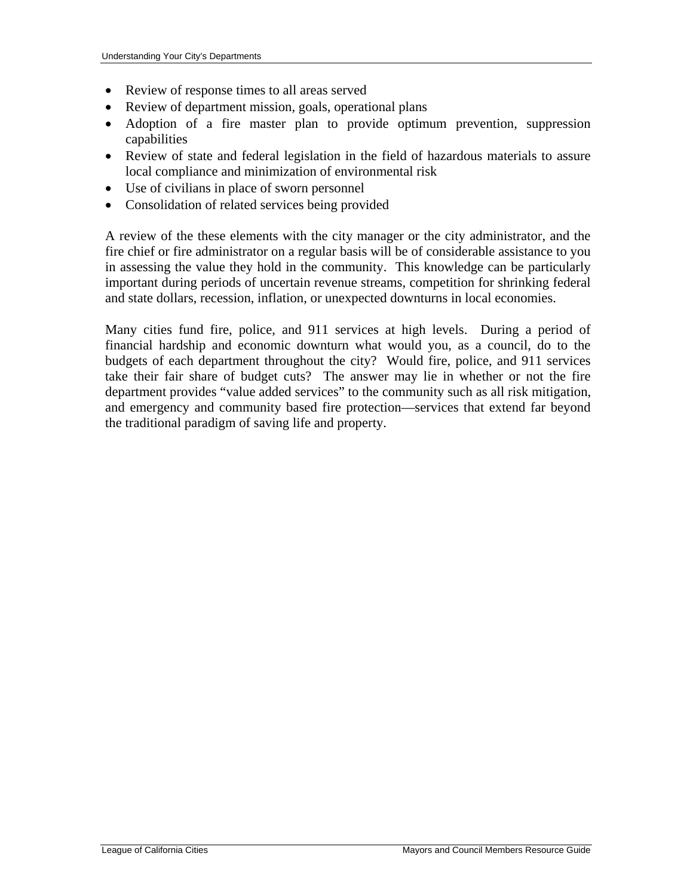- Review of response times to all areas served
- Review of department mission, goals, operational plans
- Adoption of a fire master plan to provide optimum prevention, suppression capabilities
- Review of state and federal legislation in the field of hazardous materials to assure local compliance and minimization of environmental risk
- Use of civilians in place of sworn personnel
- Consolidation of related services being provided

A review of the these elements with the city manager or the city administrator, and the fire chief or fire administrator on a regular basis will be of considerable assistance to you in assessing the value they hold in the community. This knowledge can be particularly important during periods of uncertain revenue streams, competition for shrinking federal and state dollars, recession, inflation, or unexpected downturns in local economies.

Many cities fund fire, police, and 911 services at high levels. During a period of financial hardship and economic downturn what would you, as a council, do to the budgets of each department throughout the city? Would fire, police, and 911 services take their fair share of budget cuts? The answer may lie in whether or not the fire department provides "value added services" to the community such as all risk mitigation, and emergency and community based fire protection—services that extend far beyond the traditional paradigm of saving life and property.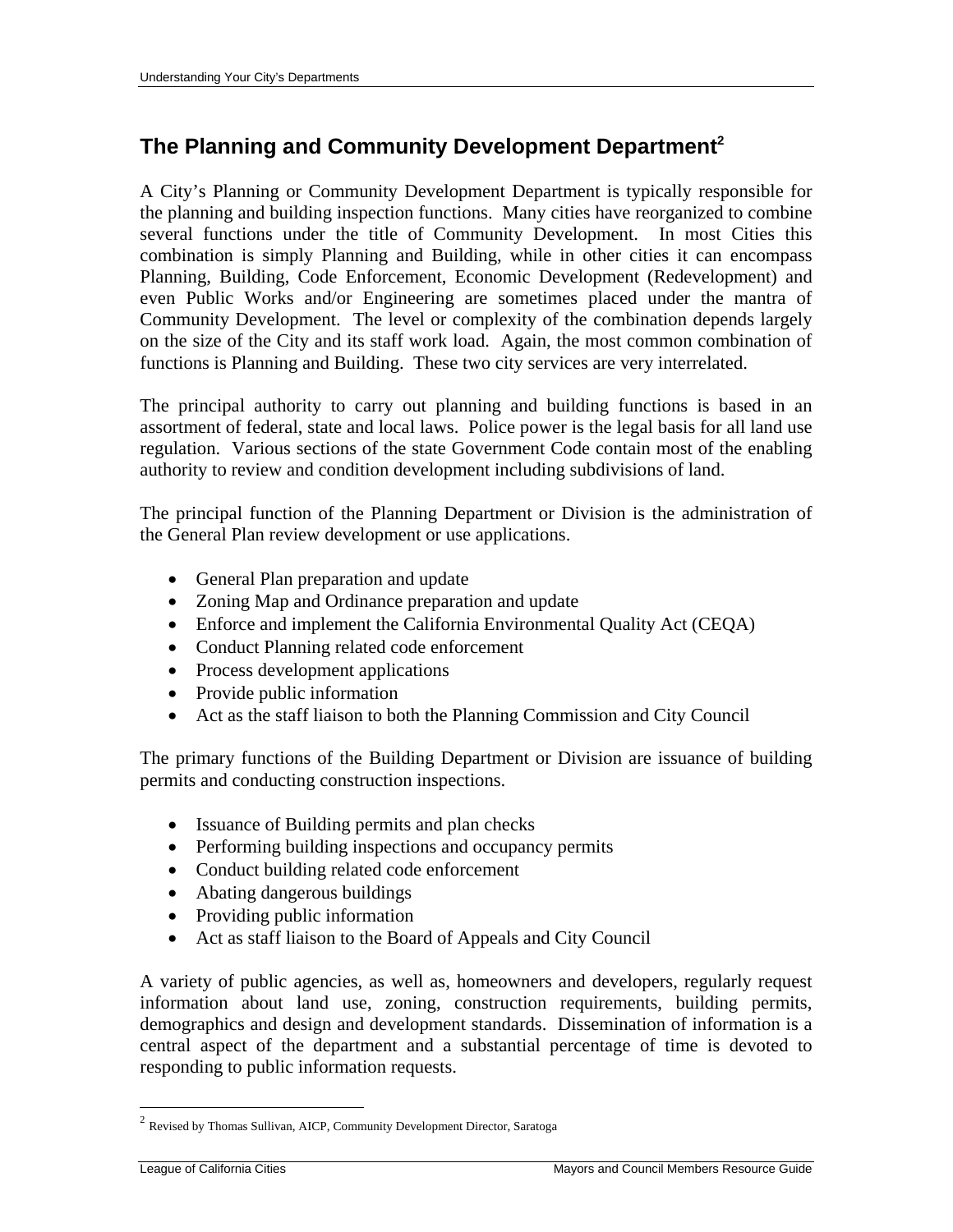## The Planning and Community Development Department[2]

A City's Planning or Community Development Department is typically responsible for the planning and building inspection functions. Many cities have reorganized to combine several functions under the title of Community Development. In most Cities this combination is simply Planning and Building, while in other cities it can encompass Planning, Building, Code Enforcement, Economic Development (Redevelopment) and even Public Works and/or Engineering are sometimes placed under the mantra of Community Development. The level or complexity of the combination depends largely on the size of the City and its staff work load. Again, the most common combination of functions is Planning and Building. These two city services are very interrelated.

The principal authority to carry out planning and building functions is based in an assortment of federal, state and local laws. Police power is the legal basis for all land use regulation. Various sections of the state Government Code contain most of the enabling authority to review and condition development including subdivisions of land.

The principal function of the Planning Department or Division is the administration of the General Plan review development or use applications.

- General Plan preparation and update
- Zoning Map and Ordinance preparation and update
- Enforce and implement the California Environmental Quality Act (CEQA)
- Conduct Planning related code enforcement
- Process development applications
- Provide public information
- Act as the staff liaison to both the Planning Commission and City Council

The primary functions of the Building Department or Division are issuance of building permits and conducting construction inspections.

- Issuance of Building permits and plan checks
- Performing building inspections and occupancy permits
- Conduct building related code enforcement
- Abating dangerous buildings
- Providing public information
- Act as staff liaison to the Board of Appeals and City Council

A variety of public agencies, as well as, homeowners and developers, regularly request information about land use, zoning, construction requirements, building permits, demographics and design and development standards. Dissemination of information is a central aspect of the department and a substantial percentage of time is devoted to responding to public information requests.

[2] Revised by Thomas Sullivan, AICP, Community Development Director, Saratoga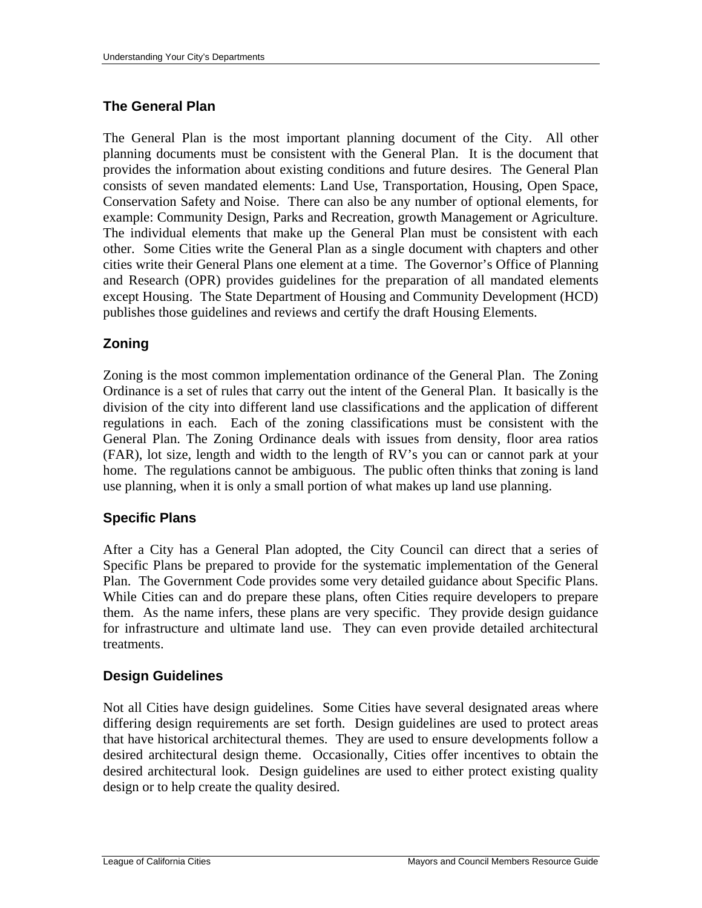## The General Plan

The General Plan is the most important planning document of the City. All other planning documents must be consistent with the General Plan. It is the document that provides the information about existing conditions and future desires. The General Plan consists of seven mandated elements: Land Use, Transportation, Housing, Open Space, Conservation Safety and Noise. There can also be any number of optional elements, for example: Community Design, Parks and Recreation, growth Management or Agriculture. The individual elements that make up the General Plan must be consistent with each other. Some Cities write the General Plan as a single document with chapters and other cities write their General Plans one element at a time. The Governor's Office of Planning and Research (OPR) provides guidelines for the preparation of all mandated elements except Housing. The State Department of Housing and Community Development (HCD) publishes those guidelines and reviews and certify the draft Housing Elements.

## Zoning

Zoning is the most common implementation ordinance of the General Plan. The Zoning Ordinance is a set of rules that carry out the intent of the General Plan. It basically is the division of the city into different land use classifications and the application of different regulations in each. Each of the zoning classifications must be consistent with the General Plan. The Zoning Ordinance deals with issues from density, floor area ratios (FAR), lot size, length and width to the length of RV's you can or cannot park at your home. The regulations cannot be ambiguous. The public often thinks that zoning is land use planning, when it is only a small portion of what makes up land use planning.

## Specific Plans

After a City has a General Plan adopted, the City Council can direct that a series of Specific Plans be prepared to provide for the systematic implementation of the General Plan. The Government Code provides some very detailed guidance about Specific Plans. While Cities can and do prepare these plans, often Cities require developers to prepare them. As the name infers, these plans are very specific. They provide design guidance for infrastructure and ultimate land use. They can even provide detailed architectural treatments.

## Design Guidelines

Not all Cities have design guidelines. Some Cities have several designated areas where differing design requirements are set forth. Design guidelines are used to protect areas that have historical architectural themes. They are used to ensure developments follow a desired architectural design theme. Occasionally, Cities offer incentives to obtain the desired architectural look. Design guidelines are used to either protect existing quality design or to help create the quality desired.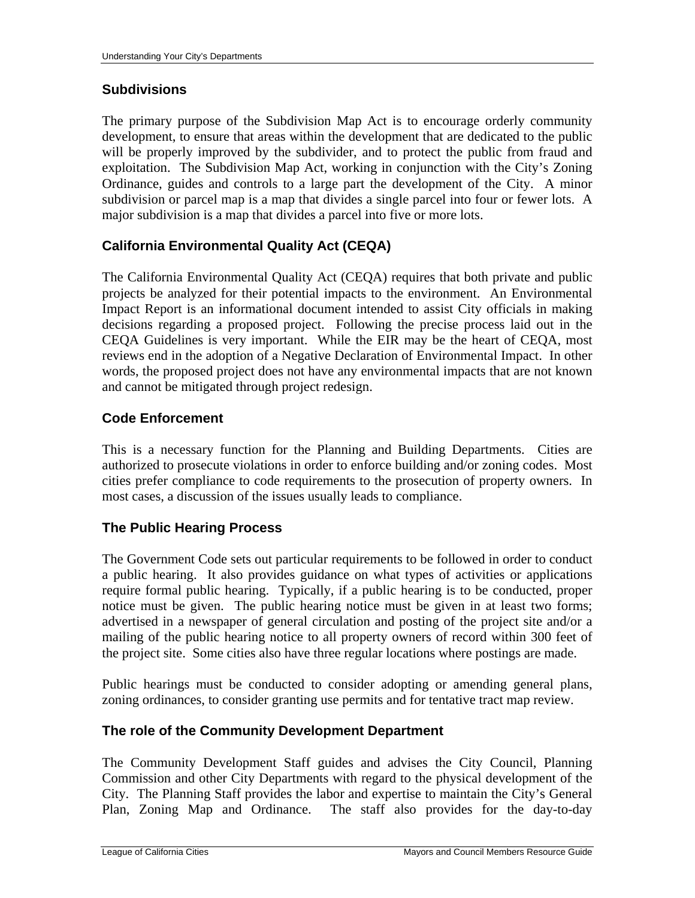## Subdivisions

The primary purpose of the Subdivision Map Act is to encourage orderly community development, to ensure that areas within the development that are dedicated to the public will be properly improved by the subdivider, and to protect the public from fraud and exploitation. The Subdivision Map Act, working in conjunction with the City's Zoning Ordinance, guides and controls to a large part the development of the City. A minor subdivision or parcel map is a map that divides a single parcel into four or fewer lots. A major subdivision is a map that divides a parcel into five or more lots.

## California Environmental Quality Act (CEQA)

The California Environmental Quality Act (CEQA) requires that both private and public projects be analyzed for their potential impacts to the environment. An Environmental Impact Report is an informational document intended to assist City officials in making decisions regarding a proposed project. Following the precise process laid out in the CEQA Guidelines is very important. While the EIR may be the heart of CEQA, most reviews end in the adoption of a Negative Declaration of Environmental Impact. In other words, the proposed project does not have any environmental impacts that are not known and cannot be mitigated through project redesign.

## Code Enforcement

This is a necessary function for the Planning and Building Departments. Cities are authorized to prosecute violations in order to enforce building and/or zoning codes. Most cities prefer compliance to code requirements to the prosecution of property owners. In most cases, a discussion of the issues usually leads to compliance.

## The Public Hearing Process

The Government Code sets out particular requirements to be followed in order to conduct a public hearing. It also provides guidance on what types of activities or applications require formal public hearing. Typically, if a public hearing is to be conducted, proper notice must be given. The public hearing notice must be given in at least two forms; advertised in a newspaper of general circulation and posting of the project site and/or a mailing of the public hearing notice to all property owners of record within 300 feet of the project site. Some cities also have three regular locations where postings are made.

Public hearings must be conducted to consider adopting or amending general plans, zoning ordinances, to consider granting use permits and for tentative tract map review.

## The role of the Community Development Department

The Community Development Staff guides and advises the City Council, Planning Commission and other City Departments with regard to the physical development of the City. The Planning Staff provides the labor and expertise to maintain the City's General Plan, Zoning Map and Ordinance. The staff also provides for the day-to-day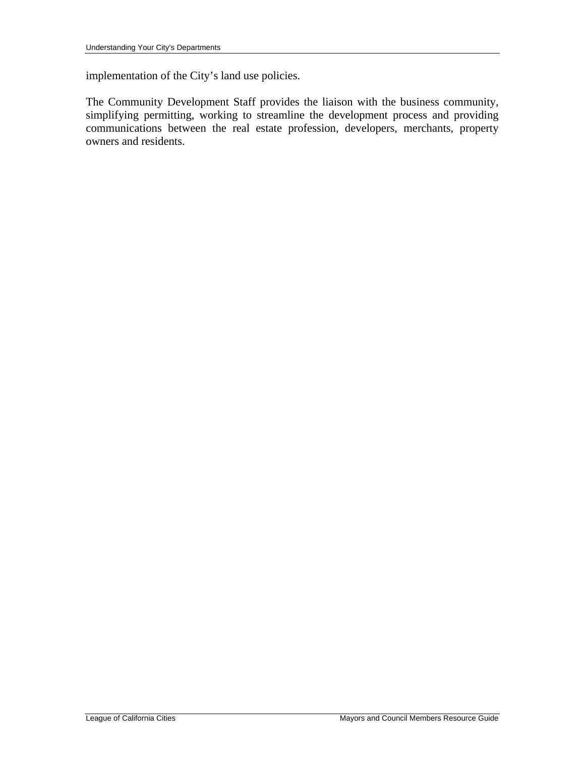implementation of the City's land use policies.

The Community Development Staff provides the liaison with the business community, simplifying permitting, working to streamline the development process and providing communications between the real estate profession, developers, merchants, property owners and residents.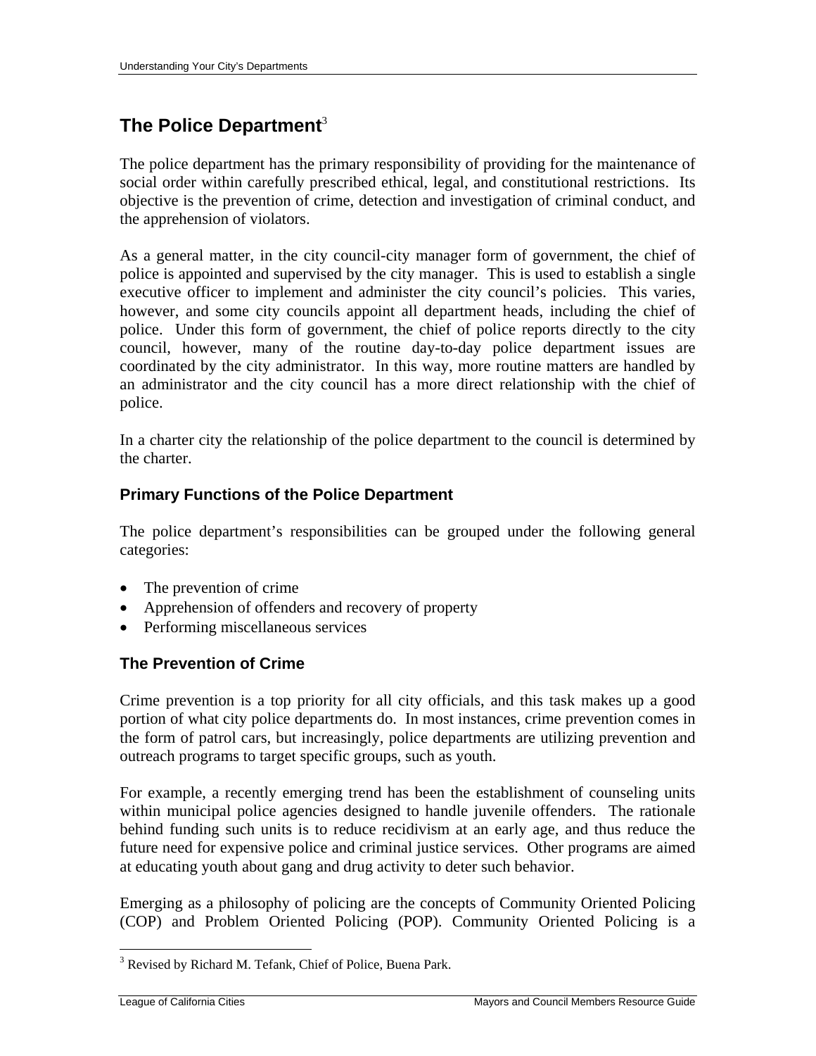## The Police Department[3]

The police department has the primary responsibility of providing for the maintenance of social order within carefully prescribed ethical, legal, and constitutional restrictions. Its objective is the prevention of crime, detection and investigation of criminal conduct, and the apprehension of violators.

As a general matter, in the city council-city manager form of government, the chief of police is appointed and supervised by the city manager. This is used to establish a single executive officer to implement and administer the city council's policies. This varies, however, and some city councils appoint all department heads, including the chief of police. Under this form of government, the chief of police reports directly to the city council, however, many of the routine day-to-day police department issues are coordinated by the city administrator. In this way, more routine matters are handled by an administrator and the city council has a more direct relationship with the chief of police.

In a charter city the relationship of the police department to the council is determined by the charter.

### Primary Functions of the Police Department

The police department's responsibilities can be grouped under the following general categories:

- The prevention of crime
- Apprehension of offenders and recovery of property
- Performing miscellaneous services

### The Prevention of Crime

Crime prevention is a top priority for all city officials, and this task makes up a good portion of what city police departments do. In most instances, crime prevention comes in the form of patrol cars, but increasingly, police departments are utilizing prevention and outreach programs to target specific groups, such as youth.

For example, a recently emerging trend has been the establishment of counseling units within municipal police agencies designed to handle juvenile offenders. The rationale behind funding such units is to reduce recidivism at an early age, and thus reduce the future need for expensive police and criminal justice services. Other programs are aimed at educating youth about gang and drug activity to deter such behavior.

Emerging as a philosophy of policing are the concepts of Community Oriented Policing (COP) and Problem Oriented Policing (POP). Community Oriented Policing is a

[3] Revised by Richard M. Tefank, Chief of Police, Buena Park.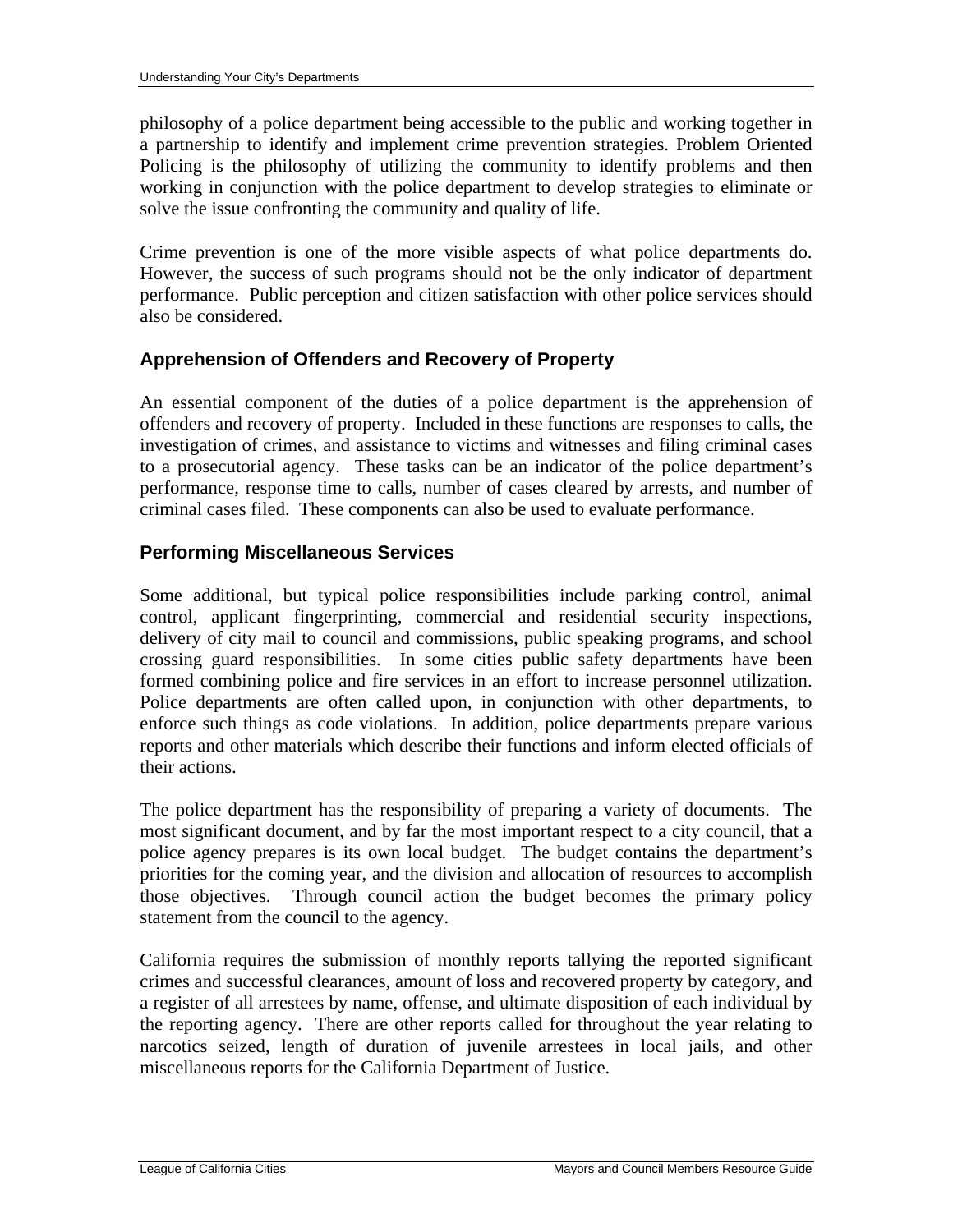philosophy of a police department being accessible to the public and working together in a partnership to identify and implement crime prevention strategies. Problem Oriented Policing is the philosophy of utilizing the community to identify problems and then working in conjunction with the police department to develop strategies to eliminate or solve the issue confronting the community and quality of life.

Crime prevention is one of the more visible aspects of what police departments do. However, the success of such programs should not be the only indicator of department performance. Public perception and citizen satisfaction with other police services should also be considered.

### Apprehension of Offenders and Recovery of Property

An essential component of the duties of a police department is the apprehension of offenders and recovery of property. Included in these functions are responses to calls, the investigation of crimes, and assistance to victims and witnesses and filing criminal cases to a prosecutorial agency. These tasks can be an indicator of the police department's performance, response time to calls, number of cases cleared by arrests, and number of criminal cases filed. These components can also be used to evaluate performance.

### Performing Miscellaneous Services

Some additional, but typical police responsibilities include parking control, animal control, applicant fingerprinting, commercial and residential security inspections, delivery of city mail to council and commissions, public speaking programs, and school crossing guard responsibilities. In some cities public safety departments have been formed combining police and fire services in an effort to increase personnel utilization. Police departments are often called upon, in conjunction with other departments, to enforce such things as code violations. In addition, police departments prepare various reports and other materials which describe their functions and inform elected officials of their actions.

The police department has the responsibility of preparing a variety of documents. The most significant document, and by far the most important respect to a city council, that a police agency prepares is its own local budget. The budget contains the department's priorities for the coming year, and the division and allocation of resources to accomplish those objectives. Through council action the budget becomes the primary policy statement from the council to the agency.

California requires the submission of monthly reports tallying the reported significant crimes and successful clearances, amount of loss and recovered property by category, and a register of all arrestees by name, offense, and ultimate disposition of each individual by the reporting agency. There are other reports called for throughout the year relating to narcotics seized, length of duration of juvenile arrestees in local jails, and other miscellaneous reports for the California Department of Justice.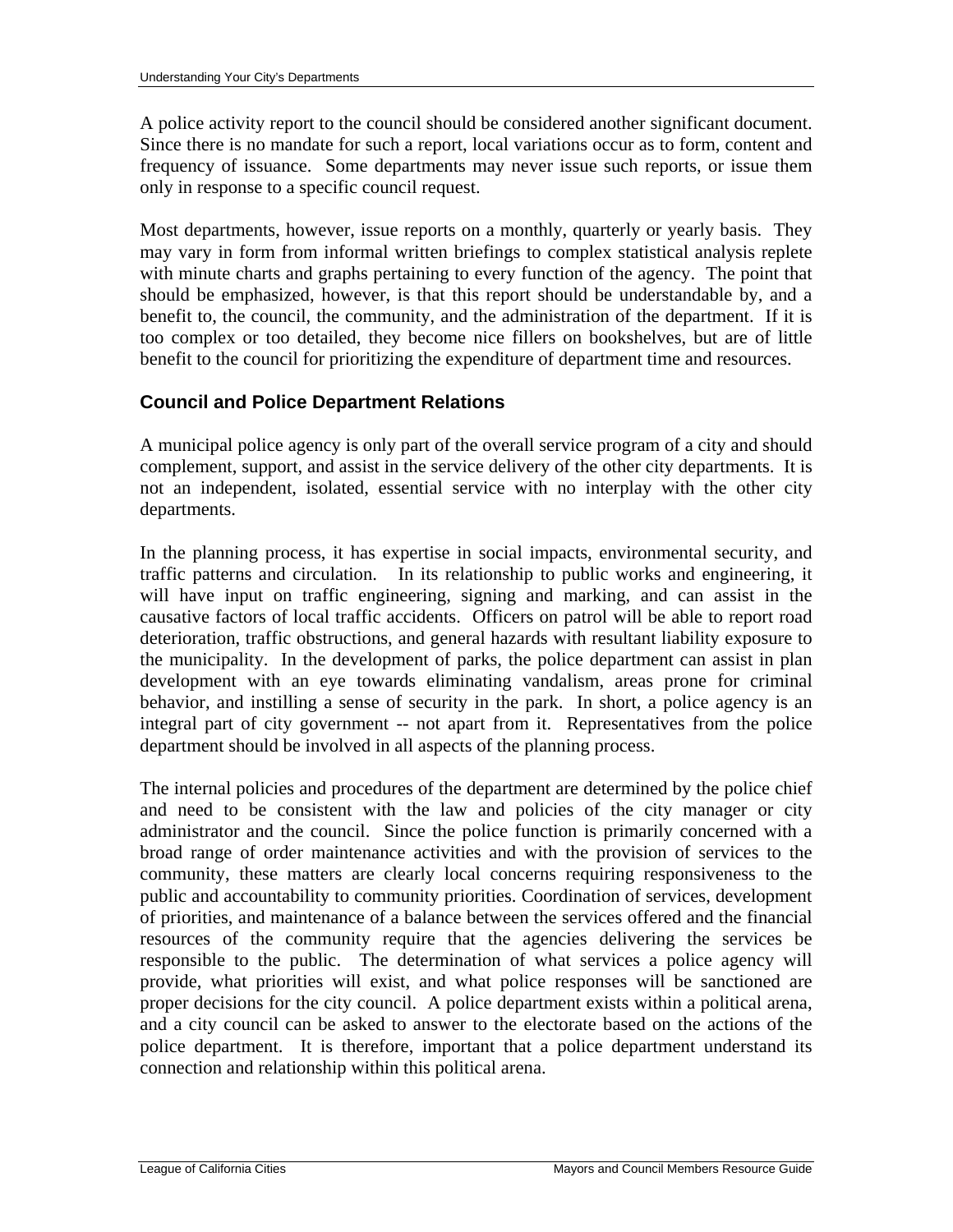A police activity report to the council should be considered another significant document. Since there is no mandate for such a report, local variations occur as to form, content and frequency of issuance. Some departments may never issue such reports, or issue them only in response to a specific council request.

Most departments, however, issue reports on a monthly, quarterly or yearly basis. They may vary in form from informal written briefings to complex statistical analysis replete with minute charts and graphs pertaining to every function of the agency. The point that should be emphasized, however, is that this report should be understandable by, and a benefit to, the council, the community, and the administration of the department. If it is too complex or too detailed, they become nice fillers on bookshelves, but are of little benefit to the council for prioritizing the expenditure of department time and resources.

### Council and Police Department Relations

A municipal police agency is only part of the overall service program of a city and should complement, support, and assist in the service delivery of the other city departments. It is not an independent, isolated, essential service with no interplay with the other city departments.

In the planning process, it has expertise in social impacts, environmental security, and traffic patterns and circulation. In its relationship to public works and engineering, it will have input on traffic engineering, signing and marking, and can assist in the causative factors of local traffic accidents. Officers on patrol will be able to report road deterioration, traffic obstructions, and general hazards with resultant liability exposure to the municipality. In the development of parks, the police department can assist in plan development with an eye towards eliminating vandalism, areas prone for criminal behavior, and instilling a sense of security in the park. In short, a police agency is an integral part of city government -- not apart from it. Representatives from the police department should be involved in all aspects of the planning process.

The internal policies and procedures of the department are determined by the police chief and need to be consistent with the law and policies of the city manager or city administrator and the council. Since the police function is primarily concerned with a broad range of order maintenance activities and with the provision of services to the community, these matters are clearly local concerns requiring responsiveness to the public and accountability to community priorities. Coordination of services, development of priorities, and maintenance of a balance between the services offered and the financial resources of the community require that the agencies delivering the services be responsible to the public. The determination of what services a police agency will provide, what priorities will exist, and what police responses will be sanctioned are proper decisions for the city council. A police department exists within a political arena, and a city council can be asked to answer to the electorate based on the actions of the police department. It is therefore, important that a police department understand its connection and relationship within this political arena.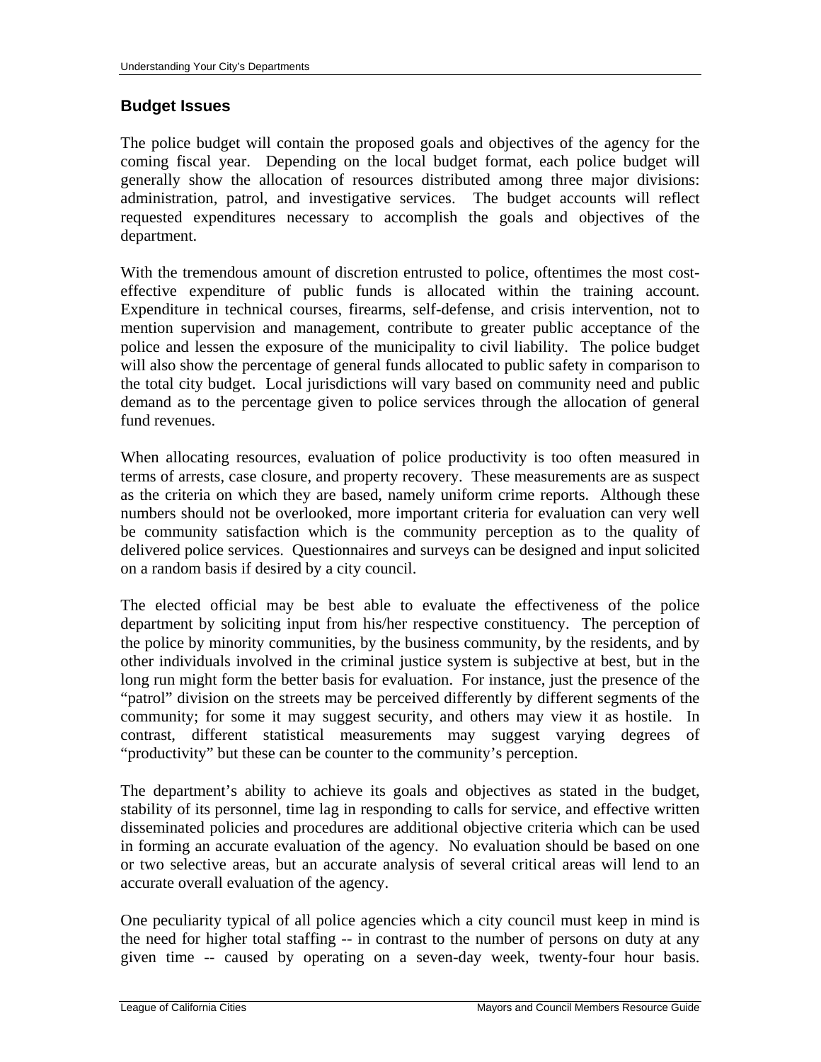## Budget Issues

The police budget will contain the proposed goals and objectives of the agency for the coming fiscal year. Depending on the local budget format, each police budget will generally show the allocation of resources distributed among three major divisions: administration, patrol, and investigative services. The budget accounts will reflect requested expenditures necessary to accomplish the goals and objectives of the department.

With the tremendous amount of discretion entrusted to police, oftentimes the most cost-effective expenditure of public funds is allocated within the training account. Expenditure in technical courses, firearms, self-defense, and crisis intervention, not to mention supervision and management, contribute to greater public acceptance of the police and lessen the exposure of the municipality to civil liability. The police budget will also show the percentage of general funds allocated to public safety in comparison to the total city budget. Local jurisdictions will vary based on community need and public demand as to the percentage given to police services through the allocation of general fund revenues.

When allocating resources, evaluation of police productivity is too often measured in terms of arrests, case closure, and property recovery. These measurements are as suspect as the criteria on which they are based, namely uniform crime reports. Although these numbers should not be overlooked, more important criteria for evaluation can very well be community satisfaction which is the community perception as to the quality of delivered police services. Questionnaires and surveys can be designed and input solicited on a random basis if desired by a city council.

The elected official may be best able to evaluate the effectiveness of the police department by soliciting input from his/her respective constituency. The perception of the police by minority communities, by the business community, by the residents, and by other individuals involved in the criminal justice system is subjective at best, but in the long run might form the better basis for evaluation. For instance, just the presence of the "patrol" division on the streets may be perceived differently by different segments of the community; for some it may suggest security, and others may view it as hostile. In contrast, different statistical measurements may suggest varying degrees of "productivity" but these can be counter to the community's perception.

The department's ability to achieve its goals and objectives as stated in the budget, stability of its personnel, time lag in responding to calls for service, and effective written disseminated policies and procedures are additional objective criteria which can be used in forming an accurate evaluation of the agency. No evaluation should be based on one or two selective areas, but an accurate analysis of several critical areas will lend to an accurate overall evaluation of the agency.

One peculiarity typical of all police agencies which a city council must keep in mind is the need for higher total staffing -- in contrast to the number of persons on duty at any given time -- caused by operating on a seven-day week, twenty-four hour basis.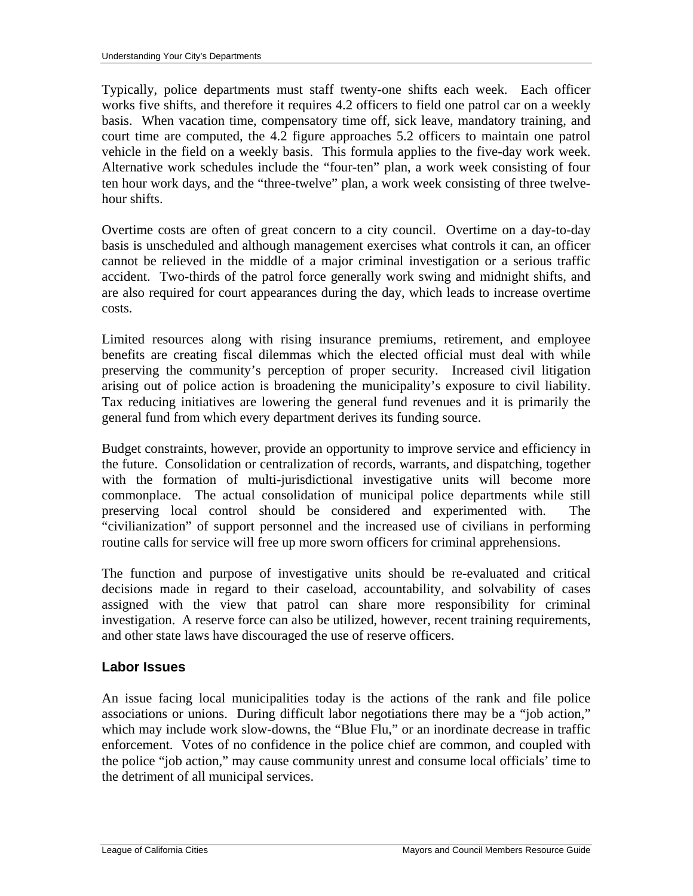Typically, police departments must staff twenty-one shifts each week. Each officer works five shifts, and therefore it requires 4.2 officers to field one patrol car on a weekly basis. When vacation time, compensatory time off, sick leave, mandatory training, and court time are computed, the 4.2 figure approaches 5.2 officers to maintain one patrol vehicle in the field on a weekly basis. This formula applies to the five-day work week. Alternative work schedules include the "four-ten" plan, a work week consisting of four ten hour work days, and the "three-twelve" plan, a work week consisting of three twelve-hour shifts.

Overtime costs are often of great concern to a city council. Overtime on a day-to-day basis is unscheduled and although management exercises what controls it can, an officer cannot be relieved in the middle of a major criminal investigation or a serious traffic accident. Two-thirds of the patrol force generally work swing and midnight shifts, and are also required for court appearances during the day, which leads to increase overtime costs.

Limited resources along with rising insurance premiums, retirement, and employee benefits are creating fiscal dilemmas which the elected official must deal with while preserving the community's perception of proper security. Increased civil litigation arising out of police action is broadening the municipality's exposure to civil liability. Tax reducing initiatives are lowering the general fund revenues and it is primarily the general fund from which every department derives its funding source.

Budget constraints, however, provide an opportunity to improve service and efficiency in the future. Consolidation or centralization of records, warrants, and dispatching, together with the formation of multi-jurisdictional investigative units will become more commonplace. The actual consolidation of municipal police departments while still preserving local control should be considered and experimented with. The "civilianization" of support personnel and the increased use of civilians in performing routine calls for service will free up more sworn officers for criminal apprehensions.

The function and purpose of investigative units should be re-evaluated and critical decisions made in regard to their caseload, accountability, and solvability of cases assigned with the view that patrol can share more responsibility for criminal investigation. A reserve force can also be utilized, however, recent training requirements, and other state laws have discouraged the use of reserve officers.

### Labor Issues

An issue facing local municipalities today is the actions of the rank and file police associations or unions. During difficult labor negotiations there may be a "job action," which may include work slow-downs, the "Blue Flu," or an inordinate decrease in traffic enforcement. Votes of no confidence in the police chief are common, and coupled with the police "job action," may cause community unrest and consume local officials' time to the detriment of all municipal services.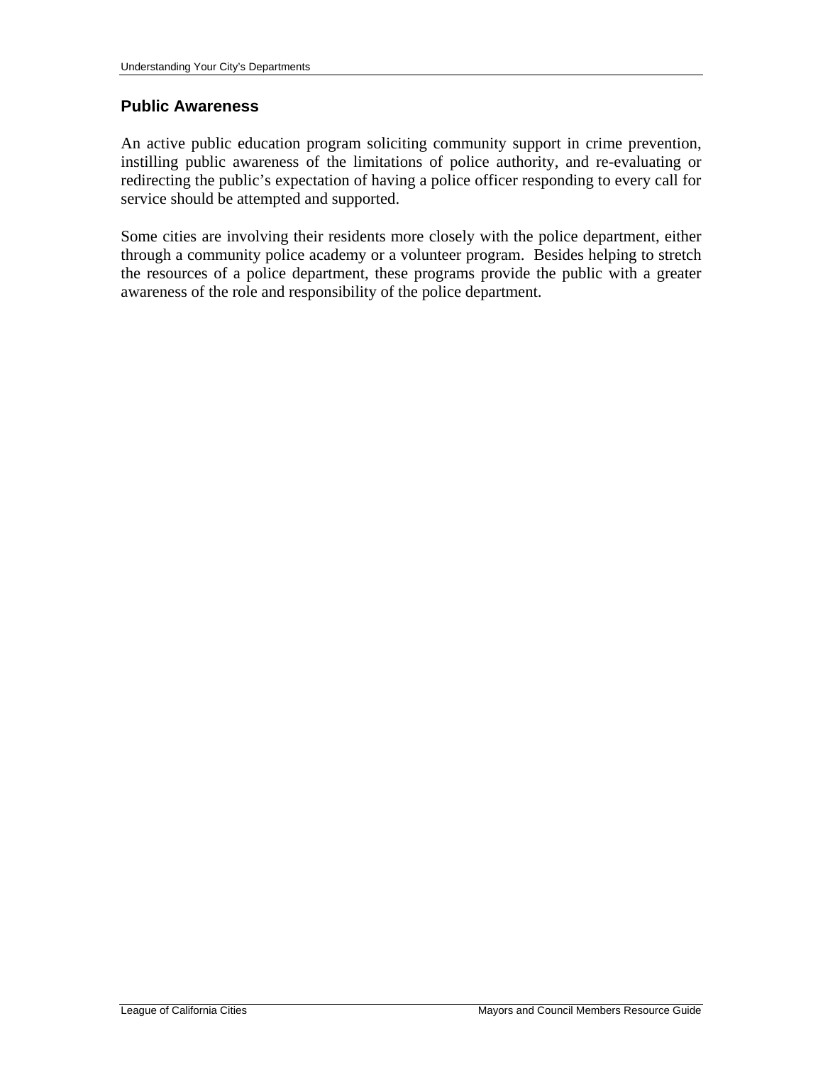## Public Awareness

An active public education program soliciting community support in crime prevention, instilling public awareness of the limitations of police authority, and re-evaluating or redirecting the public's expectation of having a police officer responding to every call for service should be attempted and supported.

Some cities are involving their residents more closely with the police department, either through a community police academy or a volunteer program. Besides helping to stretch the resources of a police department, these programs provide the public with a greater awareness of the role and responsibility of the police department.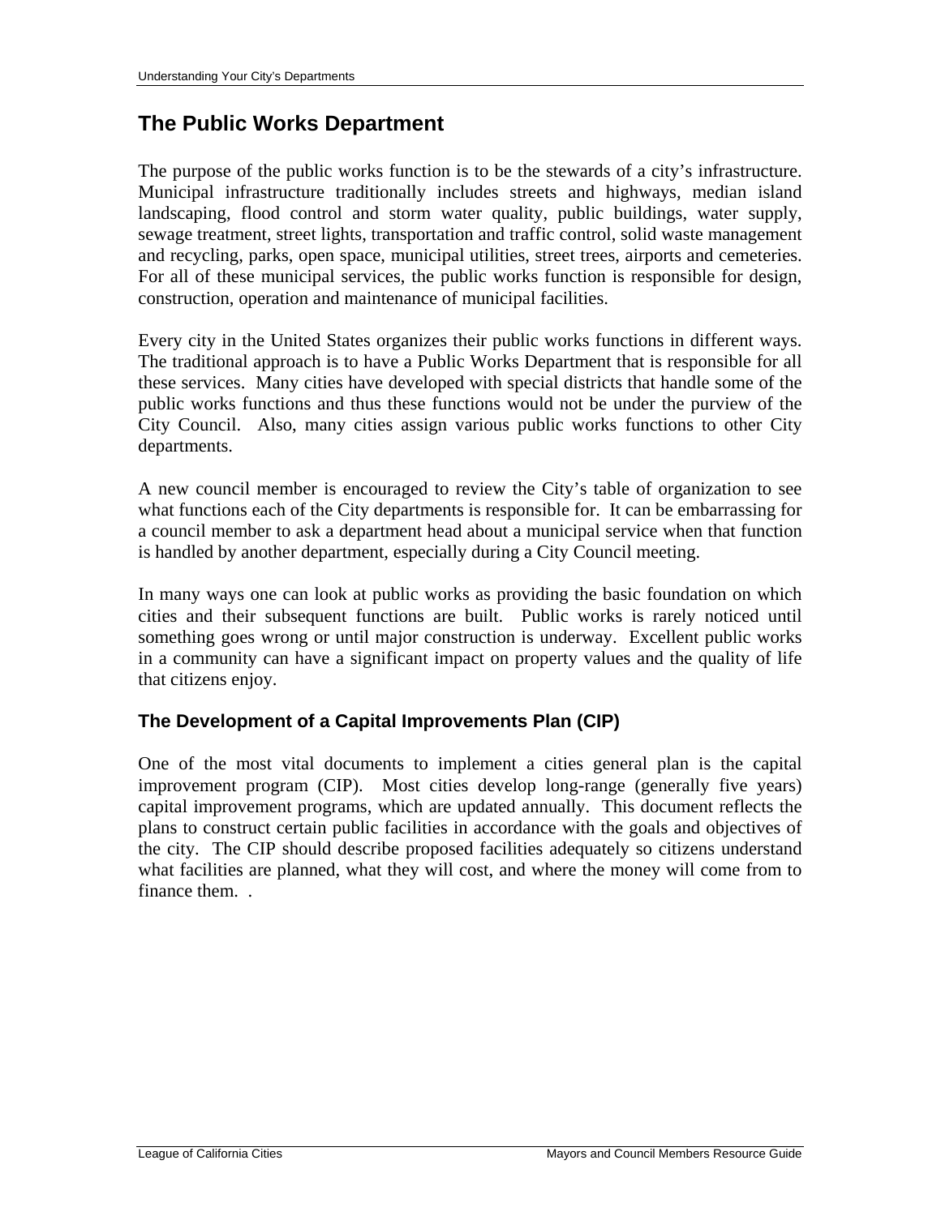## The Public Works Department

The purpose of the public works function is to be the stewards of a city's infrastructure. Municipal infrastructure traditionally includes streets and highways, median island landscaping, flood control and storm water quality, public buildings, water supply, sewage treatment, street lights, transportation and traffic control, solid waste management and recycling, parks, open space, municipal utilities, street trees, airports and cemeteries. For all of these municipal services, the public works function is responsible for design, construction, operation and maintenance of municipal facilities.

Every city in the United States organizes their public works functions in different ways. The traditional approach is to have a Public Works Department that is responsible for all these services. Many cities have developed with special districts that handle some of the public works functions and thus these functions would not be under the purview of the City Council. Also, many cities assign various public works functions to other City departments.

A new council member is encouraged to review the City's table of organization to see what functions each of the City departments is responsible for. It can be embarrassing for a council member to ask a department head about a municipal service when that function is handled by another department, especially during a City Council meeting.

In many ways one can look at public works as providing the basic foundation on which cities and their subsequent functions are built. Public works is rarely noticed until something goes wrong or until major construction is underway. Excellent public works in a community can have a significant impact on property values and the quality of life that citizens enjoy.

### The Development of a Capital Improvements Plan (CIP)

One of the most vital documents to implement a cities general plan is the capital improvement program (CIP). Most cities develop long-range (generally five years) capital improvement programs, which are updated annually. This document reflects the plans to construct certain public facilities in accordance with the goals and objectives of the city. The CIP should describe proposed facilities adequately so citizens understand what facilities are planned, what they will cost, and where the money will come from to finance them. .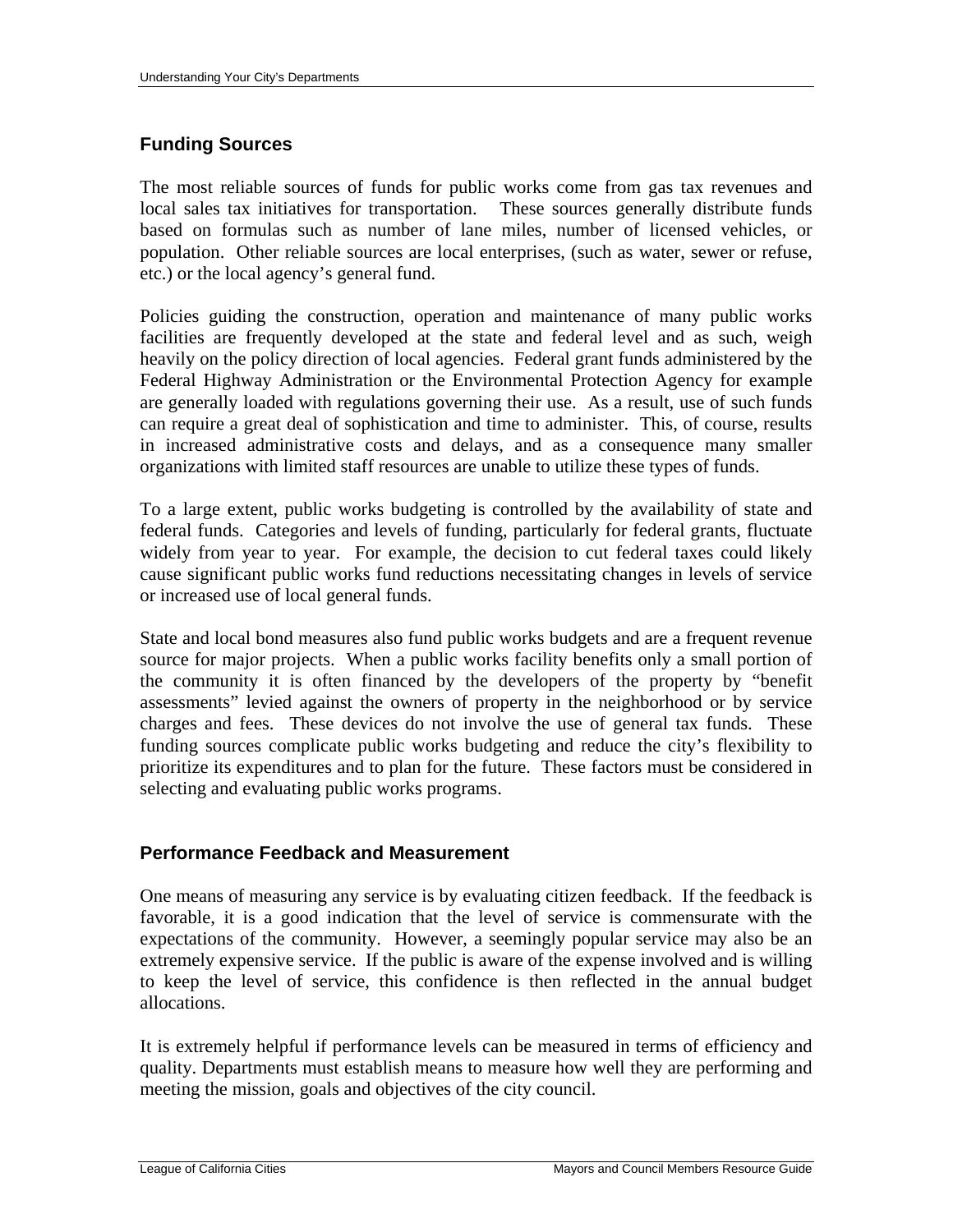## Funding Sources

The most reliable sources of funds for public works come from gas tax revenues and local sales tax initiatives for transportation. These sources generally distribute funds based on formulas such as number of lane miles, number of licensed vehicles, or population. Other reliable sources are local enterprises, (such as water, sewer or refuse, etc.) or the local agency's general fund.

Policies guiding the construction, operation and maintenance of many public works facilities are frequently developed at the state and federal level and as such, weigh heavily on the policy direction of local agencies. Federal grant funds administered by the Federal Highway Administration or the Environmental Protection Agency for example are generally loaded with regulations governing their use. As a result, use of such funds can require a great deal of sophistication and time to administer. This, of course, results in increased administrative costs and delays, and as a consequence many smaller organizations with limited staff resources are unable to utilize these types of funds.

To a large extent, public works budgeting is controlled by the availability of state and federal funds. Categories and levels of funding, particularly for federal grants, fluctuate widely from year to year. For example, the decision to cut federal taxes could likely cause significant public works fund reductions necessitating changes in levels of service or increased use of local general funds.

State and local bond measures also fund public works budgets and are a frequent revenue source for major projects. When a public works facility benefits only a small portion of the community it is often financed by the developers of the property by "benefit assessments" levied against the owners of property in the neighborhood or by service charges and fees. These devices do not involve the use of general tax funds. These funding sources complicate public works budgeting and reduce the city's flexibility to prioritize its expenditures and to plan for the future. These factors must be considered in selecting and evaluating public works programs.

## Performance Feedback and Measurement

One means of measuring any service is by evaluating citizen feedback. If the feedback is favorable, it is a good indication that the level of service is commensurate with the expectations of the community. However, a seemingly popular service may also be an extremely expensive service. If the public is aware of the expense involved and is willing to keep the level of service, this confidence is then reflected in the annual budget allocations.

It is extremely helpful if performance levels can be measured in terms of efficiency and quality. Departments must establish means to measure how well they are performing and meeting the mission, goals and objectives of the city council.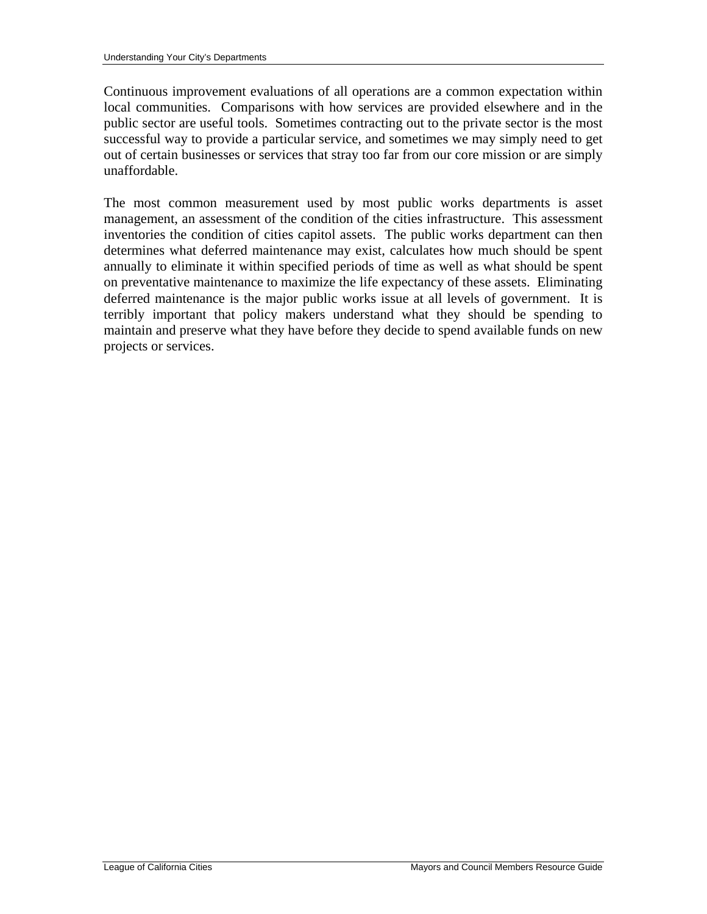Continuous improvement evaluations of all operations are a common expectation within local communities. Comparisons with how services are provided elsewhere and in the public sector are useful tools. Sometimes contracting out to the private sector is the most successful way to provide a particular service, and sometimes we may simply need to get out of certain businesses or services that stray too far from our core mission or are simply unaffordable.

The most common measurement used by most public works departments is asset management, an assessment of the condition of the cities infrastructure. This assessment inventories the condition of cities capitol assets. The public works department can then determines what deferred maintenance may exist, calculates how much should be spent annually to eliminate it within specified periods of time as well as what should be spent on preventative maintenance to maximize the life expectancy of these assets. Eliminating deferred maintenance is the major public works issue at all levels of government. It is terribly important that policy makers understand what they should be spending to maintain and preserve what they have before they decide to spend available funds on new projects or services.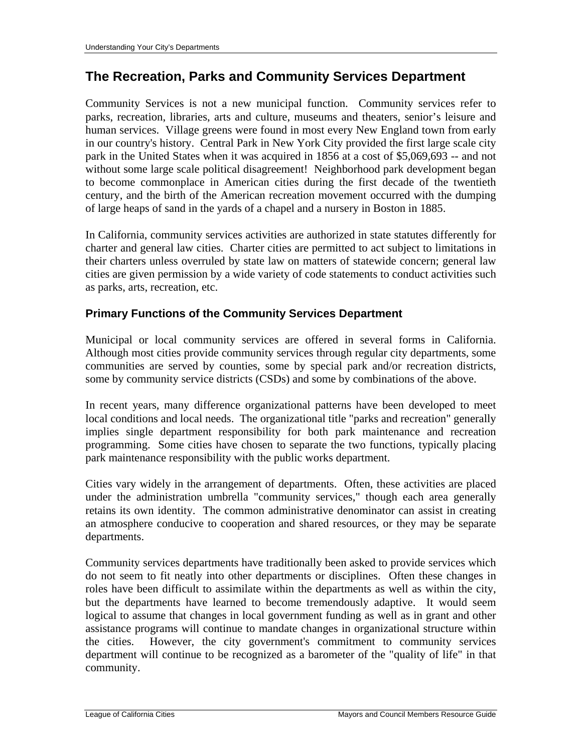## The Recreation, Parks and Community Services Department

Community Services is not a new municipal function. Community services refer to parks, recreation, libraries, arts and culture, museums and theaters, senior's leisure and human services. Village greens were found in most every New England town from early in our country's history. Central Park in New York City provided the first large scale city park in the United States when it was acquired in 1856 at a cost of $5,069,693 -- and not without some large scale political disagreement! Neighborhood park development began to become commonplace in American cities during the first decade of the twentieth century, and the birth of the American recreation movement occurred with the dumping of large heaps of sand in the yards of a chapel and a nursery in Boston in 1885.

In California, community services activities are authorized in state statutes differently for charter and general law cities. Charter cities are permitted to act subject to limitations in their charters unless overruled by state law on matters of statewide concern; general law cities are given permission by a wide variety of code statements to conduct activities such as parks, arts, recreation, etc.

### Primary Functions of the Community Services Department

Municipal or local community services are offered in several forms in California. Although most cities provide community services through regular city departments, some communities are served by counties, some by special park and/or recreation districts, some by community service districts (CSDs) and some by combinations of the above.

In recent years, many difference organizational patterns have been developed to meet local conditions and local needs. The organizational title "parks and recreation" generally implies single department responsibility for both park maintenance and recreation programming. Some cities have chosen to separate the two functions, typically placing park maintenance responsibility with the public works department.

Cities vary widely in the arrangement of departments. Often, these activities are placed under the administration umbrella "community services," though each area generally retains its own identity. The common administrative denominator can assist in creating an atmosphere conducive to cooperation and shared resources, or they may be separate departments.

Community services departments have traditionally been asked to provide services which do not seem to fit neatly into other departments or disciplines. Often these changes in roles have been difficult to assimilate within the departments as well as within the city, but the departments have learned to become tremendously adaptive. It would seem logical to assume that changes in local government funding as well as in grant and other assistance programs will continue to mandate changes in organizational structure within the cities. However, the city government's commitment to community services department will continue to be recognized as a barometer of the "quality of life" in that community.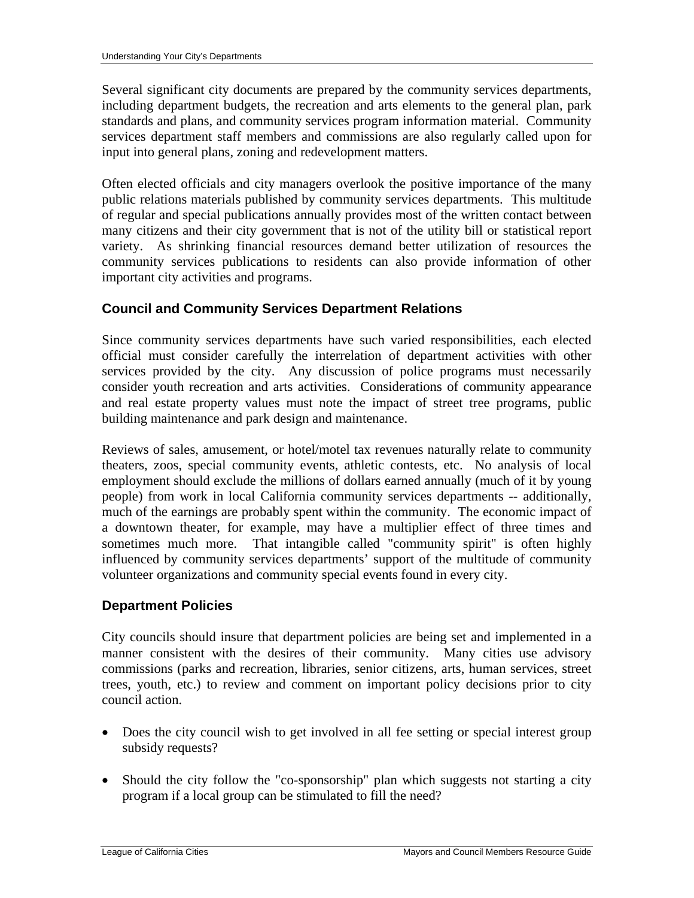Several significant city documents are prepared by the community services departments, including department budgets, the recreation and arts elements to the general plan, park standards and plans, and community services program information material. Community services department staff members and commissions are also regularly called upon for input into general plans, zoning and redevelopment matters.

Often elected officials and city managers overlook the positive importance of the many public relations materials published by community services departments. This multitude of regular and special publications annually provides most of the written contact between many citizens and their city government that is not of the utility bill or statistical report variety. As shrinking financial resources demand better utilization of resources the community services publications to residents can also provide information of other important city activities and programs.

### Council and Community Services Department Relations

Since community services departments have such varied responsibilities, each elected official must consider carefully the interrelation of department activities with other services provided by the city. Any discussion of police programs must necessarily consider youth recreation and arts activities. Considerations of community appearance and real estate property values must note the impact of street tree programs, public building maintenance and park design and maintenance.

Reviews of sales, amusement, or hotel/motel tax revenues naturally relate to community theaters, zoos, special community events, athletic contests, etc. No analysis of local employment should exclude the millions of dollars earned annually (much of it by young people) from work in local California community services departments -- additionally, much of the earnings are probably spent within the community. The economic impact of a downtown theater, for example, may have a multiplier effect of three times and sometimes much more. That intangible called "community spirit" is often highly influenced by community services departments' support of the multitude of community volunteer organizations and community special events found in every city.

### Department Policies

City councils should insure that department policies are being set and implemented in a manner consistent with the desires of their community. Many cities use advisory commissions (parks and recreation, libraries, senior citizens, arts, human services, street trees, youth, etc.) to review and comment on important policy decisions prior to city council action.

- Does the city council wish to get involved in all fee setting or special interest group subsidy requests?
- Should the city follow the "co-sponsorship" plan which suggests not starting a city program if a local group can be stimulated to fill the need?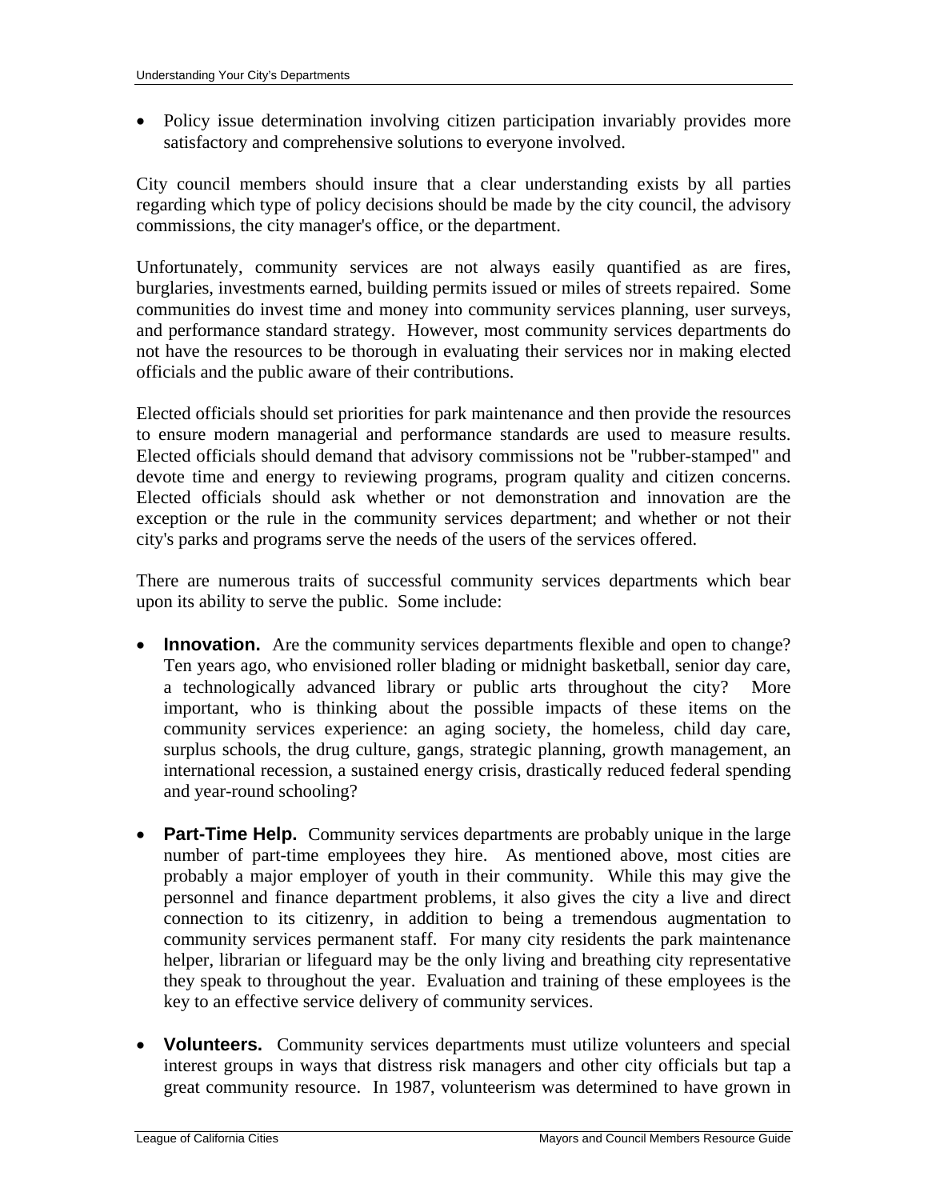- Policy issue determination involving citizen participation invariably provides more satisfactory and comprehensive solutions to everyone involved.

City council members should insure that a clear understanding exists by all parties regarding which type of policy decisions should be made by the city council, the advisory commissions, the city manager's office, or the department.

Unfortunately, community services are not always easily quantified as are fires, burglaries, investments earned, building permits issued or miles of streets repaired. Some communities do invest time and money into community services planning, user surveys, and performance standard strategy. However, most community services departments do not have the resources to be thorough in evaluating their services nor in making elected officials and the public aware of their contributions.

Elected officials should set priorities for park maintenance and then provide the resources to ensure modern managerial and performance standards are used to measure results. Elected officials should demand that advisory commissions not be "rubber-stamped" and devote time and energy to reviewing programs, program quality and citizen concerns. Elected officials should ask whether or not demonstration and innovation are the exception or the rule in the community services department; and whether or not their city's parks and programs serve the needs of the users of the services offered.

There are numerous traits of successful community services departments which bear upon its ability to serve the public. Some include:

- **Innovation.** Are the community services departments flexible and open to change? Ten years ago, who envisioned roller blading or midnight basketball, senior day care, a technologically advanced library or public arts throughout the city? More important, who is thinking about the possible impacts of these items on the community services experience: an aging society, the homeless, child day care, surplus schools, the drug culture, gangs, strategic planning, growth management, an international recession, a sustained energy crisis, drastically reduced federal spending and year-round schooling?

- **Part-Time Help.** Community services departments are probably unique in the large number of part-time employees they hire. As mentioned above, most cities are probably a major employer of youth in their community. While this may give the personnel and finance department problems, it also gives the city a live and direct connection to its citizenry, in addition to being a tremendous augmentation to community services permanent staff. For many city residents the park maintenance helper, librarian or lifeguard may be the only living and breathing city representative they speak to throughout the year. Evaluation and training of these employees is the key to an effective service delivery of community services.

- **Volunteers.** Community services departments must utilize volunteers and special interest groups in ways that distress risk managers and other city officials but tap a great community resource. In 1987, volunteerism was determined to have grown in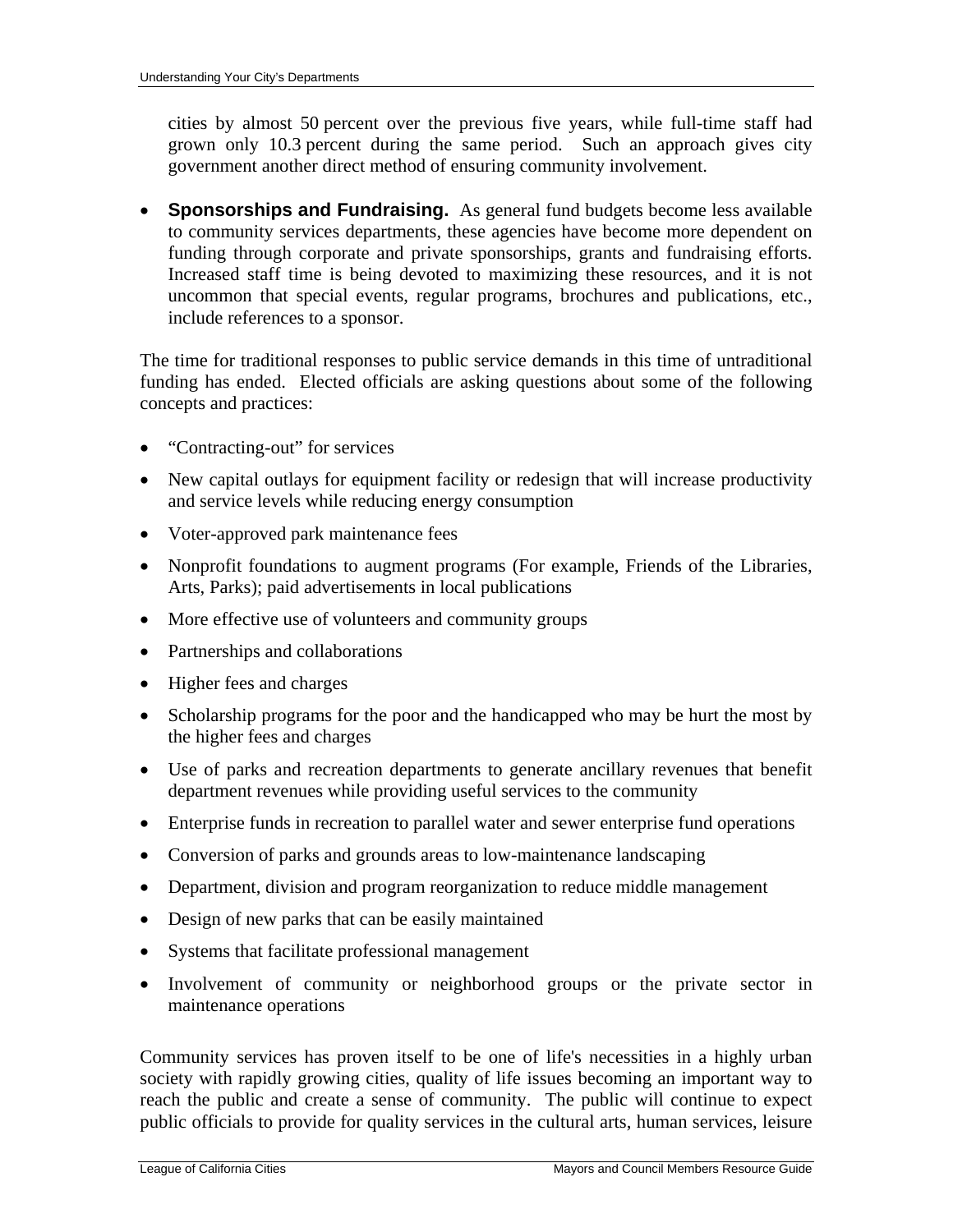cities by almost 50 percent over the previous five years, while full-time staff had grown only 10.3 percent during the same period. Such an approach gives city government another direct method of ensuring community involvement.

- **Sponsorships and Fundraising.** As general fund budgets become less available to community services departments, these agencies have become more dependent on funding through corporate and private sponsorships, grants and fundraising efforts. Increased staff time is being devoted to maximizing these resources, and it is not uncommon that special events, regular programs, brochures and publications, etc., include references to a sponsor.

The time for traditional responses to public service demands in this time of untraditional funding has ended. Elected officials are asking questions about some of the following concepts and practices:

- "Contracting-out" for services
- New capital outlays for equipment facility or redesign that will increase productivity and service levels while reducing energy consumption
- Voter-approved park maintenance fees
- Nonprofit foundations to augment programs (For example, Friends of the Libraries, Arts, Parks); paid advertisements in local publications
- More effective use of volunteers and community groups
- Partnerships and collaborations
- Higher fees and charges
- Scholarship programs for the poor and the handicapped who may be hurt the most by the higher fees and charges
- Use of parks and recreation departments to generate ancillary revenues that benefit department revenues while providing useful services to the community
- Enterprise funds in recreation to parallel water and sewer enterprise fund operations
- Conversion of parks and grounds areas to low-maintenance landscaping
- Department, division and program reorganization to reduce middle management
- Design of new parks that can be easily maintained
- Systems that facilitate professional management
- Involvement of community or neighborhood groups or the private sector in maintenance operations

Community services has proven itself to be one of life's necessities in a highly urban society with rapidly growing cities, quality of life issues becoming an important way to reach the public and create a sense of community. The public will continue to expect public officials to provide for quality services in the cultural arts, human services, leisure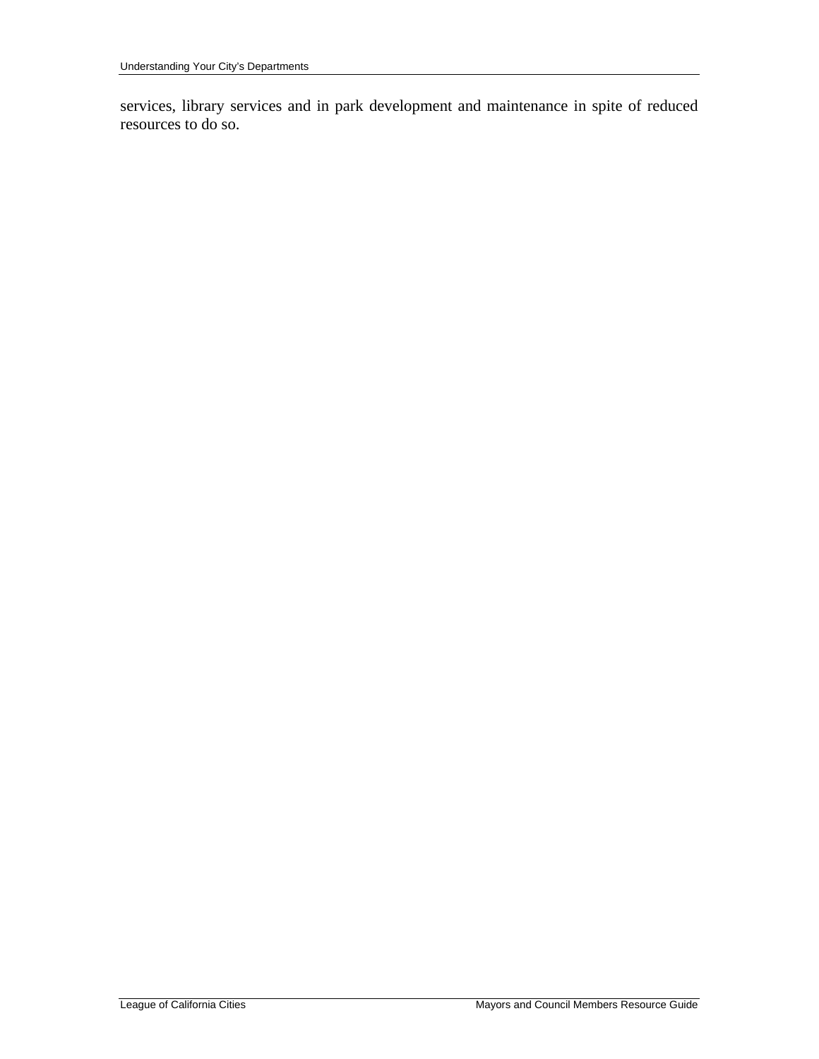services, library services and in park development and maintenance in spite of reduced resources to do so.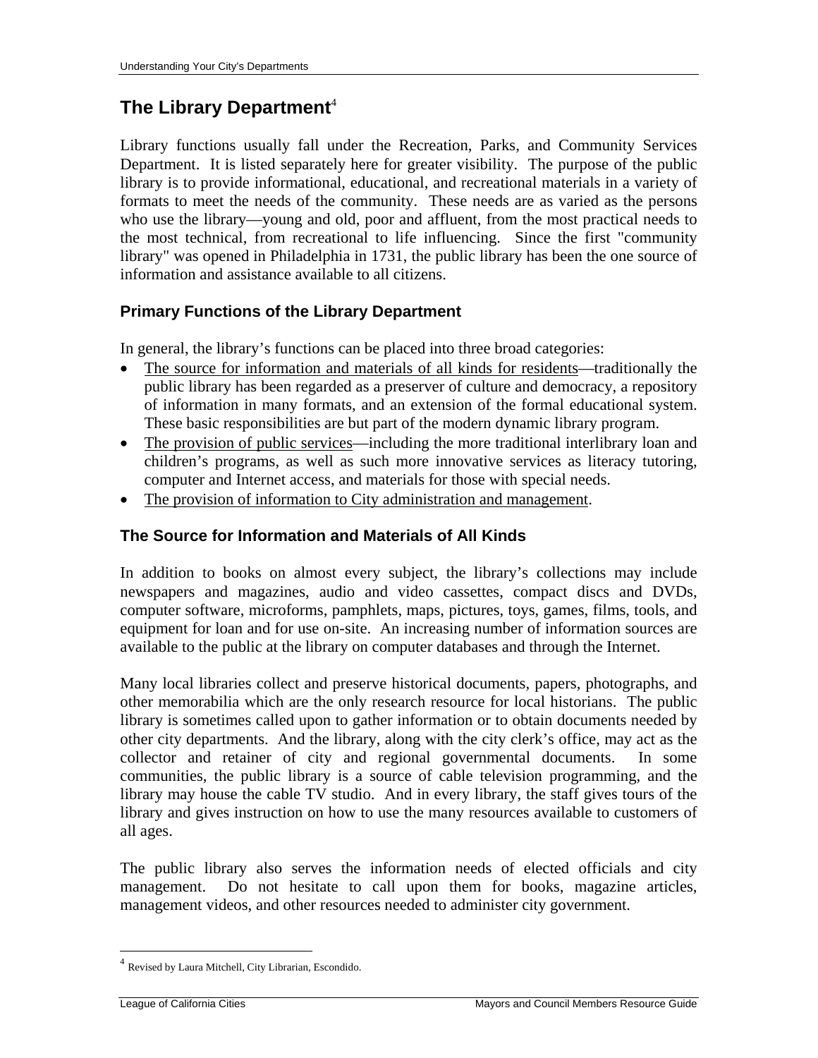# The Library Department[4]

Library functions usually fall under the Recreation, Parks, and Community Services Department. It is listed separately here for greater visibility. The purpose of the public library is to provide informational, educational, and recreational materials in a variety of formats to meet the needs of the community. These needs are as varied as the persons who use the library—young and old, poor and affluent, from the most practical needs to the most technical, from recreational to life influencing. Since the first "community library" was opened in Philadelphia in 1731, the public library has been the one source of information and assistance available to all citizens.

## Primary Functions of the Library Department

In general, the library's functions can be placed into three broad categories:

- The source for information and materials of all kinds for residents—traditionally the public library has been regarded as a preserver of culture and democracy, a repository of information in many formats, and an extension of the formal educational system. These basic responsibilities are but part of the modern dynamic library program.
- The provision of public services—including the more traditional interlibrary loan and children's programs, as well as such more innovative services as literacy tutoring, computer and Internet access, and materials for those with special needs.
- The provision of information to City administration and management.

## The Source for Information and Materials of All Kinds

In addition to books on almost every subject, the library's collections may include newspapers and magazines, audio and video cassettes, compact discs and DVDs, computer software, microforms, pamphlets, maps, pictures, toys, games, films, tools, and equipment for loan and for use on-site. An increasing number of information sources are available to the public at the library on computer databases and through the Internet.

Many local libraries collect and preserve historical documents, papers, photographs, and other memorabilia which are the only research resource for local historians. The public library is sometimes called upon to gather information or to obtain documents needed by other city departments. And the library, along with the city clerk's office, may act as the collector and retainer of city and regional governmental documents. In some communities, the public library is a source of cable television programming, and the library may house the cable TV studio. And in every library, the staff gives tours of the library and gives instruction on how to use the many resources available to customers of all ages.

The public library also serves the information needs of elected officials and city management. Do not hesitate to call upon them for books, magazine articles, management videos, and other resources needed to administer city government.

---

[4] Revised by Laura Mitchell, City Librarian, Escondido.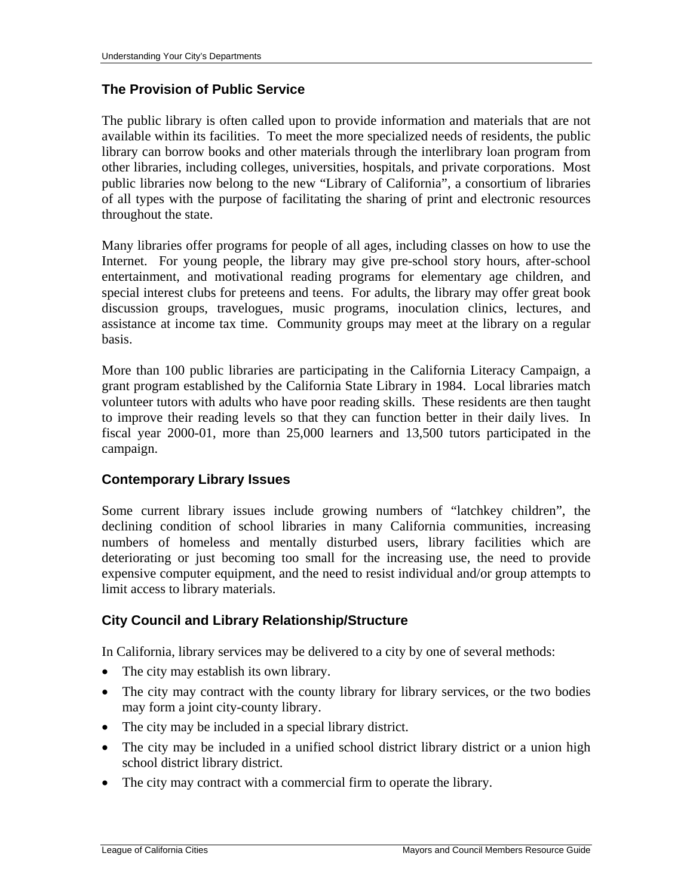## The Provision of Public Service

The public library is often called upon to provide information and materials that are not available within its facilities. To meet the more specialized needs of residents, the public library can borrow books and other materials through the interlibrary loan program from other libraries, including colleges, universities, hospitals, and private corporations. Most public libraries now belong to the new "Library of California", a consortium of libraries of all types with the purpose of facilitating the sharing of print and electronic resources throughout the state.

Many libraries offer programs for people of all ages, including classes on how to use the Internet. For young people, the library may give pre-school story hours, after-school entertainment, and motivational reading programs for elementary age children, and special interest clubs for preteens and teens. For adults, the library may offer great book discussion groups, travelogues, music programs, inoculation clinics, lectures, and assistance at income tax time. Community groups may meet at the library on a regular basis.

More than 100 public libraries are participating in the California Literacy Campaign, a grant program established by the California State Library in 1984. Local libraries match volunteer tutors with adults who have poor reading skills. These residents are then taught to improve their reading levels so that they can function better in their daily lives. In fiscal year 2000-01, more than 25,000 learners and 13,500 tutors participated in the campaign.

## Contemporary Library Issues

Some current library issues include growing numbers of "latchkey children", the declining condition of school libraries in many California communities, increasing numbers of homeless and mentally disturbed users, library facilities which are deteriorating or just becoming too small for the increasing use, the need to provide expensive computer equipment, and the need to resist individual and/or group attempts to limit access to library materials.

## City Council and Library Relationship/Structure

In California, library services may be delivered to a city by one of several methods:

- The city may establish its own library.
- The city may contract with the county library for library services, or the two bodies may form a joint city-county library.
- The city may be included in a special library district.
- The city may be included in a unified school district library district or a union high school district library district.
- The city may contract with a commercial firm to operate the library.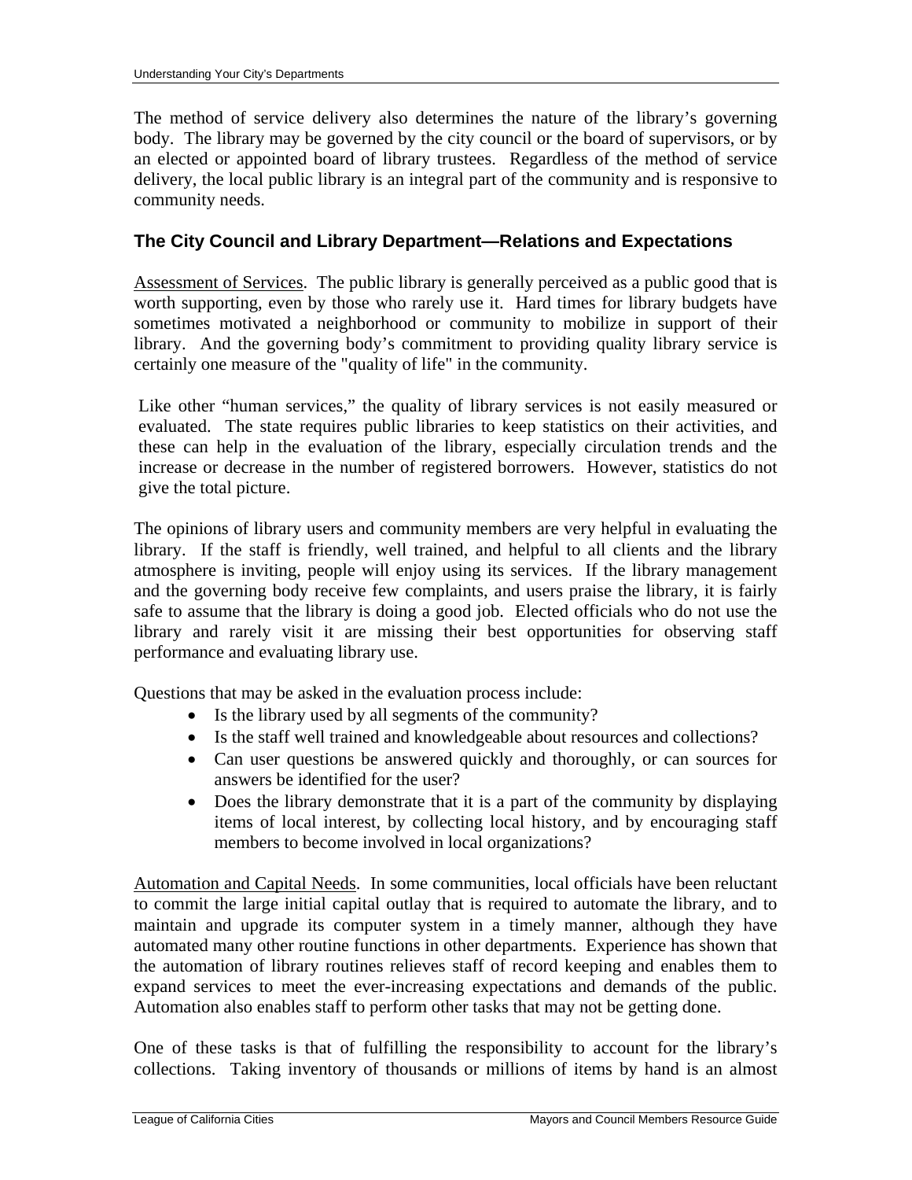The method of service delivery also determines the nature of the library's governing body. The library may be governed by the city council or the board of supervisors, or by an elected or appointed board of library trustees. Regardless of the method of service delivery, the local public library is an integral part of the community and is responsive to community needs.

### The City Council and Library Department—Relations and Expectations

Assessment of Services. The public library is generally perceived as a public good that is worth supporting, even by those who rarely use it. Hard times for library budgets have sometimes motivated a neighborhood or community to mobilize in support of their library. And the governing body's commitment to providing quality library service is certainly one measure of the "quality of life" in the community.

Like other "human services," the quality of library services is not easily measured or evaluated. The state requires public libraries to keep statistics on their activities, and these can help in the evaluation of the library, especially circulation trends and the increase or decrease in the number of registered borrowers. However, statistics do not give the total picture.

The opinions of library users and community members are very helpful in evaluating the library. If the staff is friendly, well trained, and helpful to all clients and the library atmosphere is inviting, people will enjoy using its services. If the library management and the governing body receive few complaints, and users praise the library, it is fairly safe to assume that the library is doing a good job. Elected officials who do not use the library and rarely visit it are missing their best opportunities for observing staff performance and evaluating library use.

Questions that may be asked in the evaluation process include:

- Is the library used by all segments of the community?
- Is the staff well trained and knowledgeable about resources and collections?
- Can user questions be answered quickly and thoroughly, or can sources for answers be identified for the user?
- Does the library demonstrate that it is a part of the community by displaying items of local interest, by collecting local history, and by encouraging staff members to become involved in local organizations?

Automation and Capital Needs. In some communities, local officials have been reluctant to commit the large initial capital outlay that is required to automate the library, and to maintain and upgrade its computer system in a timely manner, although they have automated many other routine functions in other departments. Experience has shown that the automation of library routines relieves staff of record keeping and enables them to expand services to meet the ever-increasing expectations and demands of the public. Automation also enables staff to perform other tasks that may not be getting done.

One of these tasks is that of fulfilling the responsibility to account for the library's collections. Taking inventory of thousands or millions of items by hand is an almost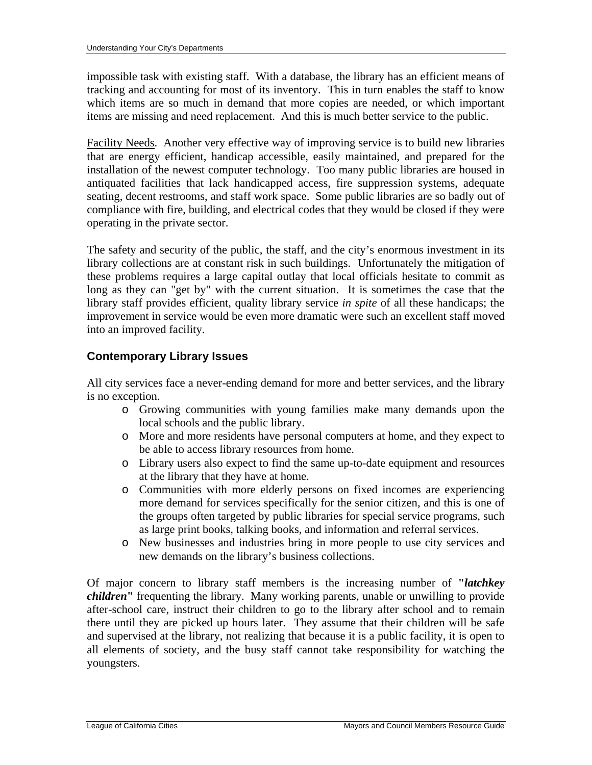impossible task with existing staff. With a database, the library has an efficient means of tracking and accounting for most of its inventory. This in turn enables the staff to know which items are so much in demand that more copies are needed, or which important items are missing and need replacement. And this is much better service to the public.

Facility Needs. Another very effective way of improving service is to build new libraries that are energy efficient, handicap accessible, easily maintained, and prepared for the installation of the newest computer technology. Too many public libraries are housed in antiquated facilities that lack handicapped access, fire suppression systems, adequate seating, decent restrooms, and staff work space. Some public libraries are so badly out of compliance with fire, building, and electrical codes that they would be closed if they were operating in the private sector.

The safety and security of the public, the staff, and the city's enormous investment in its library collections are at constant risk in such buildings. Unfortunately the mitigation of these problems requires a large capital outlay that local officials hesitate to commit as long as they can "get by" with the current situation. It is sometimes the case that the library staff provides efficient, quality library service *in spite* of all these handicaps; the improvement in service would be even more dramatic were such an excellent staff moved into an improved facility.

## Contemporary Library Issues

All city services face a never-ending demand for more and better services, and the library is no exception.

- Growing communities with young families make many demands upon the local schools and the public library.
- More and more residents have personal computers at home, and they expect to be able to access library resources from home.
- Library users also expect to find the same up-to-date equipment and resources at the library that they have at home.
- Communities with more elderly persons on fixed incomes are experiencing more demand for services specifically for the senior citizen, and this is one of the groups often targeted by public libraries for special service programs, such as large print books, talking books, and information and referral services.
- New businesses and industries bring in more people to use city services and new demands on the library's business collections.

Of major concern to library staff members is the increasing number of **"*latchkey children*"** frequenting the library. Many working parents, unable or unwilling to provide after-school care, instruct their children to go to the library after school and to remain there until they are picked up hours later. They assume that their children will be safe and supervised at the library, not realizing that because it is a public facility, it is open to all elements of society, and the busy staff cannot take responsibility for watching the youngsters.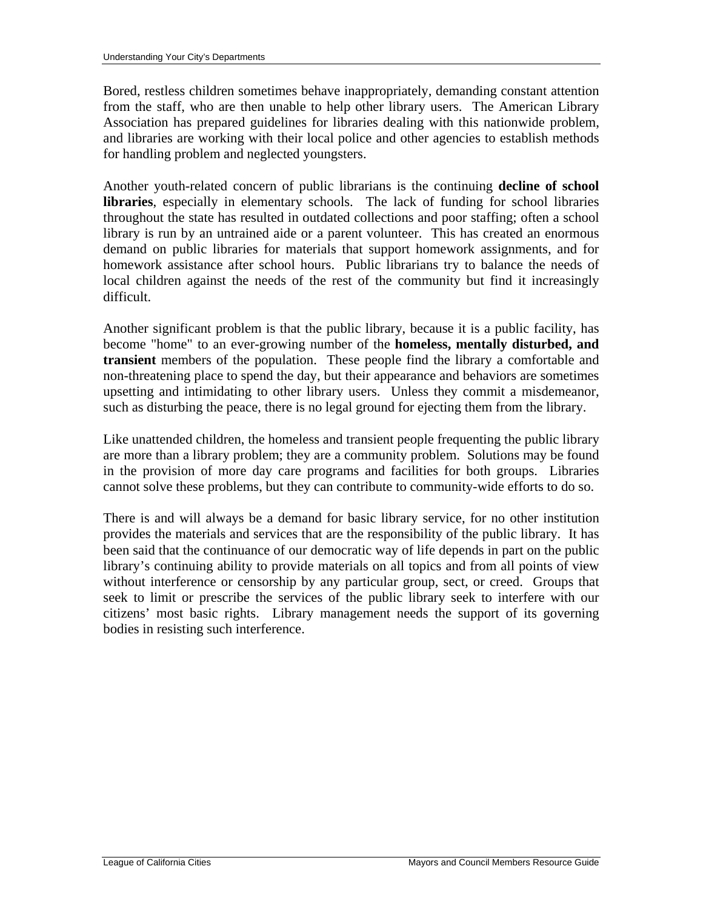Bored, restless children sometimes behave inappropriately, demanding constant attention from the staff, who are then unable to help other library users. The American Library Association has prepared guidelines for libraries dealing with this nationwide problem, and libraries are working with their local police and other agencies to establish methods for handling problem and neglected youngsters.

Another youth-related concern of public librarians is the continuing **decline of school libraries**, especially in elementary schools. The lack of funding for school libraries throughout the state has resulted in outdated collections and poor staffing; often a school library is run by an untrained aide or a parent volunteer. This has created an enormous demand on public libraries for materials that support homework assignments, and for homework assistance after school hours. Public librarians try to balance the needs of local children against the needs of the rest of the community but find it increasingly difficult.

Another significant problem is that the public library, because it is a public facility, has become "home" to an ever-growing number of the **homeless, mentally disturbed, and transient** members of the population. These people find the library a comfortable and non-threatening place to spend the day, but their appearance and behaviors are sometimes upsetting and intimidating to other library users. Unless they commit a misdemeanor, such as disturbing the peace, there is no legal ground for ejecting them from the library.

Like unattended children, the homeless and transient people frequenting the public library are more than a library problem; they are a community problem. Solutions may be found in the provision of more day care programs and facilities for both groups. Libraries cannot solve these problems, but they can contribute to community-wide efforts to do so.

There is and will always be a demand for basic library service, for no other institution provides the materials and services that are the responsibility of the public library. It has been said that the continuance of our democratic way of life depends in part on the public library's continuing ability to provide materials on all topics and from all points of view without interference or censorship by any particular group, sect, or creed. Groups that seek to limit or prescribe the services of the public library seek to interfere with our citizens' most basic rights. Library management needs the support of its governing bodies in resisting such interference.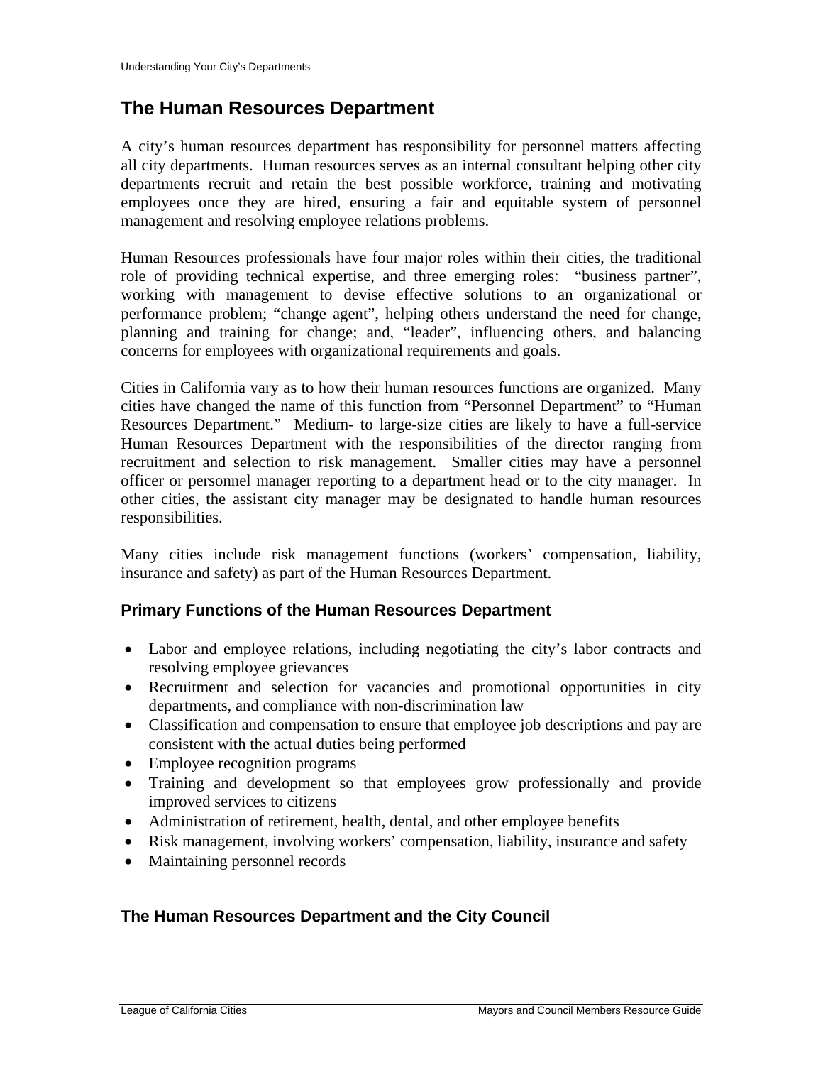## The Human Resources Department

A city's human resources department has responsibility for personnel matters affecting all city departments. Human resources serves as an internal consultant helping other city departments recruit and retain the best possible workforce, training and motivating employees once they are hired, ensuring a fair and equitable system of personnel management and resolving employee relations problems.

Human Resources professionals have four major roles within their cities, the traditional role of providing technical expertise, and three emerging roles: "business partner", working with management to devise effective solutions to an organizational or performance problem; "change agent", helping others understand the need for change, planning and training for change; and, "leader", influencing others, and balancing concerns for employees with organizational requirements and goals.

Cities in California vary as to how their human resources functions are organized. Many cities have changed the name of this function from "Personnel Department" to "Human Resources Department." Medium- to large-size cities are likely to have a full-service Human Resources Department with the responsibilities of the director ranging from recruitment and selection to risk management. Smaller cities may have a personnel officer or personnel manager reporting to a department head or to the city manager. In other cities, the assistant city manager may be designated to handle human resources responsibilities.

Many cities include risk management functions (workers' compensation, liability, insurance and safety) as part of the Human Resources Department.

### Primary Functions of the Human Resources Department

- Labor and employee relations, including negotiating the city's labor contracts and resolving employee grievances
- Recruitment and selection for vacancies and promotional opportunities in city departments, and compliance with non-discrimination law
- Classification and compensation to ensure that employee job descriptions and pay are consistent with the actual duties being performed
- Employee recognition programs
- Training and development so that employees grow professionally and provide improved services to citizens
- Administration of retirement, health, dental, and other employee benefits
- Risk management, involving workers' compensation, liability, insurance and safety
- Maintaining personnel records

### The Human Resources Department and the City Council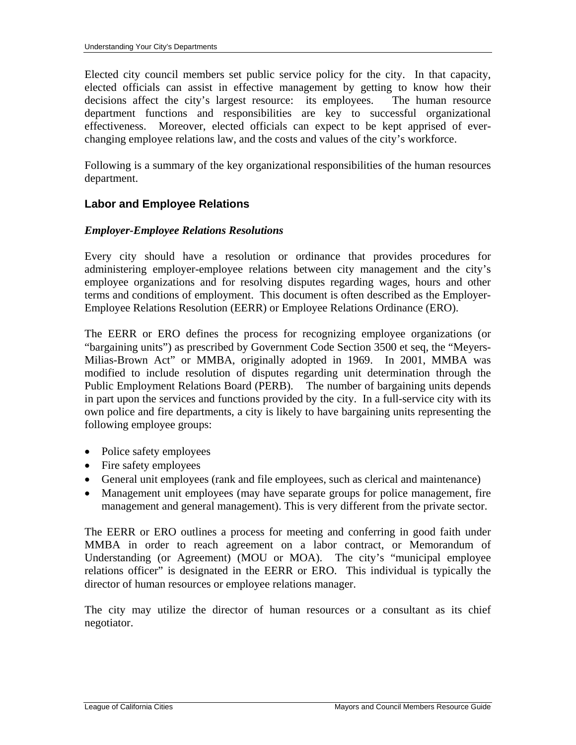Elected city council members set public service policy for the city. In that capacity, elected officials can assist in effective management by getting to know how their decisions affect the city's largest resource: its employees. The human resource department functions and responsibilities are key to successful organizational effectiveness. Moreover, elected officials can expect to be kept apprised of ever-changing employee relations law, and the costs and values of the city's workforce.

Following is a summary of the key organizational responsibilities of the human resources department.

## Labor and Employee Relations

### *Employer-Employee Relations Resolutions*

Every city should have a resolution or ordinance that provides procedures for administering employer-employee relations between city management and the city's employee organizations and for resolving disputes regarding wages, hours and other terms and conditions of employment. This document is often described as the Employer-Employee Relations Resolution (EERR) or Employee Relations Ordinance (ERO).

The EERR or ERO defines the process for recognizing employee organizations (or "bargaining units") as prescribed by Government Code Section 3500 et seq, the "Meyers-Milias-Brown Act" or MMBA, originally adopted in 1969. In 2001, MMBA was modified to include resolution of disputes regarding unit determination through the Public Employment Relations Board (PERB). The number of bargaining units depends in part upon the services and functions provided by the city. In a full-service city with its own police and fire departments, a city is likely to have bargaining units representing the following employee groups:

- Police safety employees
- Fire safety employees
- General unit employees (rank and file employees, such as clerical and maintenance)
- Management unit employees (may have separate groups for police management, fire management and general management). This is very different from the private sector.

The EERR or ERO outlines a process for meeting and conferring in good faith under MMBA in order to reach agreement on a labor contract, or Memorandum of Understanding (or Agreement) (MOU or MOA). The city's "municipal employee relations officer" is designated in the EERR or ERO. This individual is typically the director of human resources or employee relations manager.

The city may utilize the director of human resources or a consultant as its chief negotiator.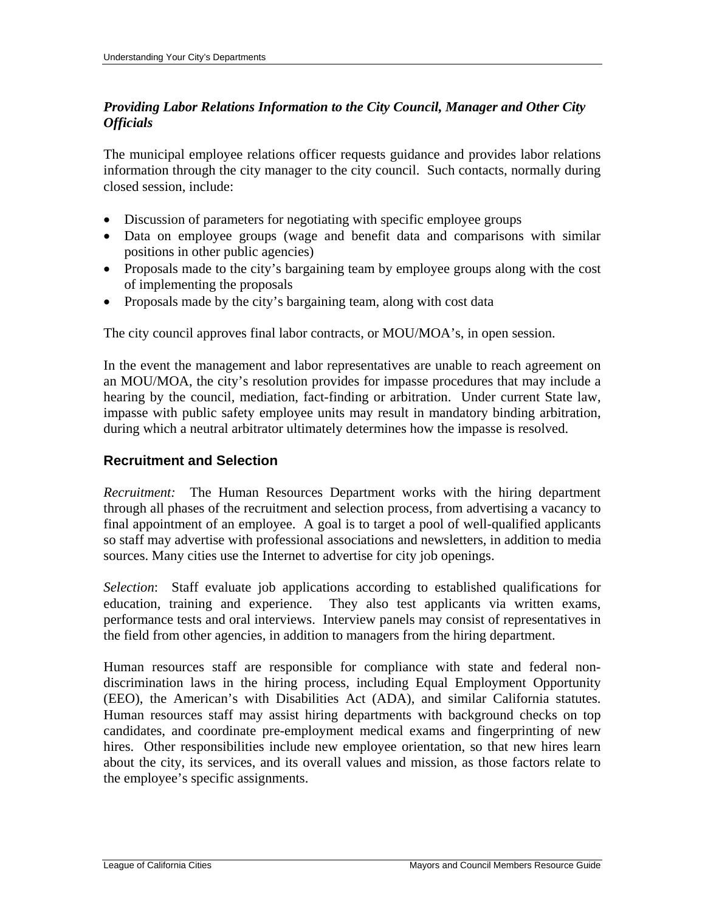*__Providing Labor Relations Information to the City Council, Manager and Other City Officials__*

The municipal employee relations officer requests guidance and provides labor relations information through the city manager to the city council. Such contacts, normally during closed session, include:

- Discussion of parameters for negotiating with specific employee groups
- Data on employee groups (wage and benefit data and comparisons with similar positions in other public agencies)
- Proposals made to the city's bargaining team by employee groups along with the cost of implementing the proposals
- Proposals made by the city's bargaining team, along with cost data

The city council approves final labor contracts, or MOU/MOA's, in open session.

In the event the management and labor representatives are unable to reach agreement on an MOU/MOA, the city's resolution provides for impasse procedures that may include a hearing by the council, mediation, fact-finding or arbitration. Under current State law, impasse with public safety employee units may result in mandatory binding arbitration, during which a neutral arbitrator ultimately determines how the impasse is resolved.

## Recruitment and Selection

*Recruitment:* The Human Resources Department works with the hiring department through all phases of the recruitment and selection process, from advertising a vacancy to final appointment of an employee. A goal is to target a pool of well-qualified applicants so staff may advertise with professional associations and newsletters, in addition to media sources. Many cities use the Internet to advertise for city job openings.

*Selection*: Staff evaluate job applications according to established qualifications for education, training and experience. They also test applicants via written exams, performance tests and oral interviews. Interview panels may consist of representatives in the field from other agencies, in addition to managers from the hiring department.

Human resources staff are responsible for compliance with state and federal non-discrimination laws in the hiring process, including Equal Employment Opportunity (EEO), the American's with Disabilities Act (ADA), and similar California statutes. Human resources staff may assist hiring departments with background checks on top candidates, and coordinate pre-employment medical exams and fingerprinting of new hires. Other responsibilities include new employee orientation, so that new hires learn about the city, its services, and its overall values and mission, as those factors relate to the employee's specific assignments.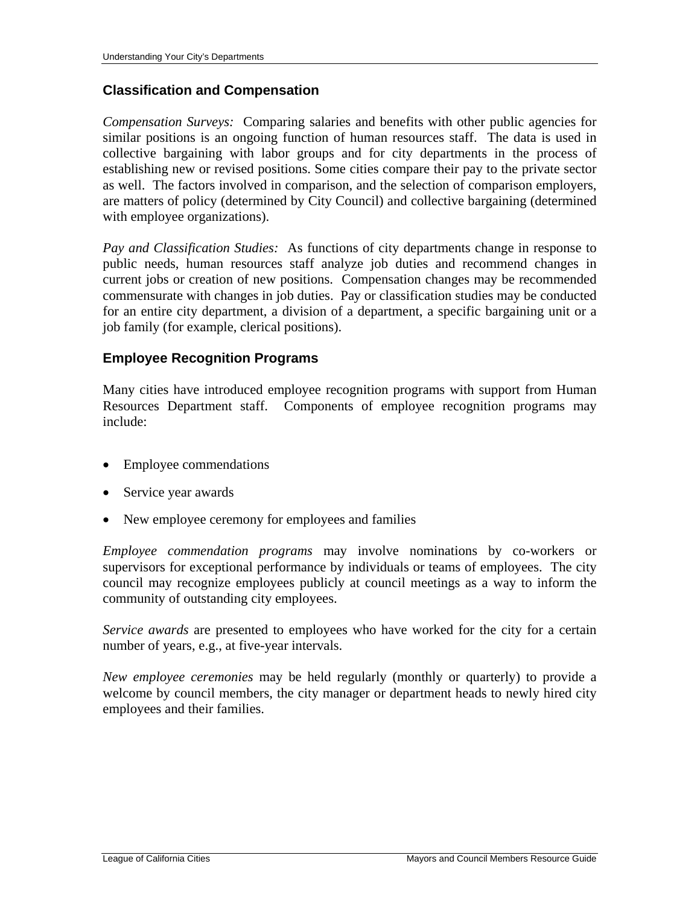## Classification and Compensation

*Compensation Surveys:* Comparing salaries and benefits with other public agencies for similar positions is an ongoing function of human resources staff. The data is used in collective bargaining with labor groups and for city departments in the process of establishing new or revised positions. Some cities compare their pay to the private sector as well. The factors involved in comparison, and the selection of comparison employers, are matters of policy (determined by City Council) and collective bargaining (determined with employee organizations).

*Pay and Classification Studies:* As functions of city departments change in response to public needs, human resources staff analyze job duties and recommend changes in current jobs or creation of new positions. Compensation changes may be recommended commensurate with changes in job duties. Pay or classification studies may be conducted for an entire city department, a division of a department, a specific bargaining unit or a job family (for example, clerical positions).

## Employee Recognition Programs

Many cities have introduced employee recognition programs with support from Human Resources Department staff. Components of employee recognition programs may include:

- Employee commendations
- Service year awards
- New employee ceremony for employees and families

*Employee commendation programs* may involve nominations by co-workers or supervisors for exceptional performance by individuals or teams of employees. The city council may recognize employees publicly at council meetings as a way to inform the community of outstanding city employees.

*Service awards* are presented to employees who have worked for the city for a certain number of years, e.g., at five-year intervals.

*New employee ceremonies* may be held regularly (monthly or quarterly) to provide a welcome by council members, the city manager or department heads to newly hired city employees and their families.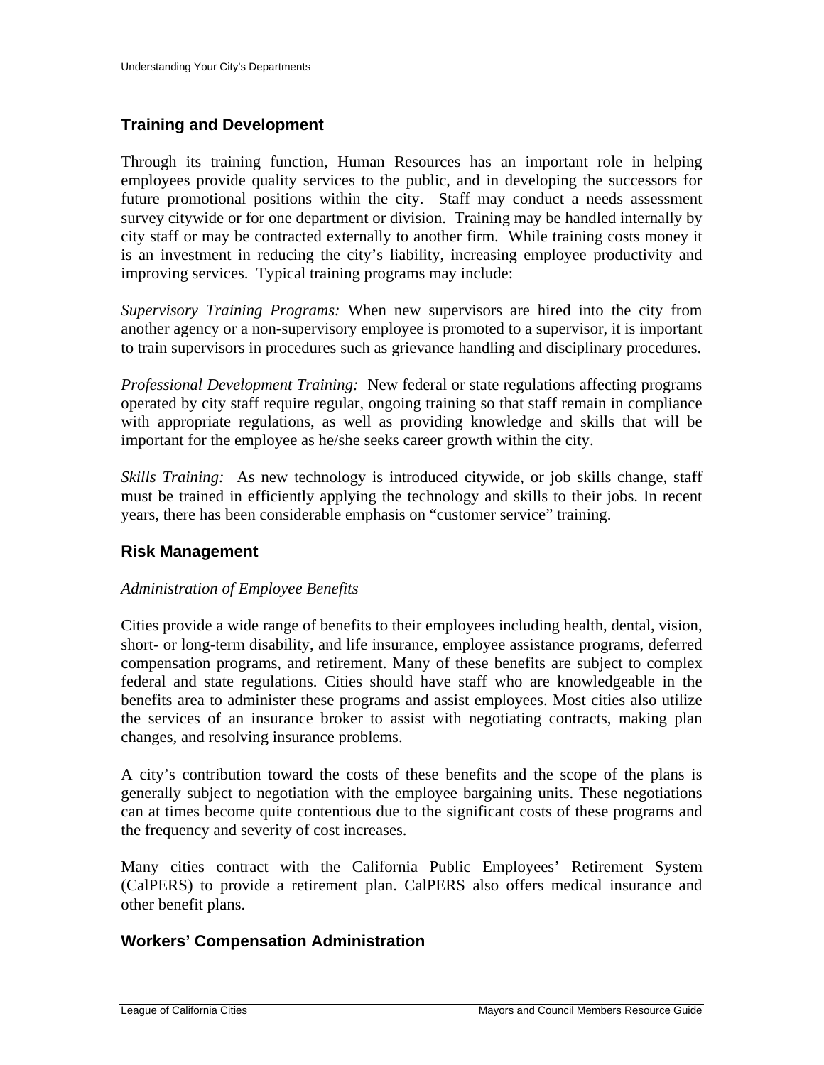## Training and Development

Through its training function, Human Resources has an important role in helping employees provide quality services to the public, and in developing the successors for future promotional positions within the city. Staff may conduct a needs assessment survey citywide or for one department or division. Training may be handled internally by city staff or may be contracted externally to another firm. While training costs money it is an investment in reducing the city's liability, increasing employee productivity and improving services. Typical training programs may include:

*Supervisory Training Programs:* When new supervisors are hired into the city from another agency or a non-supervisory employee is promoted to a supervisor, it is important to train supervisors in procedures such as grievance handling and disciplinary procedures.

*Professional Development Training:* New federal or state regulations affecting programs operated by city staff require regular, ongoing training so that staff remain in compliance with appropriate regulations, as well as providing knowledge and skills that will be important for the employee as he/she seeks career growth within the city.

*Skills Training:* As new technology is introduced citywide, or job skills change, staff must be trained in efficiently applying the technology and skills to their jobs. In recent years, there has been considerable emphasis on "customer service" training.

## Risk Management

*Administration of Employee Benefits*

Cities provide a wide range of benefits to their employees including health, dental, vision, short- or long-term disability, and life insurance, employee assistance programs, deferred compensation programs, and retirement. Many of these benefits are subject to complex federal and state regulations. Cities should have staff who are knowledgeable in the benefits area to administer these programs and assist employees. Most cities also utilize the services of an insurance broker to assist with negotiating contracts, making plan changes, and resolving insurance problems.

A city's contribution toward the costs of these benefits and the scope of the plans is generally subject to negotiation with the employee bargaining units. These negotiations can at times become quite contentious due to the significant costs of these programs and the frequency and severity of cost increases.

Many cities contract with the California Public Employees' Retirement System (CalPERS) to provide a retirement plan. CalPERS also offers medical insurance and other benefit plans.

## Workers' Compensation Administration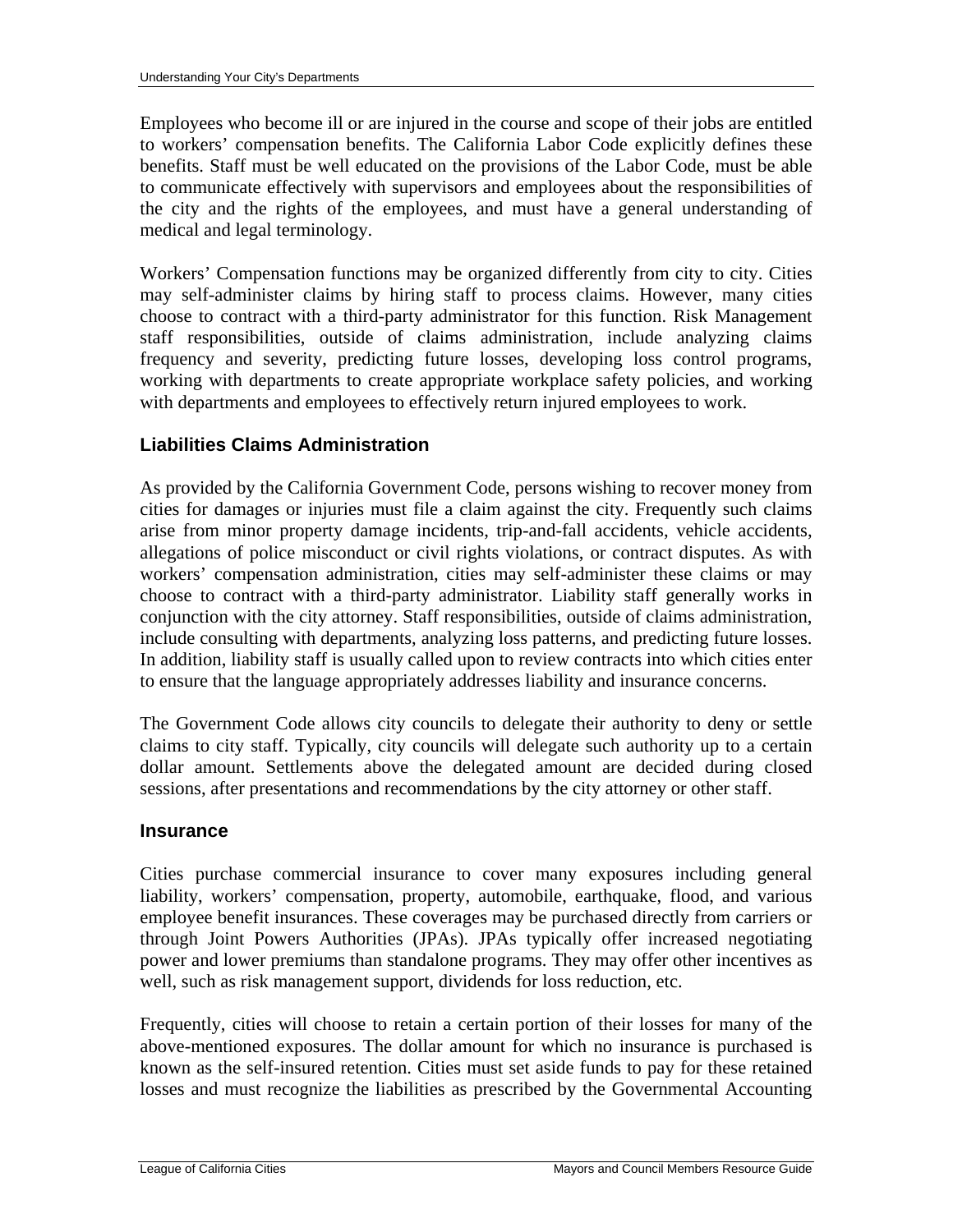Employees who become ill or are injured in the course and scope of their jobs are entitled to workers' compensation benefits. The California Labor Code explicitly defines these benefits. Staff must be well educated on the provisions of the Labor Code, must be able to communicate effectively with supervisors and employees about the responsibilities of the city and the rights of the employees, and must have a general understanding of medical and legal terminology.

Workers' Compensation functions may be organized differently from city to city. Cities may self-administer claims by hiring staff to process claims. However, many cities choose to contract with a third-party administrator for this function. Risk Management staff responsibilities, outside of claims administration, include analyzing claims frequency and severity, predicting future losses, developing loss control programs, working with departments to create appropriate workplace safety policies, and working with departments and employees to effectively return injured employees to work.

### Liabilities Claims Administration

As provided by the California Government Code, persons wishing to recover money from cities for damages or injuries must file a claim against the city. Frequently such claims arise from minor property damage incidents, trip-and-fall accidents, vehicle accidents, allegations of police misconduct or civil rights violations, or contract disputes. As with workers' compensation administration, cities may self-administer these claims or may choose to contract with a third-party administrator. Liability staff generally works in conjunction with the city attorney. Staff responsibilities, outside of claims administration, include consulting with departments, analyzing loss patterns, and predicting future losses. In addition, liability staff is usually called upon to review contracts into which cities enter to ensure that the language appropriately addresses liability and insurance concerns.

The Government Code allows city councils to delegate their authority to deny or settle claims to city staff. Typically, city councils will delegate such authority up to a certain dollar amount. Settlements above the delegated amount are decided during closed sessions, after presentations and recommendations by the city attorney or other staff.

### Insurance

Cities purchase commercial insurance to cover many exposures including general liability, workers' compensation, property, automobile, earthquake, flood, and various employee benefit insurances. These coverages may be purchased directly from carriers or through Joint Powers Authorities (JPAs). JPAs typically offer increased negotiating power and lower premiums than standalone programs. They may offer other incentives as well, such as risk management support, dividends for loss reduction, etc.

Frequently, cities will choose to retain a certain portion of their losses for many of the above-mentioned exposures. The dollar amount for which no insurance is purchased is known as the self-insured retention. Cities must set aside funds to pay for these retained losses and must recognize the liabilities as prescribed by the Governmental Accounting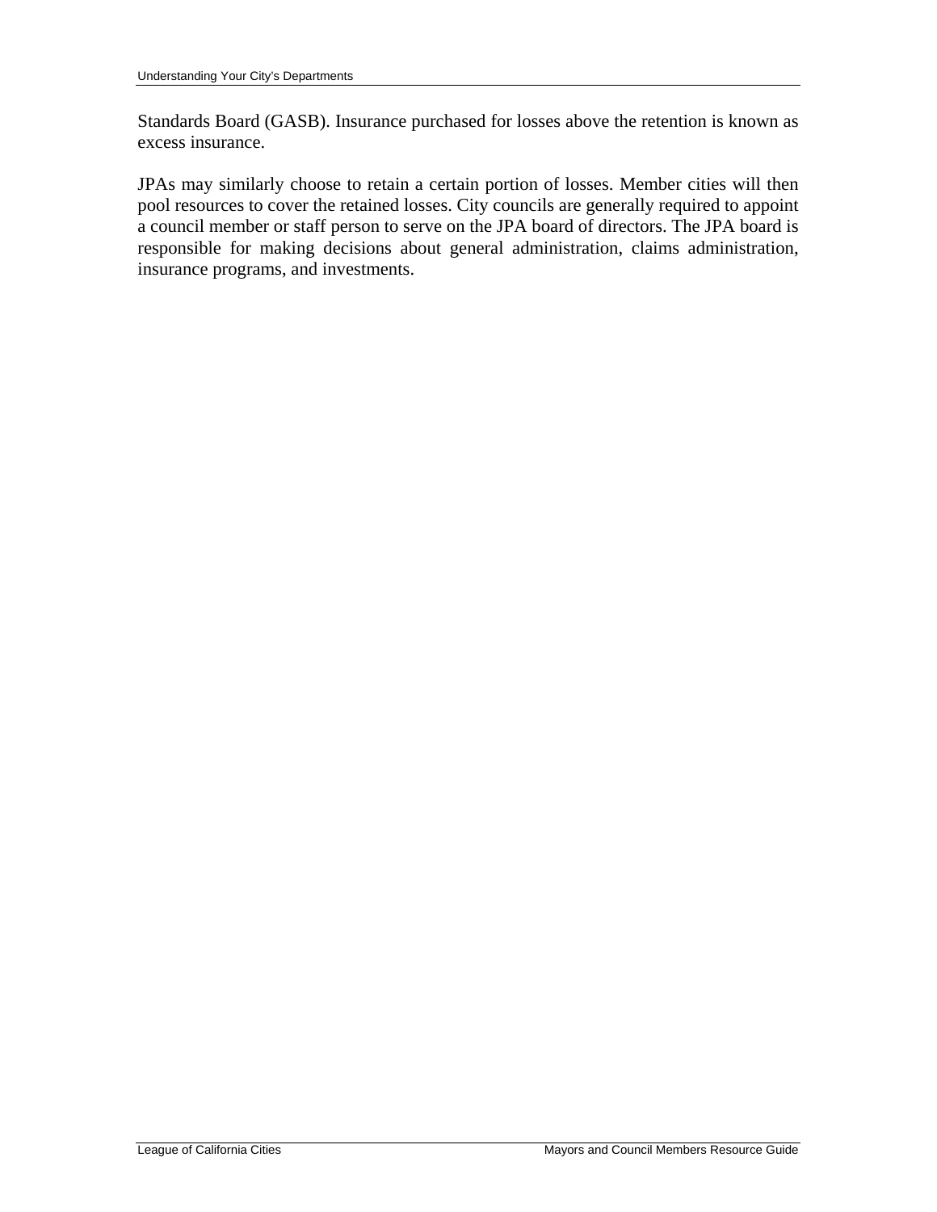Standards Board (GASB). Insurance purchased for losses above the retention is known as excess insurance.

JPAs may similarly choose to retain a certain portion of losses. Member cities will then pool resources to cover the retained losses. City councils are generally required to appoint a council member or staff person to serve on the JPA board of directors. The JPA board is responsible for making decisions about general administration, claims administration, insurance programs, and investments.